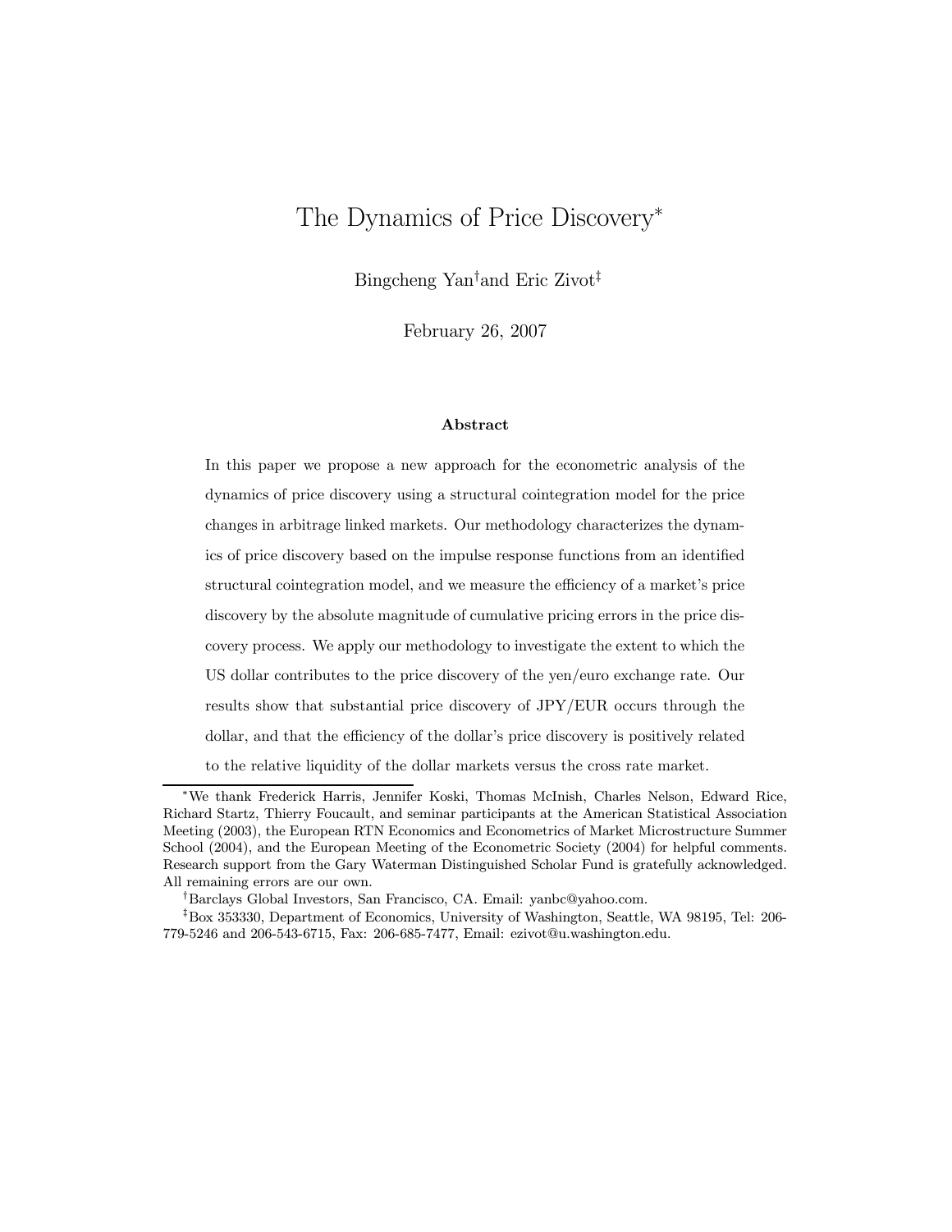# The Dynamics of Price Discovery*

Bingcheng Yan[†] and Eric Zivot[‡]

February 26, 2007

### Abstract

In this paper we propose a new approach for the econometric analysis of the dynamics of price discovery using a structural cointegration model for the price changes in arbitrage linked markets. Our methodology characterizes the dynamics of price discovery based on the impulse response functions from an identified structural cointegration model, and we measure the efficiency of a market's price discovery by the absolute magnitude of cumulative pricing errors in the price discovery process. We apply our methodology to investigate the extent to which the US dollar contributes to the price discovery of the yen/euro exchange rate. Our results show that substantial price discovery of JPY/EUR occurs through the dollar, and that the efficiency of the dollar's price discovery is positively related to the relative liquidity of the dollar markets versus the cross rate market.

---

*We thank Frederick Harris, Jennifer Koski, Thomas McInish, Charles Nelson, Edward Rice, Richard Startz, Thierry Foucault, and seminar participants at the American Statistical Association Meeting (2003), the European RTN Economics and Econometrics of Market Microstructure Summer School (2004), and the European Meeting of the Econometric Society (2004) for helpful comments. Research support from the Gary Waterman Distinguished Scholar Fund is gratefully acknowledged. All remaining errors are our own.

[†]Barclays Global Investors, San Francisco, CA. Email: yanbc@yahoo.com.

[‡]Box 353330, Department of Economics, University of Washington, Seattle, WA 98195, Tel: 206-779-5246 and 206-543-6715, Fax: 206-685-7477, Email: ezivot@u.washington.edu.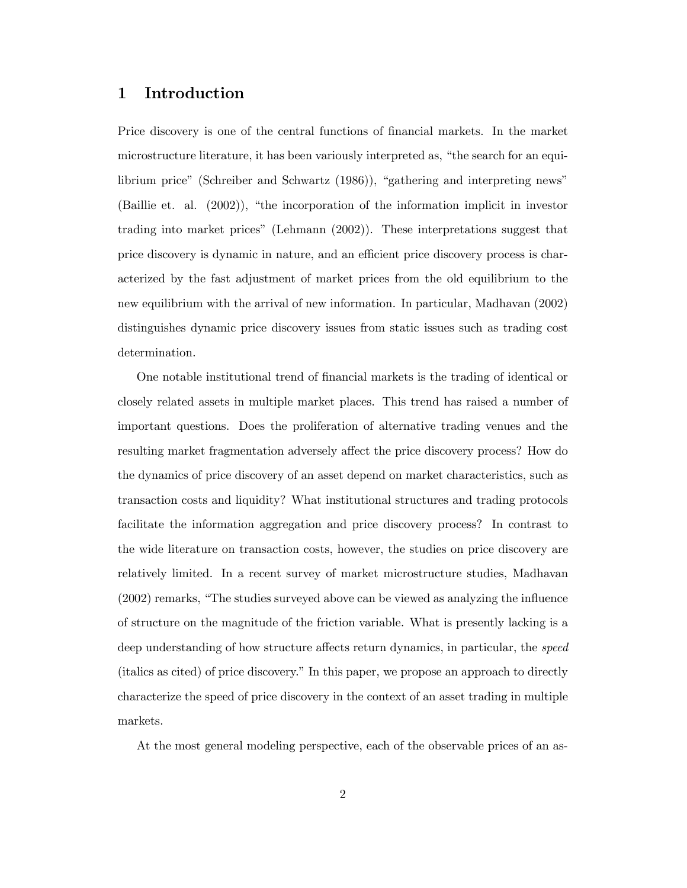# 1 Introduction

Price discovery is one of the central functions of financial markets. In the market microstructure literature, it has been variously interpreted as, "the search for an equilibrium price" (Schreiber and Schwartz (1986)), "gathering and interpreting news" (Baillie et. al. (2002)), "the incorporation of the information implicit in investor trading into market prices" (Lehmann (2002)). These interpretations suggest that price discovery is dynamic in nature, and an efficient price discovery process is characterized by the fast adjustment of market prices from the old equilibrium to the new equilibrium with the arrival of new information. In particular, Madhavan (2002) distinguishes dynamic price discovery issues from static issues such as trading cost determination.

One notable institutional trend of financial markets is the trading of identical or closely related assets in multiple market places. This trend has raised a number of important questions. Does the proliferation of alternative trading venues and the resulting market fragmentation adversely affect the price discovery process? How do the dynamics of price discovery of an asset depend on market characteristics, such as transaction costs and liquidity? What institutional structures and trading protocols facilitate the information aggregation and price discovery process? In contrast to the wide literature on transaction costs, however, the studies on price discovery are relatively limited. In a recent survey of market microstructure studies, Madhavan (2002) remarks, "The studies surveyed above can be viewed as analyzing the influence of structure on the magnitude of the friction variable. What is presently lacking is a deep understanding of how structure affects return dynamics, in particular, the *speed* (italics as cited) of price discovery." In this paper, we propose an approach to directly characterize the speed of price discovery in the context of an asset trading in multiple markets.

At the most general modeling perspective, each of the observable prices of an as-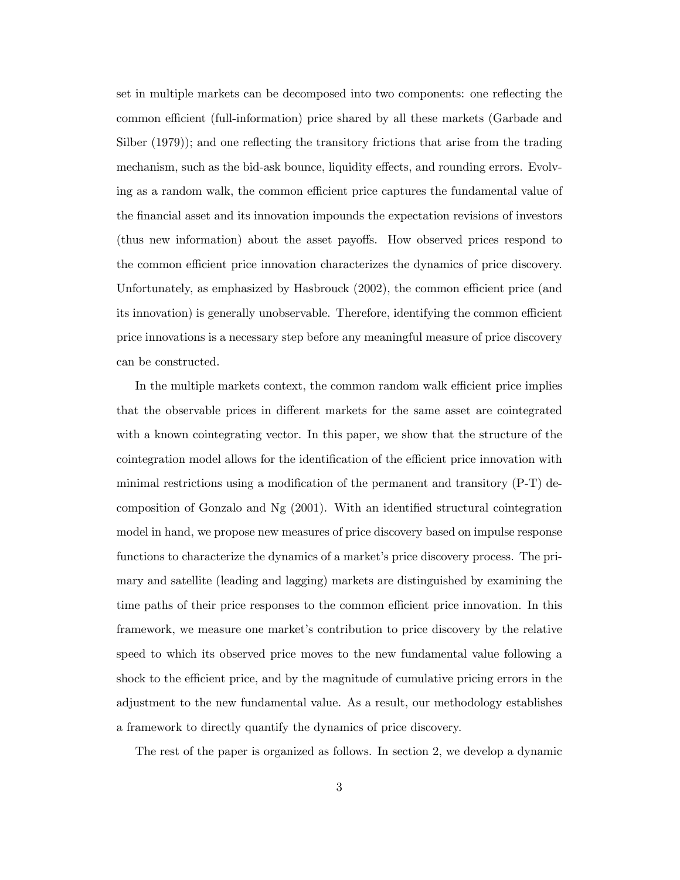set in multiple markets can be decomposed into two components: one reflecting the common efficient (full-information) price shared by all these markets (Garbade and Silber (1979)); and one reflecting the transitory frictions that arise from the trading mechanism, such as the bid-ask bounce, liquidity effects, and rounding errors. Evolving as a random walk, the common efficient price captures the fundamental value of the financial asset and its innovation impounds the expectation revisions of investors (thus new information) about the asset payoffs. How observed prices respond to the common efficient price innovation characterizes the dynamics of price discovery. Unfortunately, as emphasized by Hasbrouck (2002), the common efficient price (and its innovation) is generally unobservable. Therefore, identifying the common efficient price innovations is a necessary step before any meaningful measure of price discovery can be constructed.

In the multiple markets context, the common random walk efficient price implies that the observable prices in different markets for the same asset are cointegrated with a known cointegrating vector. In this paper, we show that the structure of the cointegration model allows for the identification of the efficient price innovation with minimal restrictions using a modification of the permanent and transitory (P-T) decomposition of Gonzalo and Ng (2001). With an identified structural cointegration model in hand, we propose new measures of price discovery based on impulse response functions to characterize the dynamics of a market's price discovery process. The primary and satellite (leading and lagging) markets are distinguished by examining the time paths of their price responses to the common efficient price innovation. In this framework, we measure one market's contribution to price discovery by the relative speed to which its observed price moves to the new fundamental value following a shock to the efficient price, and by the magnitude of cumulative pricing errors in the adjustment to the new fundamental value. As a result, our methodology establishes a framework to directly quantify the dynamics of price discovery.

The rest of the paper is organized as follows. In section 2, we develop a dynamic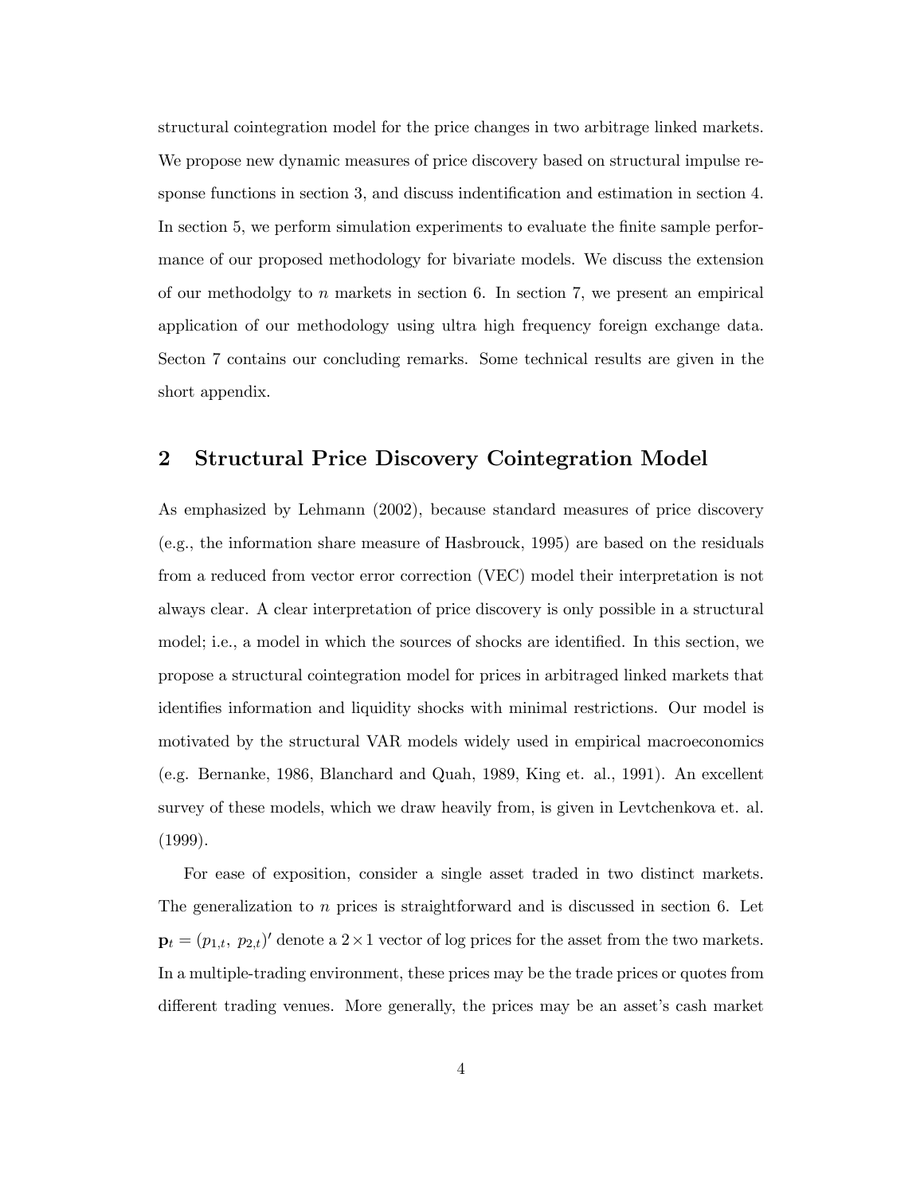structural cointegration model for the price changes in two arbitrage linked markets. We propose new dynamic measures of price discovery based on structural impulse response functions in section 3, and discuss indentification and estimation in section 4. In section 5, we perform simulation experiments to evaluate the finite sample performance of our proposed methodology for bivariate models. We discuss the extension of our methodolgy to $n$ markets in section 6. In section 7, we present an empirical application of our methodology using ultra high frequency foreign exchange data. Secton 7 contains our concluding remarks. Some technical results are given in the short appendix.

## 2 Structural Price Discovery Cointegration Model

As emphasized by Lehmann (2002), because standard measures of price discovery (e.g., the information share measure of Hasbrouck, 1995) are based on the residuals from a reduced from vector error correction (VEC) model their interpretation is not always clear. A clear interpretation of price discovery is only possible in a structural model; i.e., a model in which the sources of shocks are identified. In this section, we propose a structural cointegration model for prices in arbitraged linked markets that identifies information and liquidity shocks with minimal restrictions. Our model is motivated by the structural VAR models widely used in empirical macroeconomics (e.g. Bernanke, 1986, Blanchard and Quah, 1989, King et. al., 1991). An excellent survey of these models, which we draw heavily from, is given in Levtchenkova et. al. (1999).

For ease of exposition, consider a single asset traded in two distinct markets. The generalization to $n$ prices is straightforward and is discussed in section 6. Let $\mathbf{p}_t = (p_{1,t},\ p_{2,t})'$ denote a $2 \times 1$ vector of log prices for the asset from the two markets. In a multiple-trading environment, these prices may be the trade prices or quotes from different trading venues. More generally, the prices may be an asset's cash market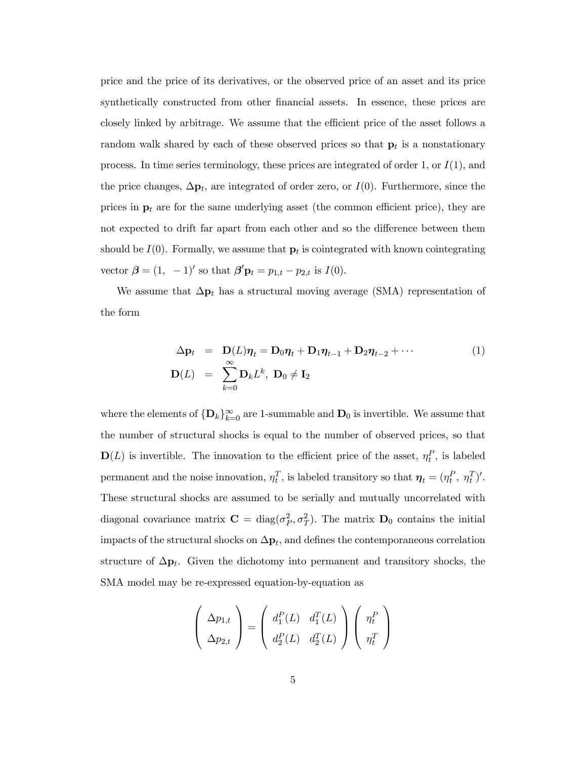price and the price of its derivatives, or the observed price of an asset and its price synthetically constructed from other financial assets. In essence, these prices are closely linked by arbitrage. We assume that the efficient price of the asset follows a random walk shared by each of these observed prices so that $\mathbf{p}_t$ is a nonstationary process. In time series terminology, these prices are integrated of order 1, or $I(1)$, and the price changes, $\Delta\mathbf{p}_t$, are integrated of order zero, or $I(0)$. Furthermore, since the prices in $\mathbf{p}_t$ are for the same underlying asset (the common efficient price), they are not expected to drift far apart from each other and so the difference between them should be $I(0)$. Formally, we assume that $\mathbf{p}_t$ is cointegrated with known cointegrating vector $\boldsymbol{\beta} = (1, \ -1)'$ so that $\boldsymbol{\beta}'\mathbf{p}_t = p_{1,t} - p_{2,t}$ is $I(0)$.

We assume that $\Delta\mathbf{p}_t$ has a structural moving average (SMA) representation of the form

$$
\begin{aligned}
\Delta\mathbf{p}_t &= \mathbf{D}(L)\boldsymbol{\eta}_t = \mathbf{D}_0\boldsymbol{\eta}_t + \mathbf{D}_1\boldsymbol{\eta}_{t-1} + \mathbf{D}_2\boldsymbol{\eta}_{t-2} + \cdots \\
\mathbf{D}(L) &= \sum_{k=0}^{\infty}\mathbf{D}_k L^k, \ \mathbf{D}_0 \neq \mathbf{I}_2
\end{aligned}
\tag{1}
$$

where the elements of $\{\mathbf{D}_k\}_{k=0}^{\infty}$ are 1-summable and $\mathbf{D}_0$ is invertible. We assume that the number of structural shocks is equal to the number of observed prices, so that $\mathbf{D}(L)$ is invertible. The innovation to the efficient price of the asset, $\eta_t^P$, is labeled permanent and the noise innovation, $\eta_t^T$, is labeled transitory so that $\boldsymbol{\eta}_t = (\eta_t^P, \ \eta_t^T)'$. These structural shocks are assumed to be serially and mutually uncorrelated with diagonal covariance matrix $\mathbf{C} = \text{diag}(\sigma_P^2, \sigma_T^2)$. The matrix $\mathbf{D}_0$ contains the initial impacts of the structural shocks on $\Delta\mathbf{p}_t$, and defines the contemporaneous correlation structure of $\Delta\mathbf{p}_t$. Given the dichotomy into permanent and transitory shocks, the SMA model may be re-expressed equation-by-equation as

$$
\begin{pmatrix} \Delta p_{1,t} \\ \Delta p_{2,t} \end{pmatrix} = \begin{pmatrix} d_1^P(L) & d_1^T(L) \\ d_2^P(L) & d_2^T(L) \end{pmatrix} \begin{pmatrix} \eta_t^P \\ \eta_t^T \end{pmatrix}
$$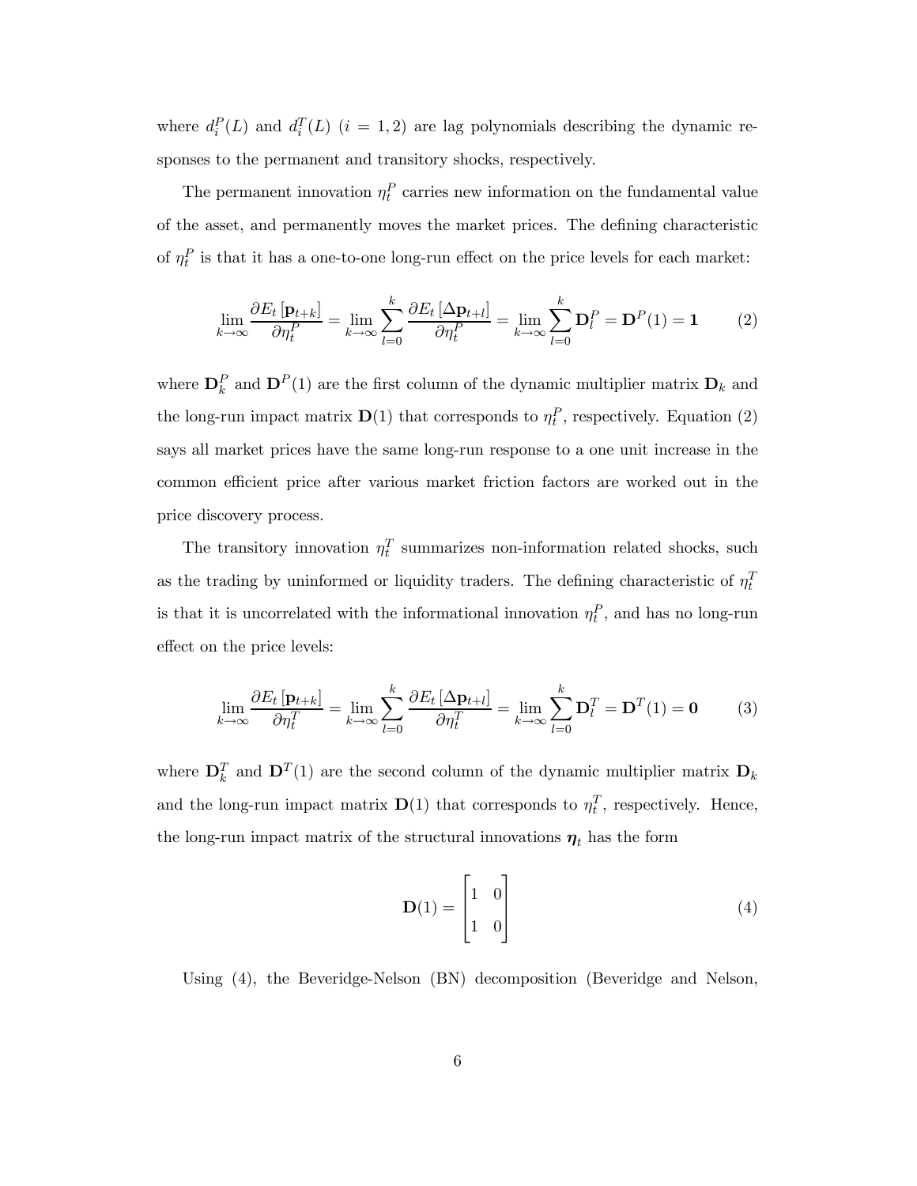where $d_i^P(L)$ and $d_i^T(L)$ $(i = 1, 2)$ are lag polynomials describing the dynamic responses to the permanent and transitory shocks, respectively.

The permanent innovation $\eta_t^P$ carries new information on the fundamental value of the asset, and permanently moves the market prices. The defining characteristic of $\eta_t^P$ is that it has a one-to-one long-run effect on the price levels for each market:

$$\lim_{k\to\infty} \frac{\partial E_t[\mathbf{p}_{t+k}]}{\partial \eta_t^P} = \lim_{k\to\infty} \sum_{l=0}^{k} \frac{\partial E_t[\Delta \mathbf{p}_{t+l}]}{\partial \eta_t^P} = \lim_{k\to\infty} \sum_{l=0}^{k} \mathbf{D}_l^P = \mathbf{D}^P(1) = \mathbf{1} \tag{2}$$

where $\mathbf{D}_k^P$ and $\mathbf{D}^P(1)$ are the first column of the dynamic multiplier matrix $\mathbf{D}_k$ and the long-run impact matrix $\mathbf{D}(1)$ that corresponds to $\eta_t^P$, respectively. Equation (2) says all market prices have the same long-run response to a one unit increase in the common efficient price after various market friction factors are worked out in the price discovery process.

The transitory innovation $\eta_t^T$ summarizes non-information related shocks, such as the trading by uninformed or liquidity traders. The defining characteristic of $\eta_t^T$ is that it is uncorrelated with the informational innovation $\eta_t^P$, and has no long-run effect on the price levels:

$$\lim_{k\to\infty} \frac{\partial E_t[\mathbf{p}_{t+k}]}{\partial \eta_t^T} = \lim_{k\to\infty} \sum_{l=0}^{k} \frac{\partial E_t[\Delta \mathbf{p}_{t+l}]}{\partial \eta_t^T} = \lim_{k\to\infty} \sum_{l=0}^{k} \mathbf{D}_l^T = \mathbf{D}^T(1) = \mathbf{0} \tag{3}$$

where $\mathbf{D}_k^T$ and $\mathbf{D}^T(1)$ are the second column of the dynamic multiplier matrix $\mathbf{D}_k$ and the long-run impact matrix $\mathbf{D}(1)$ that corresponds to $\eta_t^T$, respectively. Hence, the long-run impact matrix of the structural innovations $\boldsymbol{\eta}_t$ has the form

$$\mathbf{D}(1) = \begin{bmatrix} 1 & 0 \\ 1 & 0 \end{bmatrix} \tag{4}$$

Using (4), the Beveridge-Nelson (BN) decomposition (Beveridge and Nelson,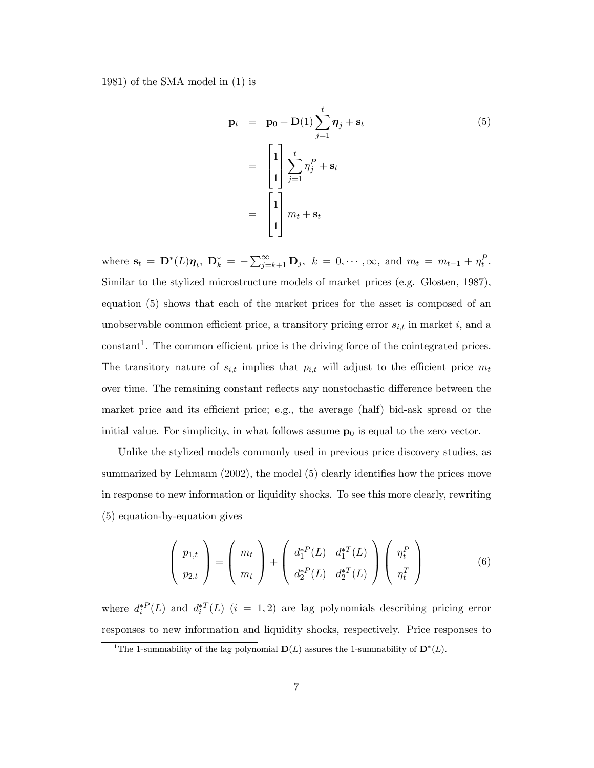1981) of the SMA model in (1) is

$$
\begin{aligned}
\mathbf{p}_t &= \mathbf{p}_0 + \mathbf{D}(1)\sum_{j=1}^{t}\boldsymbol{\eta}_j + \mathbf{s}_t \\
&= \begin{bmatrix} 1 \\ 1 \end{bmatrix} \sum_{j=1}^{t} \eta_j^P + \mathbf{s}_t \\
&= \begin{bmatrix} 1 \\ 1 \end{bmatrix} m_t + \mathbf{s}_t
\end{aligned}
\tag{5}
$$

where $\mathbf{s}_t = \mathbf{D}^*(L)\boldsymbol{\eta}_t$, $\mathbf{D}_k^* = -\sum_{j=k+1}^{\infty}\mathbf{D}_j$, $k = 0, \cdots, \infty$, and $m_t = m_{t-1} + \eta_t^P$. Similar to the stylized microstructure models of market prices (e.g. Glosten, 1987), equation (5) shows that each of the market prices for the asset is composed of an unobservable common efficient price, a transitory pricing error $s_{i,t}$ in market $i$, and a constant[1]. The common efficient price is the driving force of the cointegrated prices. The transitory nature of $s_{i,t}$ implies that $p_{i,t}$ will adjust to the efficient price $m_t$ over time. The remaining constant reflects any nonstochastic difference between the market price and its efficient price; e.g., the average (half) bid-ask spread or the initial value. For simplicity, in what follows assume $\mathbf{p_0}$ is equal to the zero vector.

Unlike the stylized models commonly used in previous price discovery studies, as summarized by Lehmann (2002), the model (5) clearly identifies how the prices move in response to new information or liquidity shocks. To see this more clearly, rewriting (5) equation-by-equation gives

$$
\begin{pmatrix} p_{1,t} \\ p_{2,t} \end{pmatrix} = \begin{pmatrix} m_t \\ m_t \end{pmatrix} + \begin{pmatrix} d_1^{*P}(L) & d_1^{*T}(L) \\ d_2^{*P}(L) & d_2^{*T}(L) \end{pmatrix} \begin{pmatrix} \eta_t^P \\ \eta_t^T \end{pmatrix}
\tag{6}
$$

where $d_i^{*P}(L)$ and $d_i^{*T}(L)$ $(i = 1, 2)$ are lag polynomials describing pricing error responses to new information and liquidity shocks, respectively. Price responses to

[1] The 1-summability of the lag polynomial $\mathbf{D}(L)$ assures the 1-summability of $\mathbf{D}^*(L)$.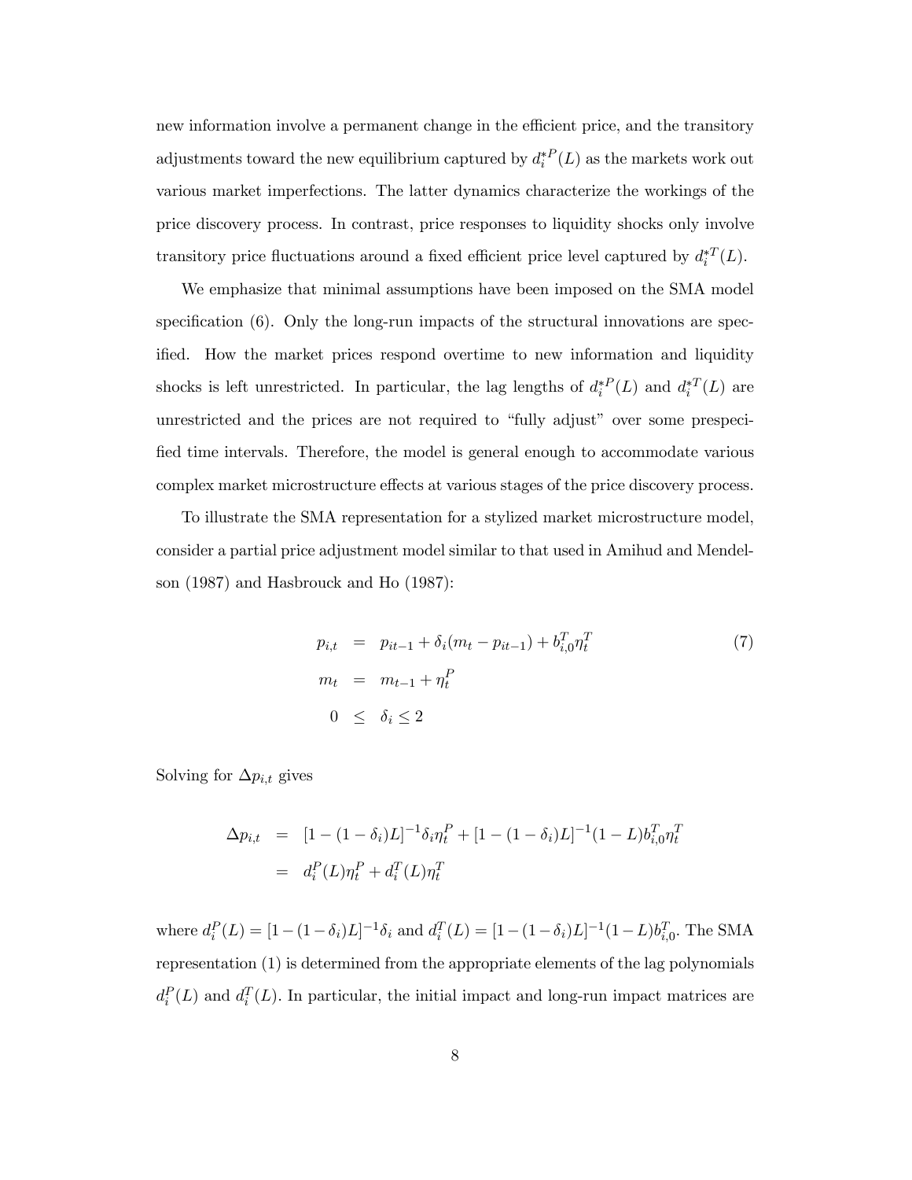new information involve a permanent change in the efficient price, and the transitory adjustments toward the new equilibrium captured by $d_i^{*P}(L)$ as the markets work out various market imperfections. The latter dynamics characterize the workings of the price discovery process. In contrast, price responses to liquidity shocks only involve transitory price fluctuations around a fixed efficient price level captured by $d_i^{*T}(L)$.

We emphasize that minimal assumptions have been imposed on the SMA model specification (6). Only the long-run impacts of the structural innovations are specified. How the market prices respond overtime to new information and liquidity shocks is left unrestricted. In particular, the lag lengths of $d_i^{*P}(L)$ and $d_i^{*T}(L)$ are unrestricted and the prices are not required to "fully adjust" over some prespecified time intervals. Therefore, the model is general enough to accommodate various complex market microstructure effects at various stages of the price discovery process.

To illustrate the SMA representation for a stylized market microstructure model, consider a partial price adjustment model similar to that used in Amihud and Mendelson (1987) and Hasbrouck and Ho (1987):

$$
\begin{aligned}
p_{i,t} &= p_{it-1} + \delta_i(m_t - p_{it-1}) + b_{i,0}^T \eta_t^T \\
m_t &= m_{t-1} + \eta_t^P \\
0 &\leq \delta_i \leq 2
\end{aligned}
\tag{7}
$$

Solving for $\Delta p_{i,t}$ gives

$$
\begin{aligned}
\Delta p_{i,t} &= [1 - (1-\delta_i)L]^{-1}\delta_i \eta_t^P + [1-(1-\delta_i)L]^{-1}(1-L)b_{i,0}^T \eta_t^T \\
&= d_i^P(L)\eta_t^P + d_i^T(L)\eta_t^T
\end{aligned}
$$

where $d_i^P(L) = [1-(1-\delta_i)L]^{-1}\delta_i$ and $d_i^T(L) = [1-(1-\delta_i)L]^{-1}(1-L)b_{i,0}^T$. The SMA representation (1) is determined from the appropriate elements of the lag polynomials $d_i^P(L)$ and $d_i^T(L)$. In particular, the initial impact and long-run impact matrices are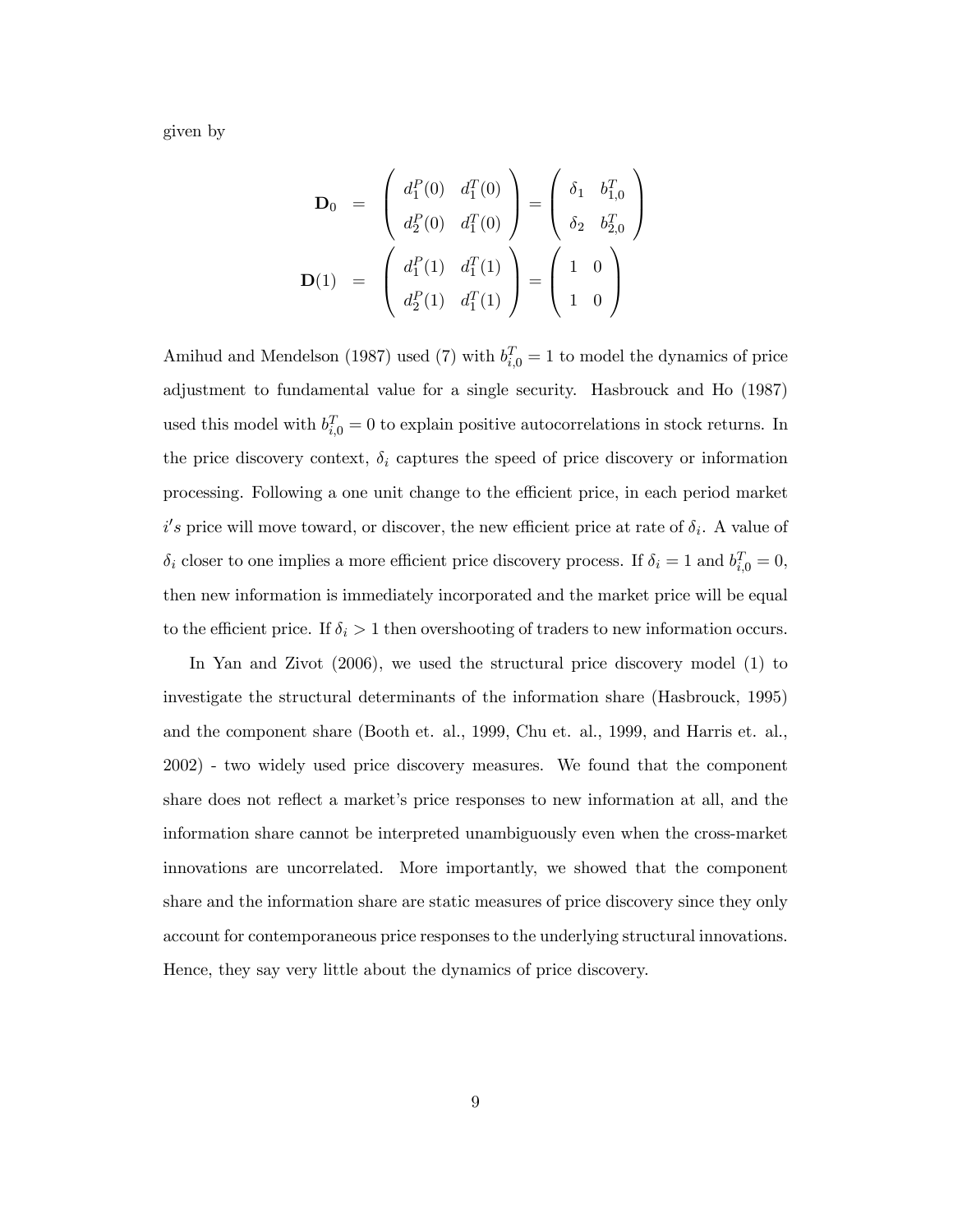given by

$$
\begin{aligned}
\mathbf{D}_0 &= \begin{pmatrix} d_1^P(0) & d_1^T(0) \\ d_2^P(0) & d_1^T(0) \end{pmatrix} = \begin{pmatrix} \delta_1 & b_{1,0}^T \\ \delta_2 & b_{2,0}^T \end{pmatrix} \\
\mathbf{D}(1) &= \begin{pmatrix} d_1^P(1) & d_1^T(1) \\ d_2^P(1) & d_1^T(1) \end{pmatrix} = \begin{pmatrix} 1 & 0 \\ 1 & 0 \end{pmatrix}
\end{aligned}
$$

Amihud and Mendelson (1987) used (7) with $b_{i,0}^T = 1$ to model the dynamics of price adjustment to fundamental value for a single security. Hasbrouck and Ho (1987) used this model with $b_{i,0}^T = 0$ to explain positive autocorrelations in stock returns. In the price discovery context, $\delta_i$ captures the speed of price discovery or information processing. Following a one unit change to the efficient price, in each period market $i's$ price will move toward, or discover, the new efficient price at rate of $\delta_i$. A value of $\delta_i$ closer to one implies a more efficient price discovery process. If $\delta_i = 1$ and $b_{i,0}^T = 0$, then new information is immediately incorporated and the market price will be equal to the efficient price. If $\delta_i > 1$ then overshooting of traders to new information occurs.

In Yan and Zivot (2006), we used the structural price discovery model (1) to investigate the structural determinants of the information share (Hasbrouck, 1995) and the component share (Booth et. al., 1999, Chu et. al., 1999, and Harris et. al., 2002) - two widely used price discovery measures. We found that the component share does not reflect a market's price responses to new information at all, and the information share cannot be interpreted unambiguously even when the cross-market innovations are uncorrelated. More importantly, we showed that the component share and the information share are static measures of price discovery since they only account for contemporaneous price responses to the underlying structural innovations. Hence, they say very little about the dynamics of price discovery.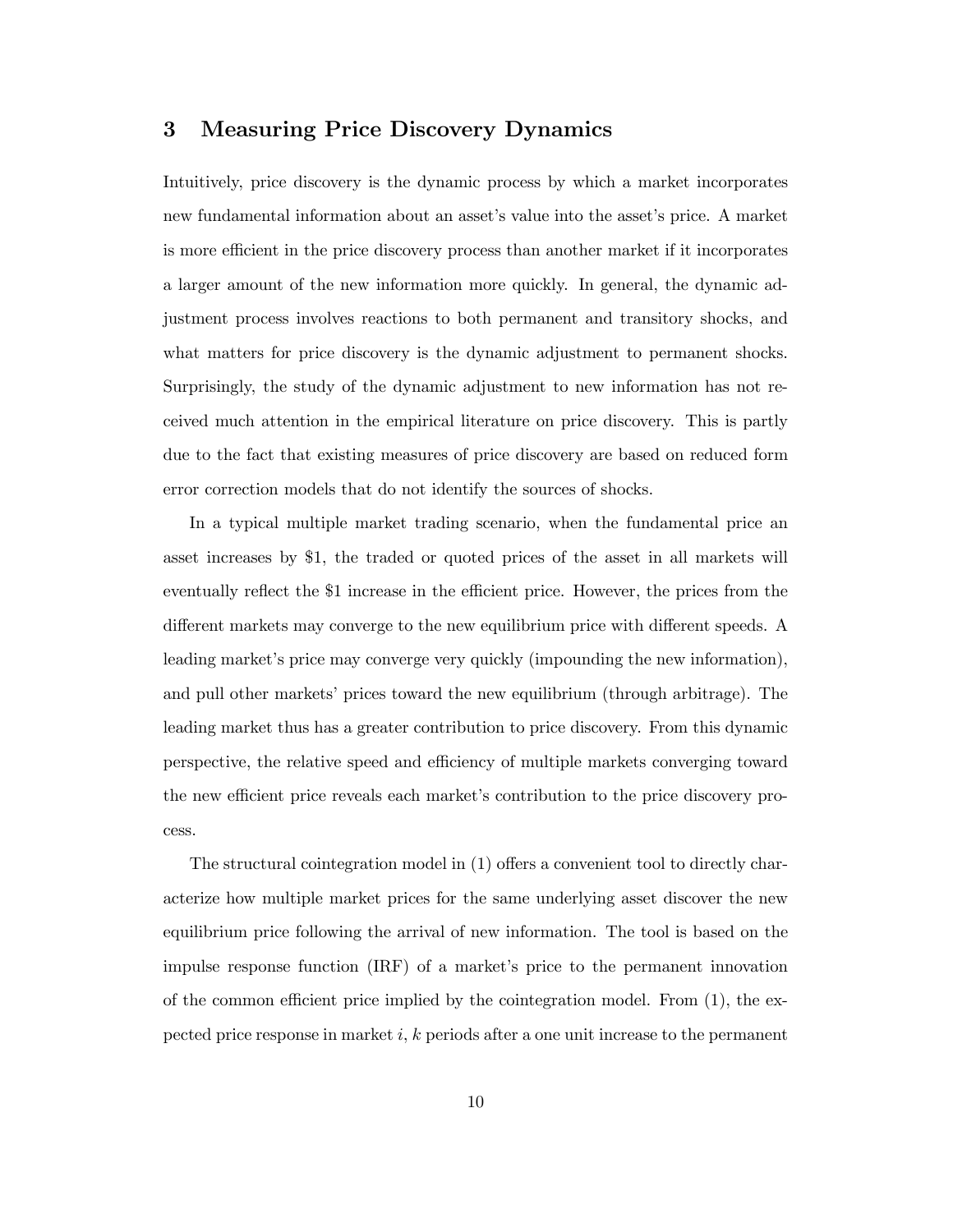## 3 Measuring Price Discovery Dynamics

Intuitively, price discovery is the dynamic process by which a market incorporates new fundamental information about an asset's value into the asset's price. A market is more efficient in the price discovery process than another market if it incorporates a larger amount of the new information more quickly. In general, the dynamic adjustment process involves reactions to both permanent and transitory shocks, and what matters for price discovery is the dynamic adjustment to permanent shocks. Surprisingly, the study of the dynamic adjustment to new information has not received much attention in the empirical literature on price discovery. This is partly due to the fact that existing measures of price discovery are based on reduced form error correction models that do not identify the sources of shocks.

In a typical multiple market trading scenario, when the fundamental price an asset increases by \$1, the traded or quoted prices of the asset in all markets will eventually reflect the \$1 increase in the efficient price. However, the prices from the different markets may converge to the new equilibrium price with different speeds. A leading market's price may converge very quickly (impounding the new information), and pull other markets' prices toward the new equilibrium (through arbitrage). The leading market thus has a greater contribution to price discovery. From this dynamic perspective, the relative speed and efficiency of multiple markets converging toward the new efficient price reveals each market's contribution to the price discovery process.

The structural cointegration model in (1) offers a convenient tool to directly characterize how multiple market prices for the same underlying asset discover the new equilibrium price following the arrival of new information. The tool is based on the impulse response function (IRF) of a market's price to the permanent innovation of the common efficient price implied by the cointegration model. From (1), the expected price response in market $i$, $k$ periods after a one unit increase to the permanent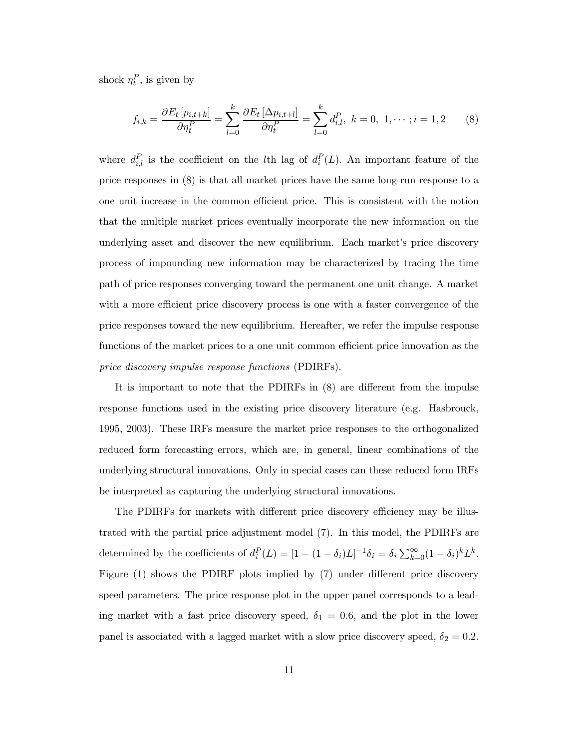shock $\eta_t^P$, is given by

$$f_{i,k} = \frac{\partial E_t\left[p_{i,t+k}\right]}{\partial \eta_t^P} = \sum_{l=0}^{k} \frac{\partial E_t\left[\Delta p_{i,t+l}\right]}{\partial \eta_t^P} = \sum_{l=0}^{k} d_{i,l}^P,\ k = 0,\ 1, \cdots; i = 1, 2 \tag{8}$$

where $d_{i,l}^P$ is the coefficient on the $l$th lag of $d_i^P(L)$. An important feature of the price responses in (8) is that all market prices have the same long-run response to a one unit increase in the common efficient price. This is consistent with the notion that the multiple market prices eventually incorporate the new information on the underlying asset and discover the new equilibrium. Each market's price discovery process of impounding new information may be characterized by tracing the time path of price responses converging toward the permanent one unit change. A market with a more efficient price discovery process is one with a faster convergence of the price responses toward the new equilibrium. Hereafter, we refer the impulse response functions of the market prices to a one unit common efficient price innovation as the *price discovery impulse response functions* (PDIRFs).

It is important to note that the PDIRFs in (8) are different from the impulse response functions used in the existing price discovery literature (e.g. Hasbrouck, 1995, 2003). These IRFs measure the market price responses to the orthogonalized reduced form forecasting errors, which are, in general, linear combinations of the underlying structural innovations. Only in special cases can these reduced form IRFs be interpreted as capturing the underlying structural innovations.

The PDIRFs for markets with different price discovery efficiency may be illustrated with the partial price adjustment model (7). In this model, the PDIRFs are determined by the coefficients of $d_i^P(L) = [1 - (1 - \delta_i)L]^{-1}\delta_i = \delta_i \sum_{k=0}^{\infty}(1 - \delta_i)^k L^k$. Figure (1) shows the PDIRF plots implied by (7) under different price discovery speed parameters. The price response plot in the upper panel corresponds to a leading market with a fast price discovery speed, $\delta_1 = 0.6$, and the plot in the lower panel is associated with a lagged market with a slow price discovery speed, $\delta_2 = 0.2$.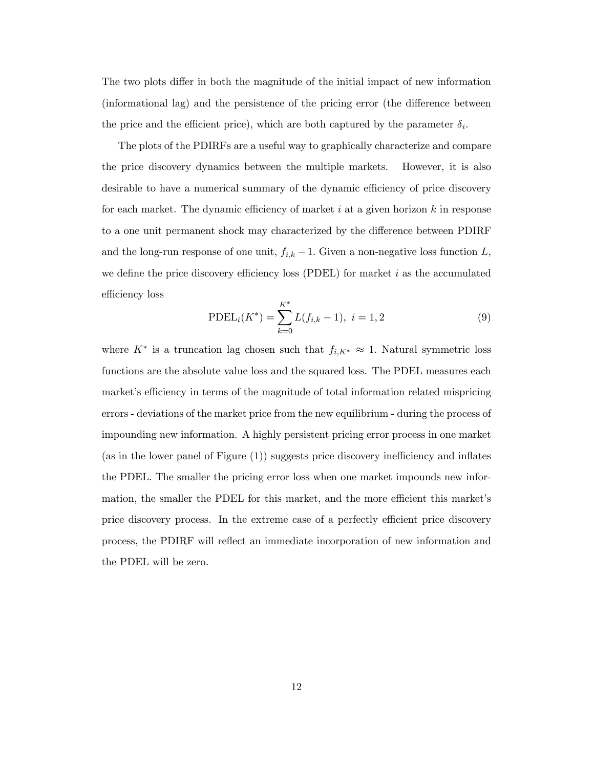The two plots differ in both the magnitude of the initial impact of new information (informational lag) and the persistence of the pricing error (the difference between the price and the efficient price), which are both captured by the parameter $\delta_i$.

The plots of the PDIRFs are a useful way to graphically characterize and compare the price discovery dynamics between the multiple markets. However, it is also desirable to have a numerical summary of the dynamic efficiency of price discovery for each market. The dynamic efficiency of market $i$ at a given horizon $k$ in response to a one unit permanent shock may characterized by the difference between PDIRF and the long-run response of one unit, $f_{i,k} - 1$. Given a non-negative loss function $L$, we define the price discovery efficiency loss (PDEL) for market $i$ as the accumulated efficiency loss

$$\text{PDEL}_i(K^*) = \sum_{k=0}^{K^*} L(f_{i,k} - 1), \; i = 1, 2 \tag{9}$$

where $K^*$ is a truncation lag chosen such that $f_{i,K^*} \approx 1$. Natural symmetric loss functions are the absolute value loss and the squared loss. The PDEL measures each market's efficiency in terms of the magnitude of total information related mispricing errors - deviations of the market price from the new equilibrium - during the process of impounding new information. A highly persistent pricing error process in one market (as in the lower panel of Figure (1)) suggests price discovery inefficiency and inflates the PDEL. The smaller the pricing error loss when one market impounds new information, the smaller the PDEL for this market, and the more efficient this market's price discovery process. In the extreme case of a perfectly efficient price discovery process, the PDIRF will reflect an immediate incorporation of new information and the PDEL will be zero.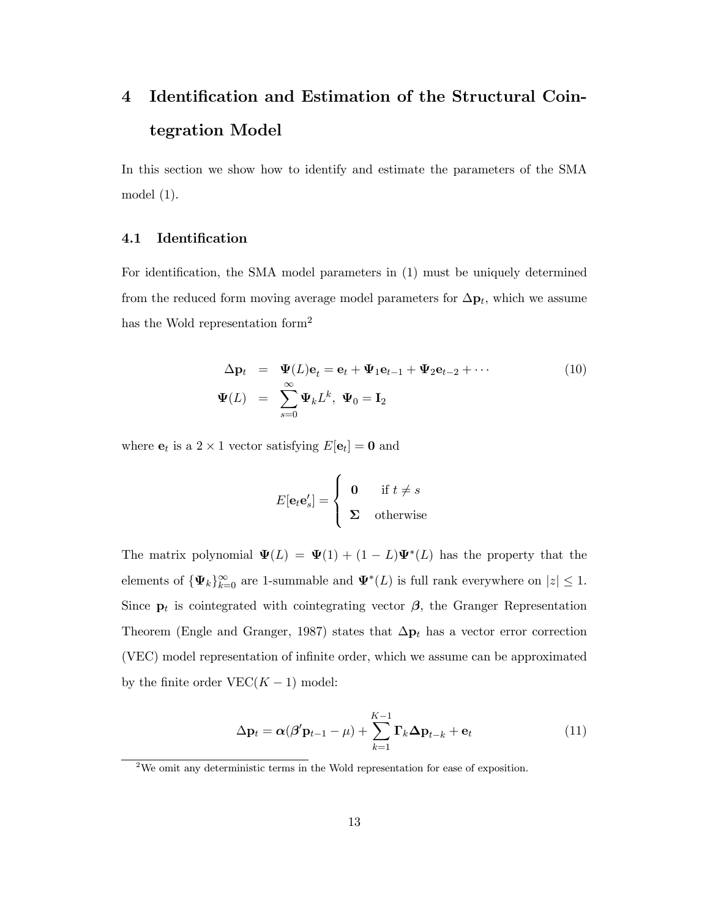# 4 Identification and Estimation of the Structural Cointegration Model

In this section we show how to identify and estimate the parameters of the SMA model (1).

## 4.1 Identification

For identification, the SMA model parameters in (1) must be uniquely determined from the reduced form moving average model parameters for $\Delta \mathbf{p}_t$, which we assume has the Wold representation form[2]

$$
\begin{aligned}
\Delta \mathbf{p}_t &= \mathbf{\Psi}(L)\mathbf{e}_t = \mathbf{e}_t + \mathbf{\Psi}_1 \mathbf{e}_{t-1} + \mathbf{\Psi}_2 \mathbf{e}_{t-2} + \cdots \\
\mathbf{\Psi}(L) &= \sum_{s=0}^{\infty} \mathbf{\Psi}_k L^k, \;\; \mathbf{\Psi}_0 = \mathbf{I}_2
\end{aligned}
\tag{10}
$$

where $\mathbf{e}_t$ is a $2 \times 1$ vector satisfying $E[\mathbf{e}_t] = \mathbf{0}$ and

$$
E[\mathbf{e}_t \mathbf{e}_s'] = \begin{cases} \mathbf{0} & \text{if } t \neq s \\ \mathbf{\Sigma} & \text{otherwise} \end{cases}
$$

The matrix polynomial $\mathbf{\Psi}(L) = \mathbf{\Psi}(1) + (1 - L)\mathbf{\Psi}^*(L)$ has the property that the elements of $\{\mathbf{\Psi}_k\}_{k=0}^{\infty}$ are 1-summable and $\mathbf{\Psi}^*(L)$ is full rank everywhere on $|z| \leq 1$. Since $\mathbf{p}_t$ is cointegrated with cointegrating vector $\boldsymbol{\beta}$, the Granger Representation Theorem (Engle and Granger, 1987) states that $\Delta \mathbf{p}_t$ has a vector error correction (VEC) model representation of infinite order, which we assume can be approximated by the finite order VEC$(K - 1)$ model:

$$
\Delta \mathbf{p}_t = \boldsymbol{\alpha}(\boldsymbol{\beta}' \mathbf{p}_{t-1} - \mu) + \sum_{k=1}^{K-1} \mathbf{\Gamma}_k \mathbf{\Delta p}_{t-k} + \mathbf{e}_t \tag{11}
$$

[2] We omit any deterministic terms in the Wold representation for ease of exposition.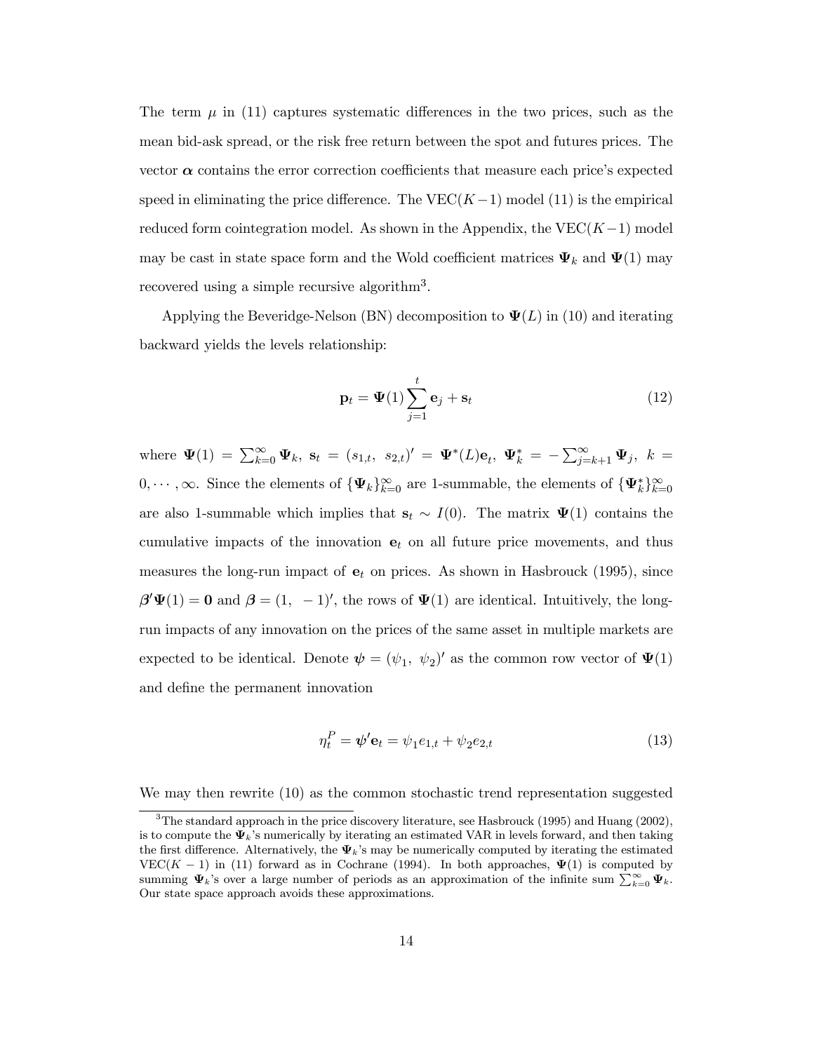The term $\mu$ in (11) captures systematic differences in the two prices, such as the mean bid-ask spread, or the risk free return between the spot and futures prices. The vector $\boldsymbol{\alpha}$ contains the error correction coefficients that measure each price's expected speed in eliminating the price difference. The VEC$(K-1)$ model (11) is the empirical reduced form cointegration model. As shown in the Appendix, the VEC$(K-1)$ model may be cast in state space form and the Wold coefficient matrices $\boldsymbol{\Psi}_k$ and $\boldsymbol{\Psi}(1)$ may recovered using a simple recursive algorithm[3].

Applying the Beveridge-Nelson (BN) decomposition to $\boldsymbol{\Psi}(L)$ in (10) and iterating backward yields the levels relationship:

$$\mathbf{p}_t = \boldsymbol{\Psi}(1) \sum_{j=1}^{t} \mathbf{e}_j + \mathbf{s}_t \tag{12}$$

where $\boldsymbol{\Psi}(1) = \sum_{k=0}^{\infty} \boldsymbol{\Psi}_k$, $\mathbf{s}_t = (s_{1,t},\ s_{2,t})' = \boldsymbol{\Psi}^*(L)\mathbf{e}_t$, $\boldsymbol{\Psi}_k^* = -\sum_{j=k+1}^{\infty} \boldsymbol{\Psi}_j$, $k = 0, \cdots, \infty$. Since the elements of $\{\boldsymbol{\Psi}_k\}_{k=0}^{\infty}$ are 1-summable, the elements of $\{\boldsymbol{\Psi}_k^*\}_{k=0}^{\infty}$ are also 1-summable which implies that $\mathbf{s}_t \sim I(0)$. The matrix $\boldsymbol{\Psi}(1)$ contains the cumulative impacts of the innovation $\mathbf{e}_t$ on all future price movements, and thus measures the long-run impact of $\mathbf{e}_t$ on prices. As shown in Hasbrouck (1995), since $\boldsymbol{\beta}'\boldsymbol{\Psi}(1) = \mathbf{0}$ and $\boldsymbol{\beta} = (1,\ -1)'$, the rows of $\boldsymbol{\Psi}(1)$ are identical. Intuitively, the long-run impacts of any innovation on the prices of the same asset in multiple markets are expected to be identical. Denote $\boldsymbol{\psi} = (\psi_1,\ \psi_2)'$ as the common row vector of $\boldsymbol{\Psi}(1)$ and define the permanent innovation

$$\eta_t^P = \boldsymbol{\psi}'\mathbf{e}_t = \psi_1 e_{1,t} + \psi_2 e_{2,t} \tag{13}$$

We may then rewrite (10) as the common stochastic trend representation suggested

[3] The standard approach in the price discovery literature, see Hasbrouck (1995) and Huang (2002), is to compute the $\boldsymbol{\Psi}_k$'s numerically by iterating an estimated VAR in levels forward, and then taking the first difference. Alternatively, the $\boldsymbol{\Psi}_k$'s may be numerically computed by iterating the estimated VEC$(K-1)$ in (11) forward as in Cochrane (1994). In both approaches, $\boldsymbol{\Psi}(1)$ is computed by summing $\boldsymbol{\Psi}_k$'s over a large number of periods as an approximation of the infinite sum $\sum_{k=0}^{\infty} \boldsymbol{\Psi}_k$. Our state space approach avoids these approximations.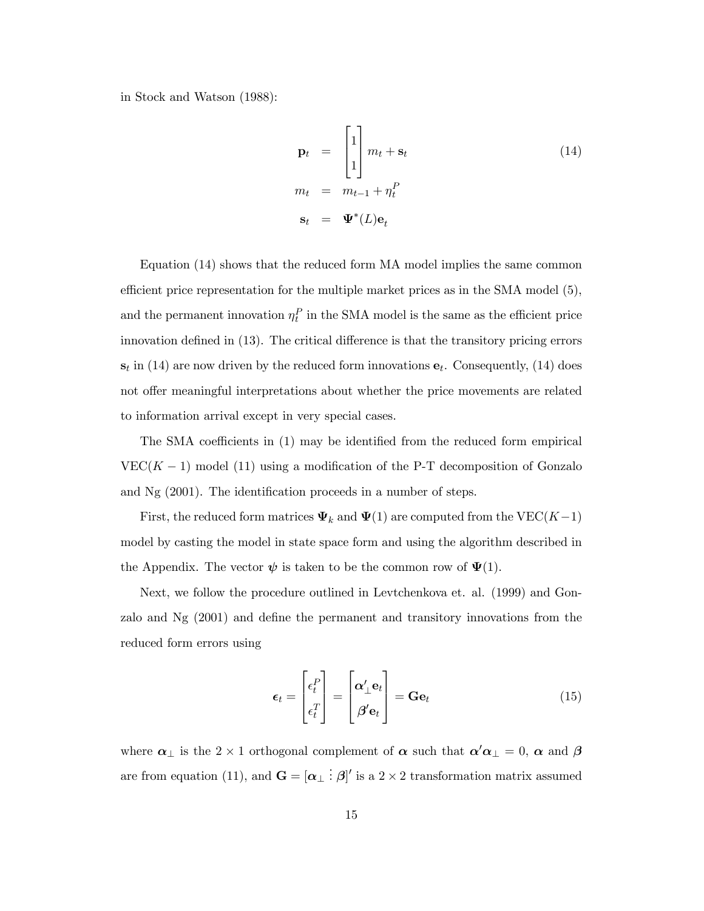in Stock and Watson (1988):

$$
\begin{aligned}
\mathbf{p}_t &= \begin{bmatrix} 1 \\ 1 \end{bmatrix} m_t + \mathbf{s}_t \\
m_t &= m_{t-1} + \eta_t^P \\
\mathbf{s}_t &= \mathbf{\Psi}^*(L)\mathbf{e}_t
\end{aligned}
\tag{14}
$$

Equation (14) shows that the reduced form MA model implies the same common efficient price representation for the multiple market prices as in the SMA model (5), and the permanent innovation $\eta_t^P$ in the SMA model is the same as the efficient price innovation defined in (13). The critical difference is that the transitory pricing errors $\mathbf{s}_t$ in (14) are now driven by the reduced form innovations $\mathbf{e}_t$. Consequently, (14) does not offer meaningful interpretations about whether the price movements are related to information arrival except in very special cases.

The SMA coefficients in (1) may be identified from the reduced form empirical VEC($K-1$) model (11) using a modification of the P-T decomposition of Gonzalo and Ng (2001). The identification proceeds in a number of steps.

First, the reduced form matrices $\mathbf{\Psi}_k$ and $\mathbf{\Psi}(1)$ are computed from the VEC($K-1$) model by casting the model in state space form and using the algorithm described in the Appendix. The vector $\boldsymbol{\psi}$ is taken to be the common row of $\mathbf{\Psi}(1)$.

Next, we follow the procedure outlined in Levtchenkova et. al. (1999) and Gonzalo and Ng (2001) and define the permanent and transitory innovations from the reduced form errors using

$$
\boldsymbol{\epsilon}_t = \begin{bmatrix} \epsilon_t^P \\ \epsilon_t^T \end{bmatrix} = \begin{bmatrix} \boldsymbol{\alpha}'_{\perp}\mathbf{e}_t \\ \boldsymbol{\beta}'\mathbf{e}_t \end{bmatrix} = \mathbf{G}\mathbf{e}_t \tag{15}
$$

where $\boldsymbol{\alpha}_{\perp}$ is the $2 \times 1$ orthogonal complement of $\boldsymbol{\alpha}$ such that $\boldsymbol{\alpha}'\boldsymbol{\alpha}_{\perp} = 0$, $\boldsymbol{\alpha}$ and $\boldsymbol{\beta}$ are from equation (11), and $\mathbf{G} = [\boldsymbol{\alpha}_{\perp} \vdots \boldsymbol{\beta}]'$ is a $2 \times 2$ transformation matrix assumed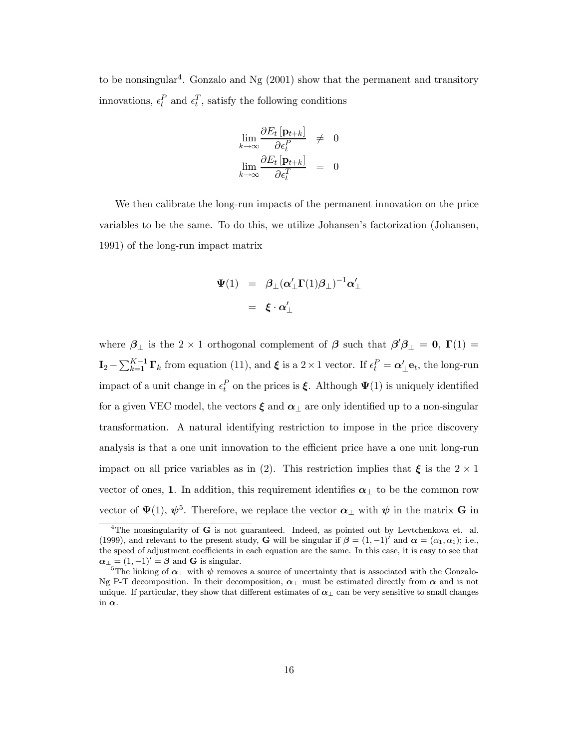to be nonsingular[4]. Gonzalo and Ng (2001) show that the permanent and transitory innovations, $\epsilon_t^P$ and $\epsilon_t^T$, satisfy the following conditions

$$
\begin{aligned}
\lim_{k \to \infty} \frac{\partial E_t \left[ \mathbf{p}_{t+k} \right]}{\partial \epsilon_t^P} &\neq 0 \\
\lim_{k \to \infty} \frac{\partial E_t \left[ \mathbf{p}_{t+k} \right]}{\partial \epsilon_t^T} &= 0
\end{aligned}
$$

We then calibrate the long-run impacts of the permanent innovation on the price variables to be the same. To do this, we utilize Johansen's factorization (Johansen, 1991) of the long-run impact matrix

$$
\begin{aligned}
\mathbf{\Psi}(1) &= \boldsymbol{\beta}_{\perp} (\boldsymbol{\alpha}_{\perp}' \mathbf{\Gamma}(1) \boldsymbol{\beta}_{\perp})^{-1} \boldsymbol{\alpha}_{\perp}' \\
&= \boldsymbol{\xi} \cdot \boldsymbol{\alpha}_{\perp}'
\end{aligned}
$$

where $\boldsymbol{\beta}_{\perp}$ is the $2 \times 1$ orthogonal complement of $\boldsymbol{\beta}$ such that $\boldsymbol{\beta}' \boldsymbol{\beta}_{\perp} = \mathbf{0}$, $\mathbf{\Gamma}(1) = \mathbf{I}_2 - \sum_{k=1}^{K-1} \mathbf{\Gamma}_k$ from equation (11), and $\boldsymbol{\xi}$ is a $2 \times 1$ vector. If $\epsilon_t^P = \boldsymbol{\alpha}_{\perp}' \mathbf{e}_t$, the long-run impact of a unit change in $\epsilon_t^P$ on the prices is $\boldsymbol{\xi}$. Although $\mathbf{\Psi}(1)$ is uniquely identified for a given VEC model, the vectors $\boldsymbol{\xi}$ and $\boldsymbol{\alpha}_{\perp}$ are only identified up to a non-singular transformation. A natural identifying restriction to impose in the price discovery analysis is that a one unit innovation to the efficient price have a one unit long-run impact on all price variables as in (2). This restriction implies that $\boldsymbol{\xi}$ is the $2 \times 1$ vector of ones, $\mathbf{1}$. In addition, this requirement identifies $\boldsymbol{\alpha}_{\perp}$ to be the common row vector of $\mathbf{\Psi}(1)$, $\boldsymbol{\psi}$[5]. Therefore, we replace the vector $\boldsymbol{\alpha}_{\perp}$ with $\boldsymbol{\psi}$ in the matrix $\mathbf{G}$ in

---

[4] The nonsingularity of $\mathbf{G}$ is not guaranteed. Indeed, as pointed out by Levtchenkova et. al. (1999), and relevant to the present study, $\mathbf{G}$ will be singular if $\boldsymbol{\beta} = (1, -1)'$ and $\boldsymbol{\alpha} = (\alpha_1, \alpha_1)$; i.e., the speed of adjustment coefficients in each equation are the same. In this case, it is easy to see that $\boldsymbol{\alpha}_{\perp} = (1, -1)' = \boldsymbol{\beta}$ and $\mathbf{G}$ is singular.

[5] The linking of $\boldsymbol{\alpha}_{\perp}$ with $\boldsymbol{\psi}$ removes a source of uncertainty that is associated with the Gonzalo-Ng P-T decomposition. In their decomposition, $\boldsymbol{\alpha}_{\perp}$ must be estimated directly from $\boldsymbol{\alpha}$ and is not unique. If particular, they show that different estimates of $\boldsymbol{\alpha}_{\perp}$ can be very sensitive to small changes in $\boldsymbol{\alpha}$.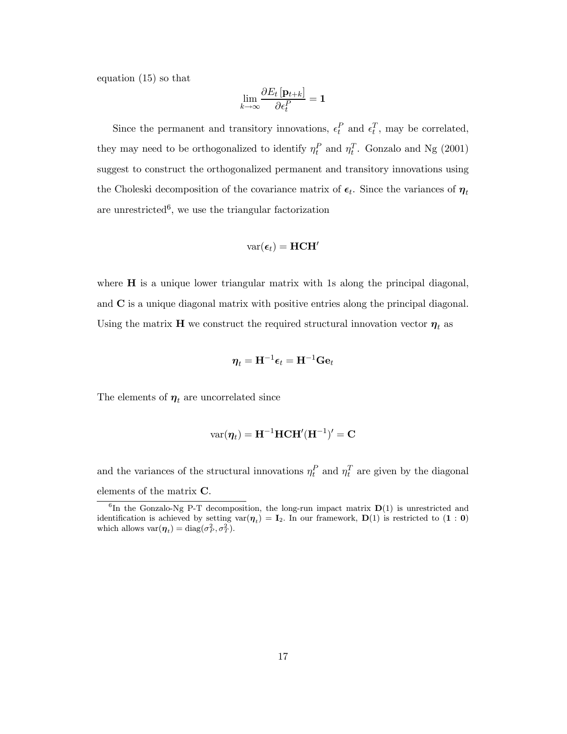equation (15) so that

$$\lim_{k\to\infty} \frac{\partial E_t\left[\mathbf{p}_{t+k}\right]}{\partial \epsilon_t^P} = \mathbf{1}$$

Since the permanent and transitory innovations, $\epsilon_t^P$ and $\epsilon_t^T$, may be correlated, they may need to be orthogonalized to identify $\eta_t^P$ and $\eta_t^T$. Gonzalo and Ng (2001) suggest to construct the orthogonalized permanent and transitory innovations using the Choleski decomposition of the covariance matrix of $\boldsymbol{\epsilon}_t$. Since the variances of $\boldsymbol{\eta}_t$ are unrestricted[6], we use the triangular factorization

$$\text{var}(\boldsymbol{\epsilon}_t) = \mathbf{HCH}'$$

where $\mathbf{H}$ is a unique lower triangular matrix with 1s along the principal diagonal, and $\mathbf{C}$ is a unique diagonal matrix with positive entries along the principal diagonal. Using the matrix $\mathbf{H}$ we construct the required structural innovation vector $\boldsymbol{\eta}_t$ as

$$\boldsymbol{\eta}_t = \mathbf{H}^{-1}\boldsymbol{\epsilon}_t = \mathbf{H}^{-1}\mathbf{G}\mathbf{e}_t$$

The elements of $\boldsymbol{\eta}_t$ are uncorrelated since

$$\text{var}(\boldsymbol{\eta}_t) = \mathbf{H}^{-1}\mathbf{HCH}'(\mathbf{H}^{-1})' = \mathbf{C}$$

and the variances of the structural innovations $\eta_t^P$ and $\eta_t^T$ are given by the diagonal elements of the matrix $\mathbf{C}$.

[6] In the Gonzalo-Ng P-T decomposition, the long-run impact matrix $\mathbf{D}(1)$ is unrestricted and identification is achieved by setting $\text{var}(\boldsymbol{\eta}_t) = \mathbf{I}_2$. In our framework, $\mathbf{D}(1)$ is restricted to $(\mathbf{1} : \mathbf{0})$ which allows $\text{var}(\boldsymbol{\eta}_t) = \text{diag}(\sigma_P^2, \sigma_T^2)$.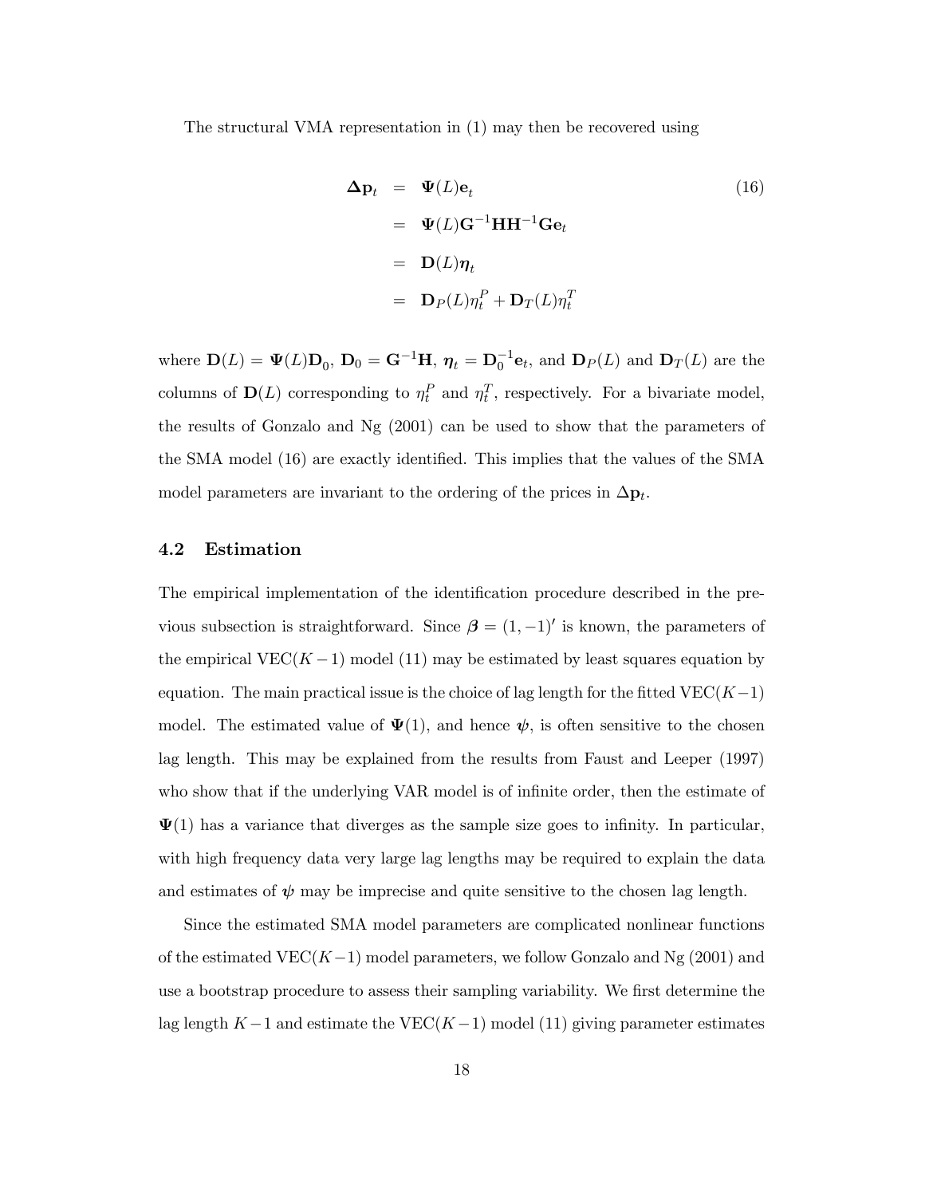The structural VMA representation in (1) may then be recovered using

$$
\begin{aligned}
\boldsymbol{\Delta}\mathbf{p}_t &= \boldsymbol{\Psi}(L)\mathbf{e}_t \qquad (16)\\
&= \boldsymbol{\Psi}(L)\mathbf{G}^{-1}\mathbf{H}\mathbf{H}^{-1}\mathbf{G}\mathbf{e}_t \\
&= \mathbf{D}(L)\boldsymbol{\eta}_t \\
&= \mathbf{D}_P(L)\eta_t^P + \mathbf{D}_T(L)\eta_t^T
\end{aligned}
$$

where $\mathbf{D}(L) = \boldsymbol{\Psi}(L)\mathbf{D}_0$, $\mathbf{D}_0 = \mathbf{G}^{-1}\mathbf{H}$, $\boldsymbol{\eta}_t = \mathbf{D}_0^{-1}\mathbf{e}_t$, and $\mathbf{D}_P(L)$ and $\mathbf{D}_T(L)$ are the columns of $\mathbf{D}(L)$ corresponding to $\eta_t^P$ and $\eta_t^T$, respectively. For a bivariate model, the results of Gonzalo and Ng (2001) can be used to show that the parameters of the SMA model (16) are exactly identified. This implies that the values of the SMA model parameters are invariant to the ordering of the prices in $\boldsymbol{\Delta}\mathbf{p}_t$.

### 4.2 Estimation

The empirical implementation of the identification procedure described in the previous subsection is straightforward. Since $\boldsymbol{\beta} = (1, -1)'$ is known, the parameters of the empirical VEC$(K-1)$ model (11) may be estimated by least squares equation by equation. The main practical issue is the choice of lag length for the fitted VEC$(K-1)$ model. The estimated value of $\boldsymbol{\Psi}(1)$, and hence $\boldsymbol{\psi}$, is often sensitive to the chosen lag length. This may be explained from the results from Faust and Leeper (1997) who show that if the underlying VAR model is of infinite order, then the estimate of $\boldsymbol{\Psi}(1)$ has a variance that diverges as the sample size goes to infinity. In particular, with high frequency data very large lag lengths may be required to explain the data and estimates of $\boldsymbol{\psi}$ may be imprecise and quite sensitive to the chosen lag length.

Since the estimated SMA model parameters are complicated nonlinear functions of the estimated VEC$(K-1)$ model parameters, we follow Gonzalo and Ng (2001) and use a bootstrap procedure to assess their sampling variability. We first determine the lag length $K-1$ and estimate the VEC$(K-1)$ model (11) giving parameter estimates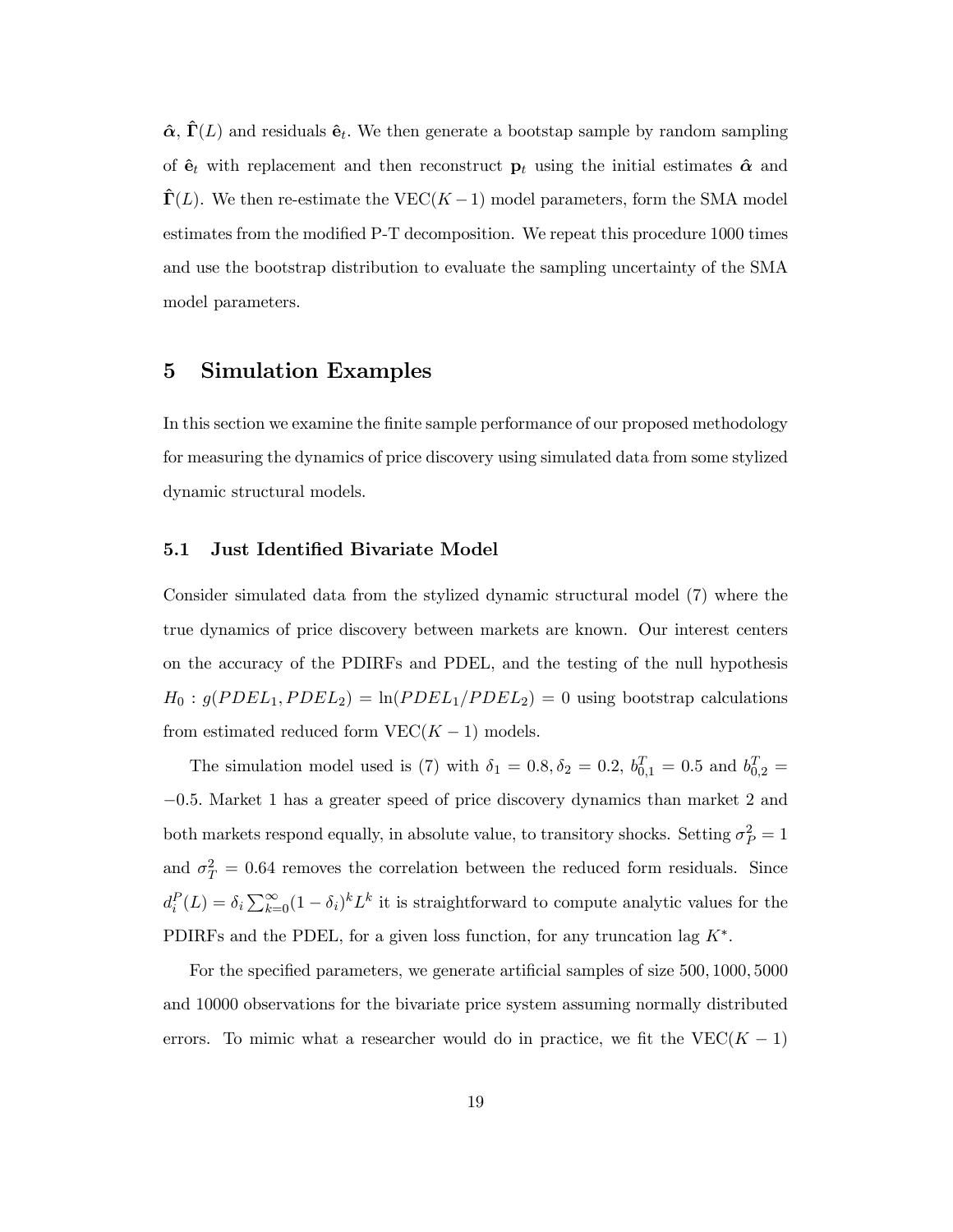$\hat{\boldsymbol{\alpha}}$, $\hat{\boldsymbol{\Gamma}}(L)$ and residuals $\hat{\mathbf{e}}_t$. We then generate a bootstap sample by random sampling of $\hat{\mathbf{e}}_t$ with replacement and then reconstruct $\mathbf{p}_t$ using the initial estimates $\hat{\boldsymbol{\alpha}}$ and $\hat{\boldsymbol{\Gamma}}(L)$. We then re-estimate the VEC$(K-1)$ model parameters, form the SMA model estimates from the modified P-T decomposition. We repeat this procedure 1000 times and use the bootstrap distribution to evaluate the sampling uncertainty of the SMA model parameters.

# 5 Simulation Examples

In this section we examine the finite sample performance of our proposed methodology for measuring the dynamics of price discovery using simulated data from some stylized dynamic structural models.

## 5.1 Just Identified Bivariate Model

Consider simulated data from the stylized dynamic structural model (7) where the true dynamics of price discovery between markets are known. Our interest centers on the accuracy of the PDIRFs and PDEL, and the testing of the null hypothesis $H_0 : g(PDEL_1, PDEL_2) = \ln(PDEL_1/PDEL_2) = 0$ using bootstrap calculations from estimated reduced form VEC$(K-1)$ models.

The simulation model used is (7) with $\delta_1 = 0.8, \delta_2 = 0.2$, $b_{0,1}^T = 0.5$ and $b_{0,2}^T = -0.5$. Market 1 has a greater speed of price discovery dynamics than market 2 and both markets respond equally, in absolute value, to transitory shocks. Setting $\sigma_P^2 = 1$ and $\sigma_T^2 = 0.64$ removes the correlation between the reduced form residuals. Since $d_i^P(L) = \delta_i \sum_{k=0}^{\infty}(1-\delta_i)^k L^k$ it is straightforward to compute analytic values for the PDIRFs and the PDEL, for a given loss function, for any truncation lag $K^*$.

For the specified parameters, we generate artificial samples of size $500, 1000, 5000$ and $10000$ observations for the bivariate price system assuming normally distributed errors. To mimic what a researcher would do in practice, we fit the VEC$(K-1)$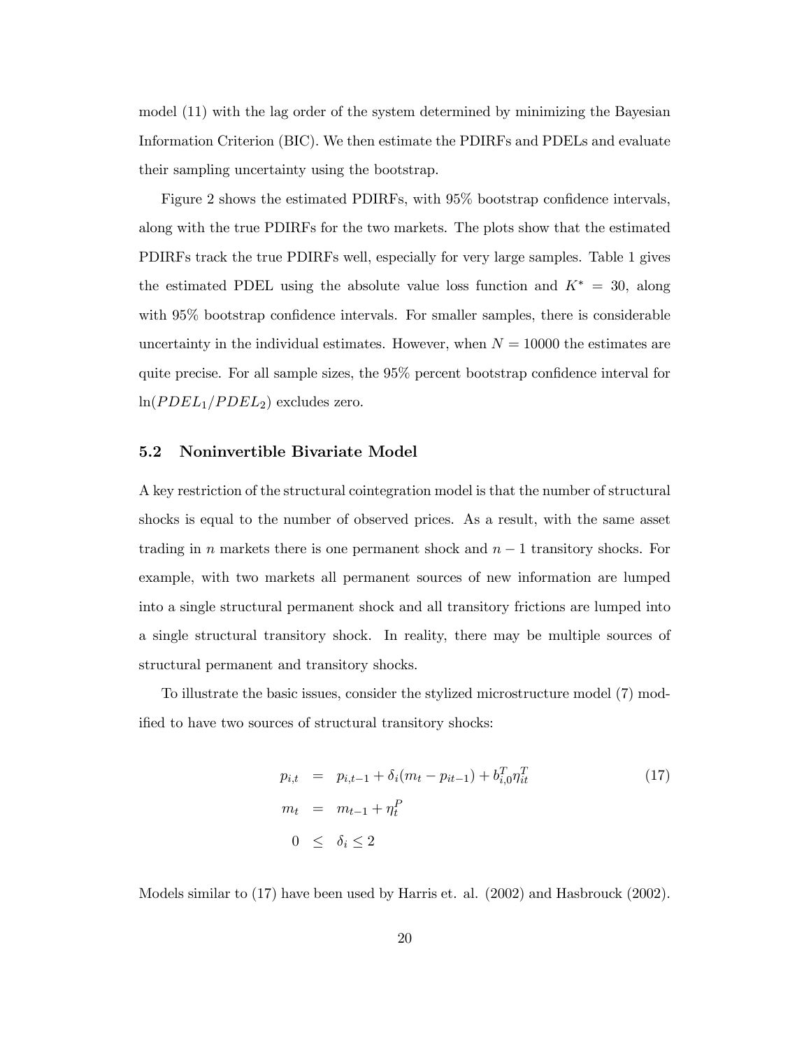model (11) with the lag order of the system determined by minimizing the Bayesian Information Criterion (BIC). We then estimate the PDIRFs and PDELs and evaluate their sampling uncertainty using the bootstrap.

Figure 2 shows the estimated PDIRFs, with 95% bootstrap confidence intervals, along with the true PDIRFs for the two markets. The plots show that the estimated PDIRFs track the true PDIRFs well, especially for very large samples. Table 1 gives the estimated PDEL using the absolute value loss function and $K^* = 30$, along with 95% bootstrap confidence intervals. For smaller samples, there is considerable uncertainty in the individual estimates. However, when $N = 10000$ the estimates are quite precise. For all sample sizes, the 95% percent bootstrap confidence interval for $\ln(PDEL_1/PDEL_2)$ excludes zero.

### 5.2 Noninvertible Bivariate Model

A key restriction of the structural cointegration model is that the number of structural shocks is equal to the number of observed prices. As a result, with the same asset trading in $n$ markets there is one permanent shock and $n-1$ transitory shocks. For example, with two markets all permanent sources of new information are lumped into a single structural permanent shock and all transitory frictions are lumped into a single structural transitory shock. In reality, there may be multiple sources of structural permanent and transitory shocks.

To illustrate the basic issues, consider the stylized microstructure model (7) modified to have two sources of structural transitory shocks:

$$
\begin{aligned}
p_{i,t} &= p_{i,t-1} + \delta_i(m_t - p_{it-1}) + b_{i,0}^T \eta_{it}^T \\
m_t &= m_{t-1} + \eta_t^P \\
0 &\leq \delta_i \leq 2
\end{aligned}
\tag{17}
$$

Models similar to (17) have been used by Harris et. al. (2002) and Hasbrouck (2002).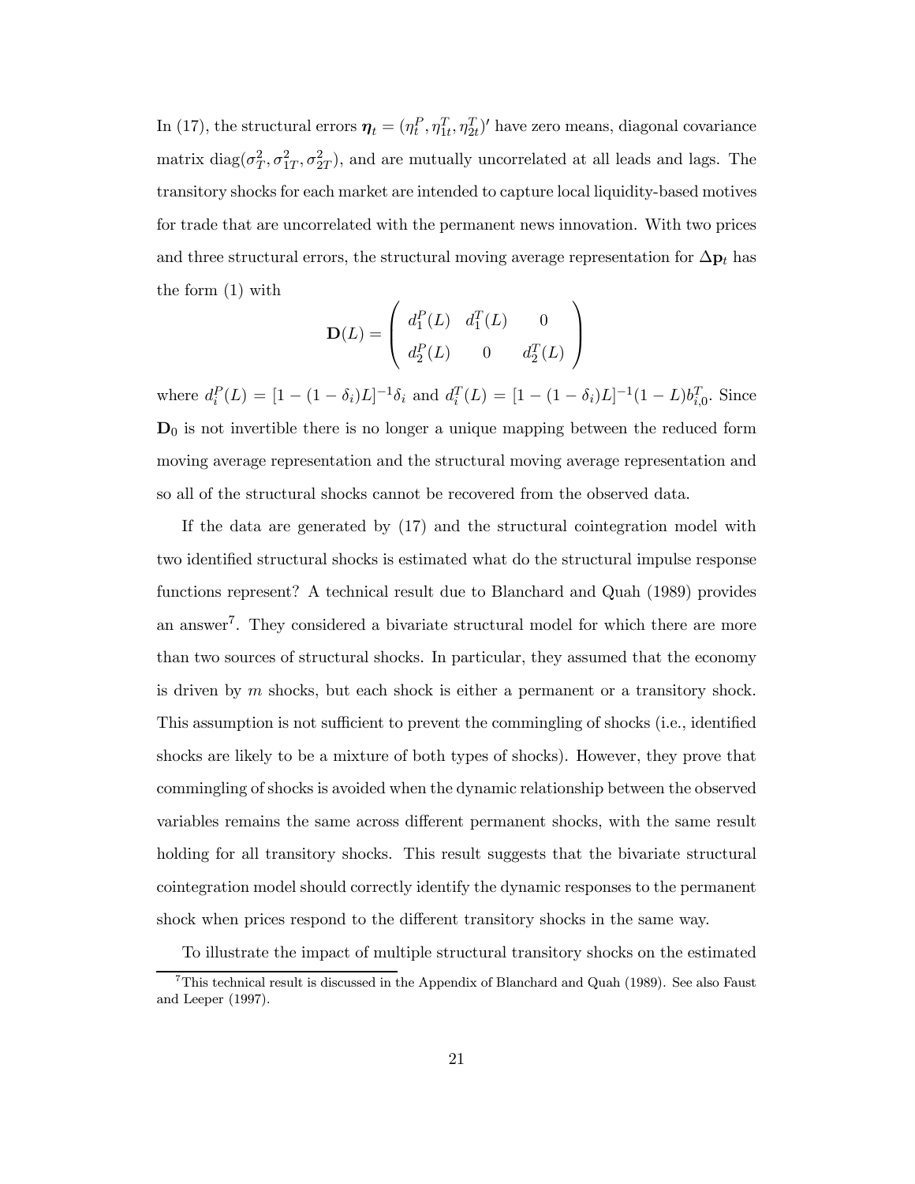In (17), the structural errors $\boldsymbol{\eta}_t = (\eta_t^P, \eta_{1t}^T, \eta_{2t}^T)'$ have zero means, diagonal covariance matrix $\text{diag}(\sigma_T^2, \sigma_{1T}^2, \sigma_{2T}^2)$, and are mutually uncorrelated at all leads and lags. The transitory shocks for each market are intended to capture local liquidity-based motives for trade that are uncorrelated with the permanent news innovation. With two prices and three structural errors, the structural moving average representation for $\Delta\mathbf{p}_t$ has the form (1) with

$$\mathbf{D}(L) = \begin{pmatrix} d_1^P(L) & d_1^T(L) & 0 \\ d_2^P(L) & 0 & d_2^T(L) \end{pmatrix}$$

where $d_i^P(L) = [1 - (1-\delta_i)L]^{-1}\delta_i$ and $d_i^T(L) = [1 - (1-\delta_i)L]^{-1}(1-L)b_{i,0}^T$. Since $\mathbf{D}_0$ is not invertible there is no longer a unique mapping between the reduced form moving average representation and the structural moving average representation and so all of the structural shocks cannot be recovered from the observed data.

If the data are generated by (17) and the structural cointegration model with two identified structural shocks is estimated what do the structural impulse response functions represent? A technical result due to Blanchard and Quah (1989) provides an answer[7]. They considered a bivariate structural model for which there are more than two sources of structural shocks. In particular, they assumed that the economy is driven by $m$ shocks, but each shock is either a permanent or a transitory shock. This assumption is not sufficient to prevent the commingling of shocks (i.e., identified shocks are likely to be a mixture of both types of shocks). However, they prove that commingling of shocks is avoided when the dynamic relationship between the observed variables remains the same across different permanent shocks, with the same result holding for all transitory shocks. This result suggests that the bivariate structural cointegration model should correctly identify the dynamic responses to the permanent shock when prices respond to the different transitory shocks in the same way.

To illustrate the impact of multiple structural transitory shocks on the estimated

[7] This technical result is discussed in the Appendix of Blanchard and Quah (1989). See also Faust and Leeper (1997).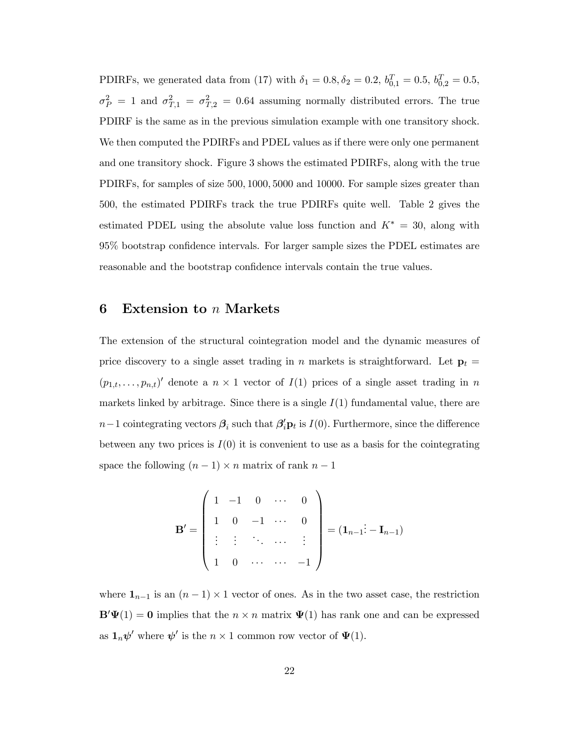PDIRFs, we generated data from (17) with $\delta_1 = 0.8, \delta_2 = 0.2$, $b_{0,1}^T = 0.5$, $b_{0,2}^T = 0.5$, $\sigma_P^2 = 1$ and $\sigma_{T,1}^2 = \sigma_{T,2}^2 = 0.64$ assuming normally distributed errors. The true PDIRF is the same as in the previous simulation example with one transitory shock. We then computed the PDIRFs and PDEL values as if there were only one permanent and one transitory shock. Figure 3 shows the estimated PDIRFs, along with the true PDIRFs, for samples of size 500, 1000, 5000 and 10000. For sample sizes greater than 500, the estimated PDIRFs track the true PDIRFs quite well. Table 2 gives the estimated PDEL using the absolute value loss function and $K^* = 30$, along with 95% bootstrap confidence intervals. For larger sample sizes the PDEL estimates are reasonable and the bootstrap confidence intervals contain the true values.

# 6 Extension to $n$ Markets

The extension of the structural cointegration model and the dynamic measures of price discovery to a single asset trading in $n$ markets is straightforward. Let $\mathbf{p}_t = (p_{1,t}, \ldots, p_{n,t})'$ denote a $n \times 1$ vector of $I(1)$ prices of a single asset trading in $n$ markets linked by arbitrage. Since there is a single $I(1)$ fundamental value, there are $n-1$ cointegrating vectors $\boldsymbol{\beta}_i$ such that $\boldsymbol{\beta}_i'\mathbf{p}_t$ is $I(0)$. Furthermore, since the difference between any two prices is $I(0)$ it is convenient to use as a basis for the cointegrating space the following $(n-1) \times n$ matrix of rank $n-1$

$$
\mathbf{B}' = \begin{pmatrix} 1 & -1 & 0 & \cdots & 0 \\ 1 & 0 & -1 & \cdots & 0 \\ \vdots & \vdots & \ddots & \cdots & \vdots \\ 1 & 0 & \cdots & \cdots & -1 \end{pmatrix} = (\mathbf{1}_{n-1} \vdots - \mathbf{I}_{n-1})
$$

where $\mathbf{1}_{n-1}$ is an $(n-1) \times 1$ vector of ones. As in the two asset case, the restriction $\mathbf{B}'\boldsymbol{\Psi}(1) = \mathbf{0}$ implies that the $n \times n$ matrix $\boldsymbol{\Psi}(1)$ has rank one and can be expressed as $\mathbf{1}_n\boldsymbol{\psi}'$ where $\boldsymbol{\psi}'$ is the $n \times 1$ common row vector of $\boldsymbol{\Psi}(1)$.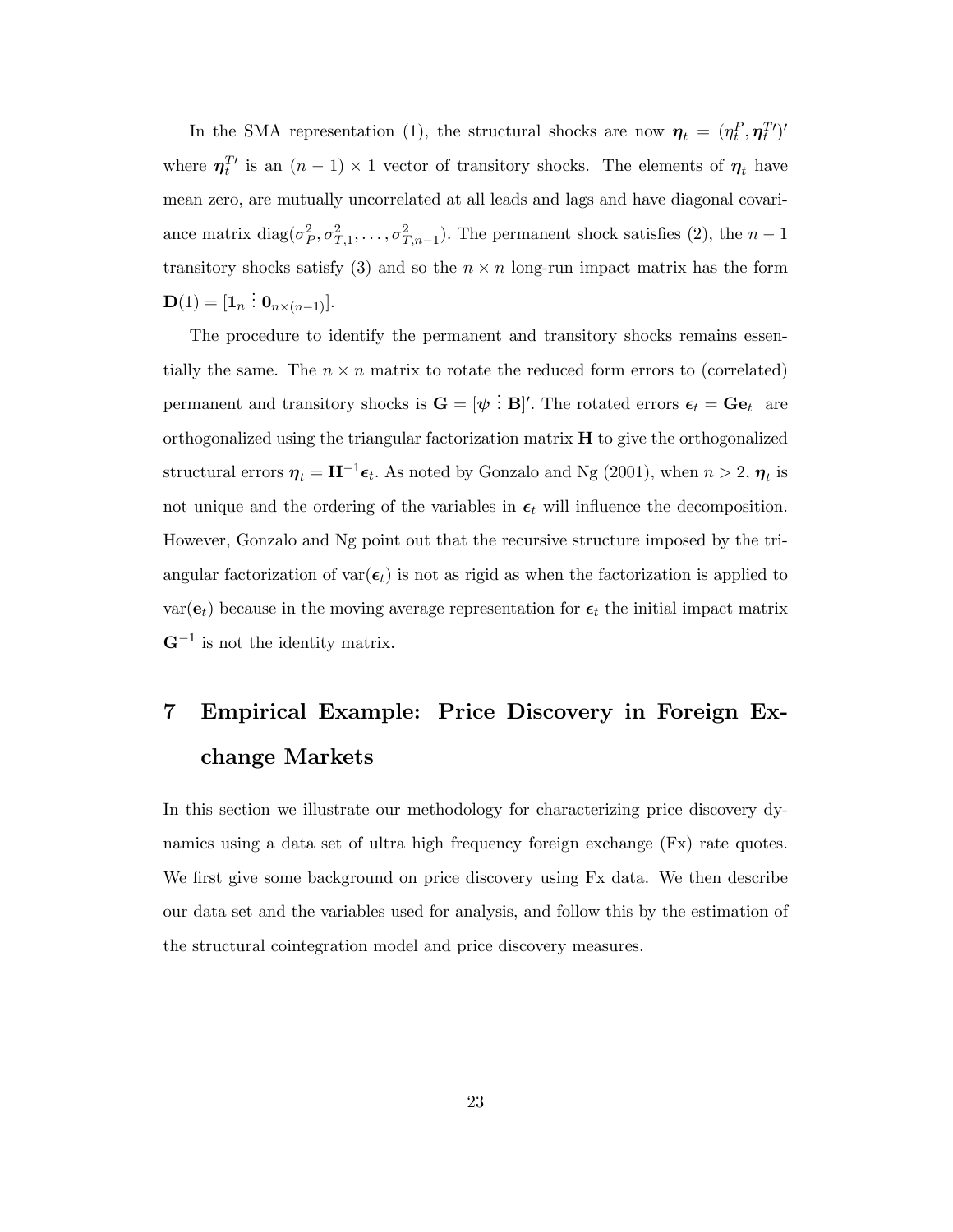In the SMA representation (1), the structural shocks are now $\boldsymbol{\eta}_t = (\eta_t^P, \boldsymbol{\eta}_t^{T\prime})'$ where $\boldsymbol{\eta}_t^{T\prime}$ is an $(n-1) \times 1$ vector of transitory shocks. The elements of $\boldsymbol{\eta}_t$ have mean zero, are mutually uncorrelated at all leads and lags and have diagonal covariance matrix $\text{diag}(\sigma_P^2, \sigma_{T,1}^2, \ldots, \sigma_{T,n-1}^2)$. The permanent shock satisfies (2), the $n-1$ transitory shocks satisfy (3) and so the $n \times n$ long-run impact matrix has the form $\mathbf{D}(1) = [\mathbf{1}_n \vdots \mathbf{0}_{n\times(n-1)}]$.

The procedure to identify the permanent and transitory shocks remains essentially the same. The $n \times n$ matrix to rotate the reduced form errors to (correlated) permanent and transitory shocks is $\mathbf{G} = [\boldsymbol{\psi} \vdots \mathbf{B}]'$. The rotated errors $\boldsymbol{\epsilon}_t = \mathbf{G}\mathbf{e}_t$ are orthogonalized using the triangular factorization matrix $\mathbf{H}$ to give the orthogonalized structural errors $\boldsymbol{\eta}_t = \mathbf{H}^{-1}\boldsymbol{\epsilon}_t$. As noted by Gonzalo and Ng (2001), when $n > 2$, $\boldsymbol{\eta}_t$ is not unique and the ordering of the variables in $\boldsymbol{\epsilon}_t$ will influence the decomposition. However, Gonzalo and Ng point out that the recursive structure imposed by the triangular factorization of $\text{var}(\boldsymbol{\epsilon}_t)$ is not as rigid as when the factorization is applied to $\text{var}(\mathbf{e}_t)$ because in the moving average representation for $\boldsymbol{\epsilon}_t$ the initial impact matrix $\mathbf{G}^{-1}$ is not the identity matrix.

# 7 Empirical Example: Price Discovery in Foreign Exchange Markets

In this section we illustrate our methodology for characterizing price discovery dynamics using a data set of ultra high frequency foreign exchange (Fx) rate quotes. We first give some background on price discovery using Fx data. We then describe our data set and the variables used for analysis, and follow this by the estimation of the structural cointegration model and price discovery measures.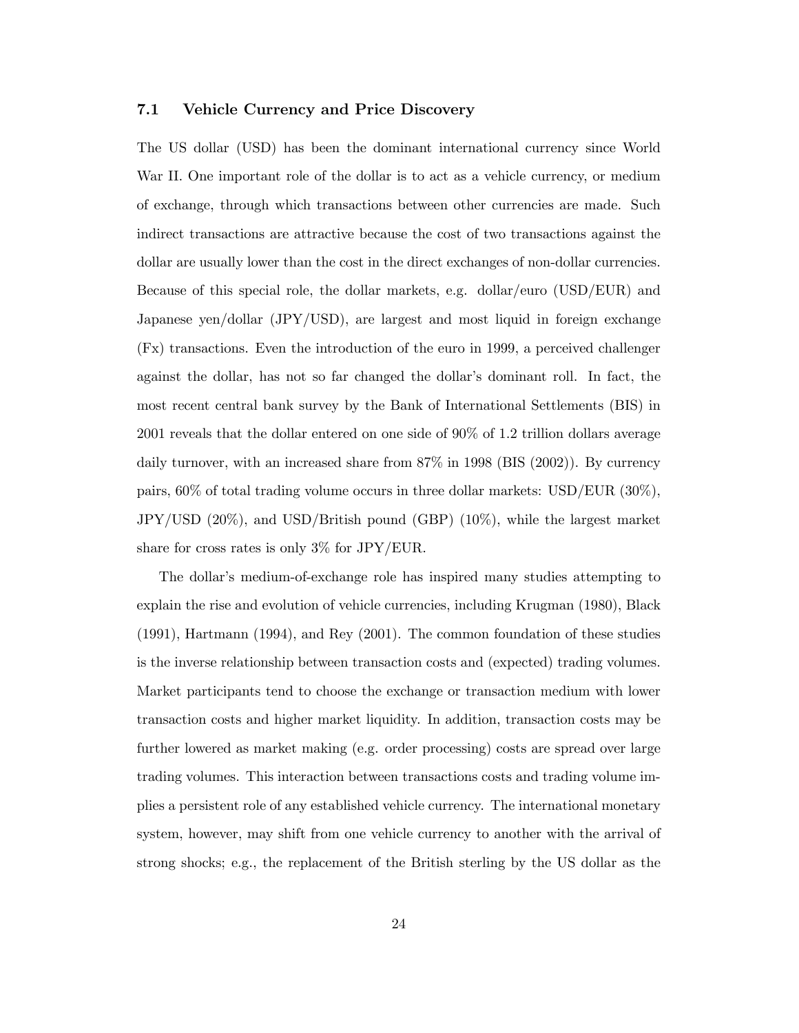### 7.1 Vehicle Currency and Price Discovery

The US dollar (USD) has been the dominant international currency since World War II. One important role of the dollar is to act as a vehicle currency, or medium of exchange, through which transactions between other currencies are made. Such indirect transactions are attractive because the cost of two transactions against the dollar are usually lower than the cost in the direct exchanges of non-dollar currencies. Because of this special role, the dollar markets, e.g. dollar/euro (USD/EUR) and Japanese yen/dollar (JPY/USD), are largest and most liquid in foreign exchange (Fx) transactions. Even the introduction of the euro in 1999, a perceived challenger against the dollar, has not so far changed the dollar's dominant roll. In fact, the most recent central bank survey by the Bank of International Settlements (BIS) in 2001 reveals that the dollar entered on one side of 90% of 1.2 trillion dollars average daily turnover, with an increased share from 87% in 1998 (BIS (2002)). By currency pairs, 60% of total trading volume occurs in three dollar markets: USD/EUR (30%), JPY/USD (20%), and USD/British pound (GBP) (10%), while the largest market share for cross rates is only 3% for JPY/EUR.

The dollar's medium-of-exchange role has inspired many studies attempting to explain the rise and evolution of vehicle currencies, including Krugman (1980), Black (1991), Hartmann (1994), and Rey (2001). The common foundation of these studies is the inverse relationship between transaction costs and (expected) trading volumes. Market participants tend to choose the exchange or transaction medium with lower transaction costs and higher market liquidity. In addition, transaction costs may be further lowered as market making (e.g. order processing) costs are spread over large trading volumes. This interaction between transactions costs and trading volume implies a persistent role of any established vehicle currency. The international monetary system, however, may shift from one vehicle currency to another with the arrival of strong shocks; e.g., the replacement of the British sterling by the US dollar as the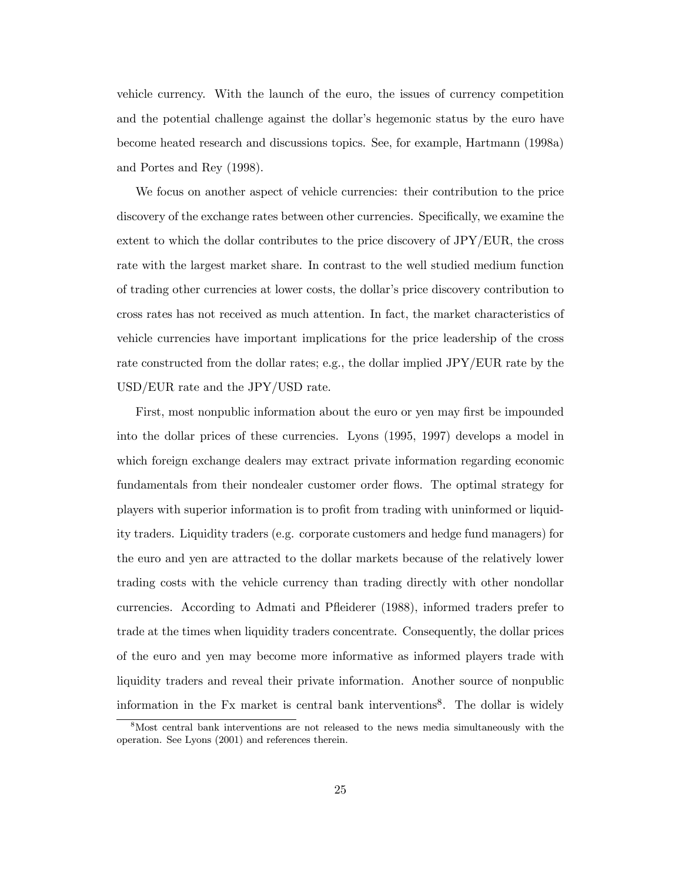vehicle currency. With the launch of the euro, the issues of currency competition and the potential challenge against the dollar's hegemonic status by the euro have become heated research and discussions topics. See, for example, Hartmann (1998a) and Portes and Rey (1998).

We focus on another aspect of vehicle currencies: their contribution to the price discovery of the exchange rates between other currencies. Specifically, we examine the extent to which the dollar contributes to the price discovery of JPY/EUR, the cross rate with the largest market share. In contrast to the well studied medium function of trading other currencies at lower costs, the dollar's price discovery contribution to cross rates has not received as much attention. In fact, the market characteristics of vehicle currencies have important implications for the price leadership of the cross rate constructed from the dollar rates; e.g., the dollar implied JPY/EUR rate by the USD/EUR rate and the JPY/USD rate.

First, most nonpublic information about the euro or yen may first be impounded into the dollar prices of these currencies. Lyons (1995, 1997) develops a model in which foreign exchange dealers may extract private information regarding economic fundamentals from their nondealer customer order flows. The optimal strategy for players with superior information is to profit from trading with uninformed or liquidity traders. Liquidity traders (e.g. corporate customers and hedge fund managers) for the euro and yen are attracted to the dollar markets because of the relatively lower trading costs with the vehicle currency than trading directly with other nondollar currencies. According to Admati and Pfleiderer (1988), informed traders prefer to trade at the times when liquidity traders concentrate. Consequently, the dollar prices of the euro and yen may become more informative as informed players trade with liquidity traders and reveal their private information. Another source of nonpublic information in the Fx market is central bank interventions[8]. The dollar is widely

[8]Most central bank interventions are not released to the news media simultaneously with the operation. See Lyons (2001) and references therein.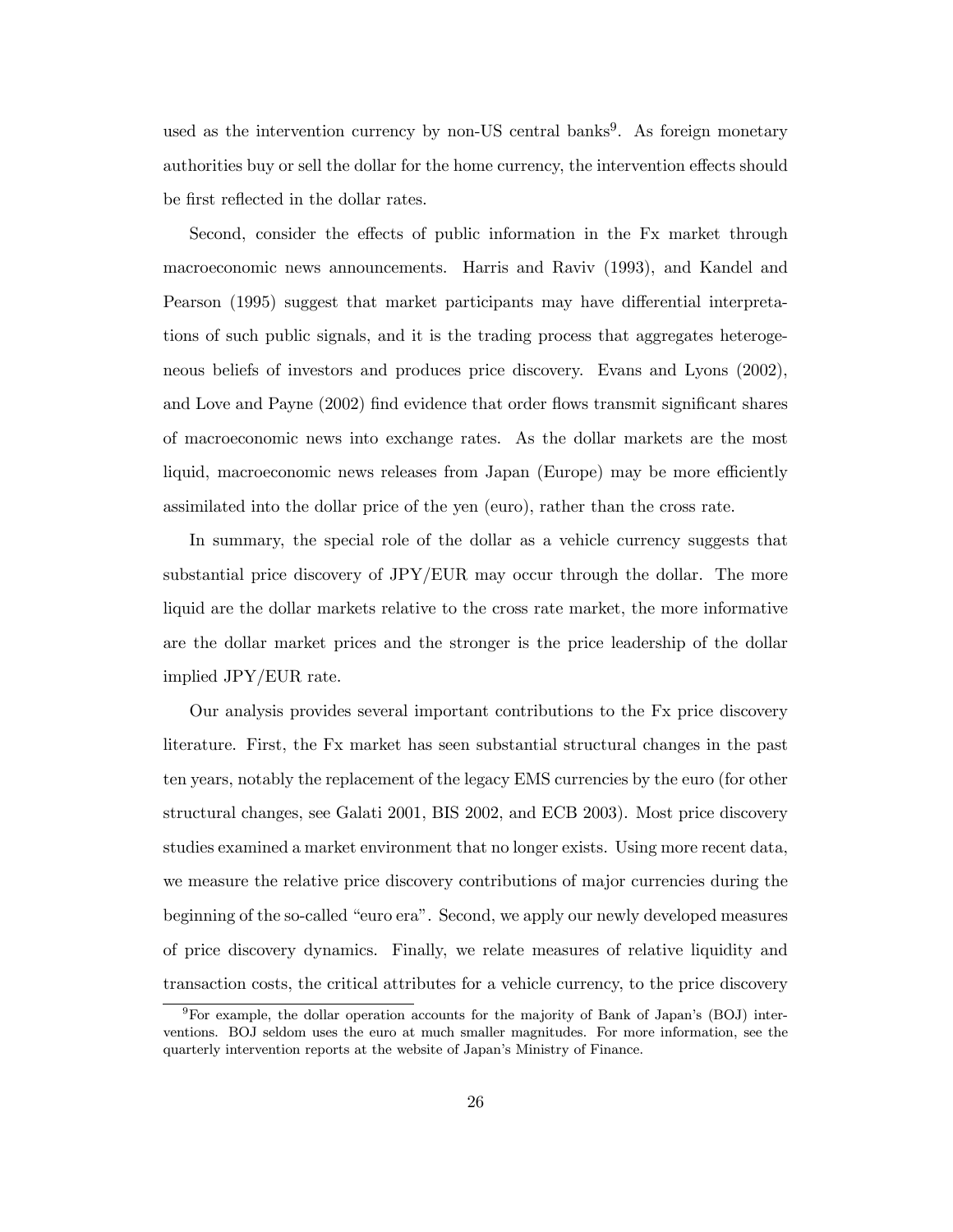used as the intervention currency by non-US central banks[9]. As foreign monetary authorities buy or sell the dollar for the home currency, the intervention effects should be first reflected in the dollar rates.

Second, consider the effects of public information in the Fx market through macroeconomic news announcements. Harris and Raviv (1993), and Kandel and Pearson (1995) suggest that market participants may have differential interpretations of such public signals, and it is the trading process that aggregates heterogeneous beliefs of investors and produces price discovery. Evans and Lyons (2002), and Love and Payne (2002) find evidence that order flows transmit significant shares of macroeconomic news into exchange rates. As the dollar markets are the most liquid, macroeconomic news releases from Japan (Europe) may be more efficiently assimilated into the dollar price of the yen (euro), rather than the cross rate.

In summary, the special role of the dollar as a vehicle currency suggests that substantial price discovery of JPY/EUR may occur through the dollar. The more liquid are the dollar markets relative to the cross rate market, the more informative are the dollar market prices and the stronger is the price leadership of the dollar implied JPY/EUR rate.

Our analysis provides several important contributions to the Fx price discovery literature. First, the Fx market has seen substantial structural changes in the past ten years, notably the replacement of the legacy EMS currencies by the euro (for other structural changes, see Galati 2001, BIS 2002, and ECB 2003). Most price discovery studies examined a market environment that no longer exists. Using more recent data, we measure the relative price discovery contributions of major currencies during the beginning of the so-called "euro era". Second, we apply our newly developed measures of price discovery dynamics. Finally, we relate measures of relative liquidity and transaction costs, the critical attributes for a vehicle currency, to the price discovery

[9] For example, the dollar operation accounts for the majority of Bank of Japan's (BOJ) interventions. BOJ seldom uses the euro at much smaller magnitudes. For more information, see the quarterly intervention reports at the website of Japan's Ministry of Finance.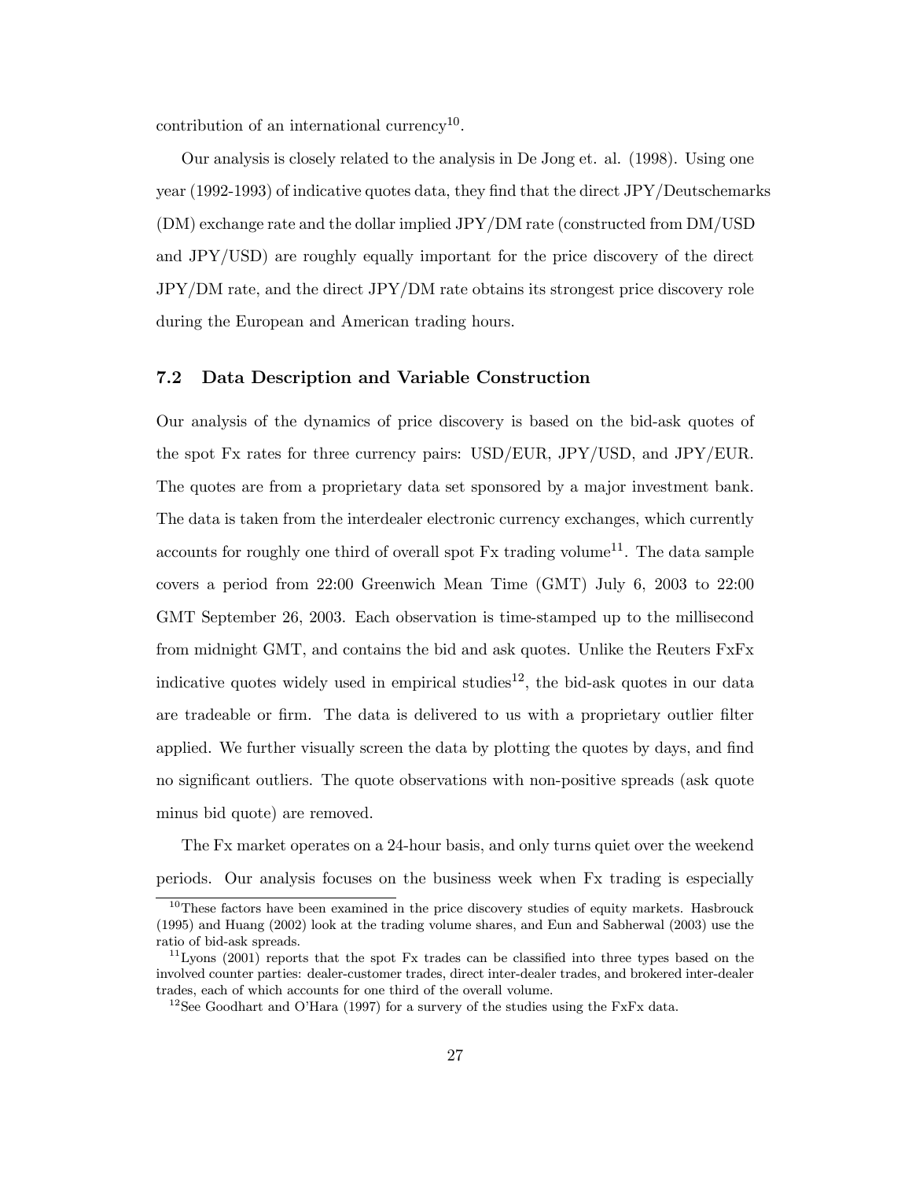contribution of an international currency[10].

Our analysis is closely related to the analysis in De Jong et. al. (1998). Using one year (1992-1993) of indicative quotes data, they find that the direct JPY/Deutschemarks (DM) exchange rate and the dollar implied JPY/DM rate (constructed from DM/USD and JPY/USD) are roughly equally important for the price discovery of the direct JPY/DM rate, and the direct JPY/DM rate obtains its strongest price discovery role during the European and American trading hours.

### 7.2 Data Description and Variable Construction

Our analysis of the dynamics of price discovery is based on the bid-ask quotes of the spot Fx rates for three currency pairs: USD/EUR, JPY/USD, and JPY/EUR. The quotes are from a proprietary data set sponsored by a major investment bank. The data is taken from the interdealer electronic currency exchanges, which currently accounts for roughly one third of overall spot Fx trading volume[11]. The data sample covers a period from 22:00 Greenwich Mean Time (GMT) July 6, 2003 to 22:00 GMT September 26, 2003. Each observation is time-stamped up to the millisecond from midnight GMT, and contains the bid and ask quotes. Unlike the Reuters FxFx indicative quotes widely used in empirical studies[12], the bid-ask quotes in our data are tradeable or firm. The data is delivered to us with a proprietary outlier filter applied. We further visually screen the data by plotting the quotes by days, and find no significant outliers. The quote observations with non-positive spreads (ask quote minus bid quote) are removed.

The Fx market operates on a 24-hour basis, and only turns quiet over the weekend periods. Our analysis focuses on the business week when Fx trading is especially

---

[10] These factors have been examined in the price discovery studies of equity markets. Hasbrouck (1995) and Huang (2002) look at the trading volume shares, and Eun and Sabherwal (2003) use the ratio of bid-ask spreads.

[11] Lyons (2001) reports that the spot Fx trades can be classified into three types based on the involved counter parties: dealer-customer trades, direct inter-dealer trades, and brokered inter-dealer trades, each of which accounts for one third of the overall volume.

[12] See Goodhart and O'Hara (1997) for a survery of the studies using the FxFx data.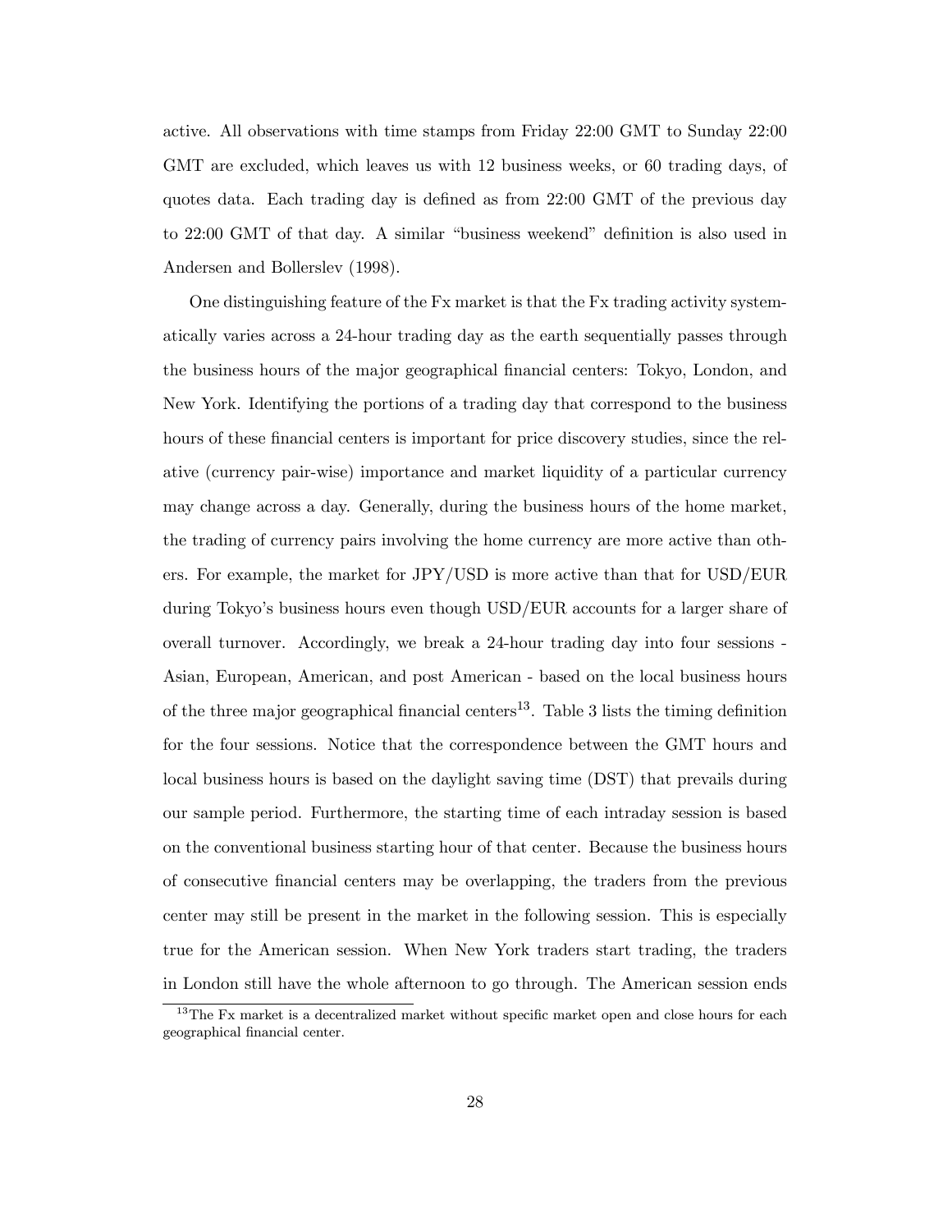active. All observations with time stamps from Friday 22:00 GMT to Sunday 22:00 GMT are excluded, which leaves us with 12 business weeks, or 60 trading days, of quotes data. Each trading day is defined as from 22:00 GMT of the previous day to 22:00 GMT of that day. A similar "business weekend" definition is also used in Andersen and Bollerslev (1998).

One distinguishing feature of the Fx market is that the Fx trading activity systematically varies across a 24-hour trading day as the earth sequentially passes through the business hours of the major geographical financial centers: Tokyo, London, and New York. Identifying the portions of a trading day that correspond to the business hours of these financial centers is important for price discovery studies, since the relative (currency pair-wise) importance and market liquidity of a particular currency may change across a day. Generally, during the business hours of the home market, the trading of currency pairs involving the home currency are more active than others. For example, the market for JPY/USD is more active than that for USD/EUR during Tokyo's business hours even though USD/EUR accounts for a larger share of overall turnover. Accordingly, we break a 24-hour trading day into four sessions - Asian, European, American, and post American - based on the local business hours of the three major geographical financial centers[13]. Table 3 lists the timing definition for the four sessions. Notice that the correspondence between the GMT hours and local business hours is based on the daylight saving time (DST) that prevails during our sample period. Furthermore, the starting time of each intraday session is based on the conventional business starting hour of that center. Because the business hours of consecutive financial centers may be overlapping, the traders from the previous center may still be present in the market in the following session. This is especially true for the American session. When New York traders start trading, the traders in London still have the whole afternoon to go through. The American session ends

[13]The Fx market is a decentralized market without specific market open and close hours for each geographical financial center.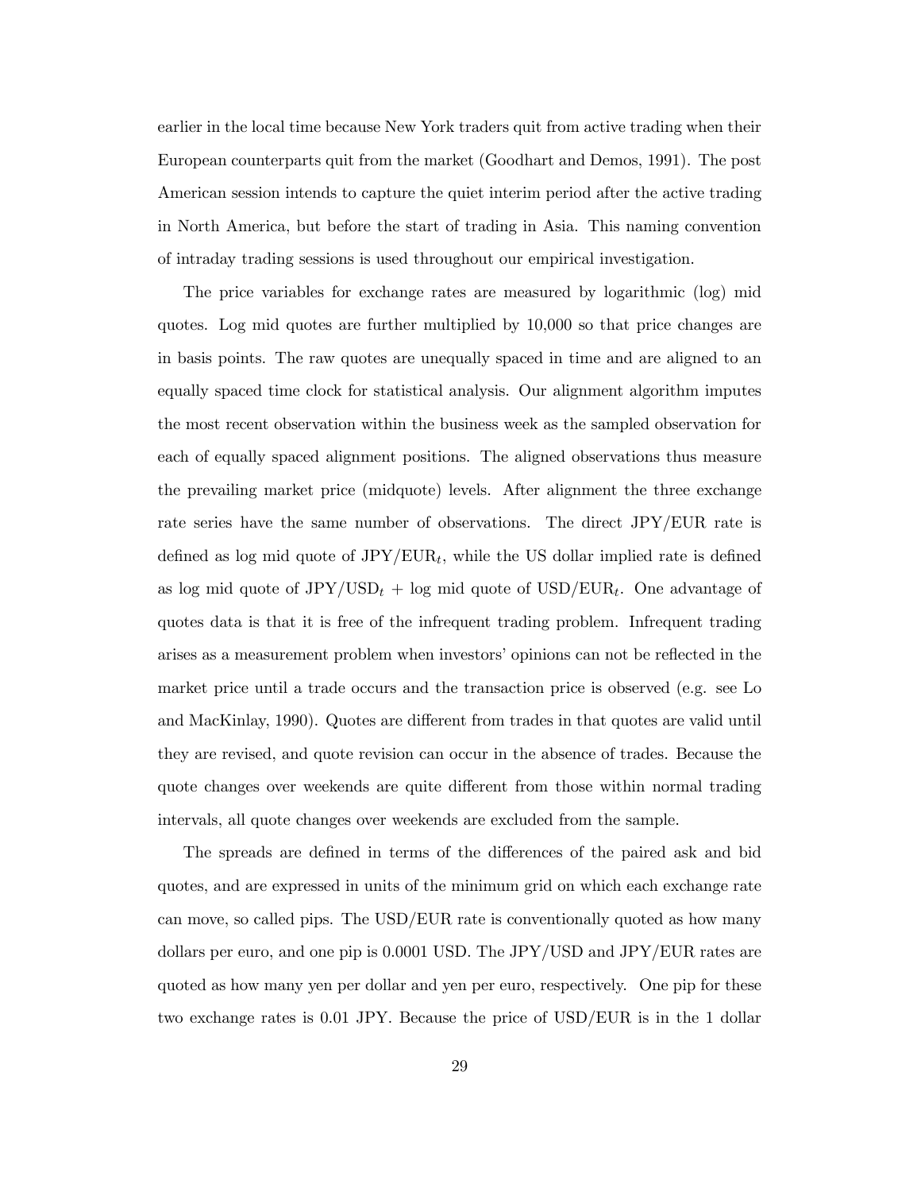earlier in the local time because New York traders quit from active trading when their European counterparts quit from the market (Goodhart and Demos, 1991). The post American session intends to capture the quiet interim period after the active trading in North America, but before the start of trading in Asia. This naming convention of intraday trading sessions is used throughout our empirical investigation.

The price variables for exchange rates are measured by logarithmic (log) mid quotes. Log mid quotes are further multiplied by 10,000 so that price changes are in basis points. The raw quotes are unequally spaced in time and are aligned to an equally spaced time clock for statistical analysis. Our alignment algorithm imputes the most recent observation within the business week as the sampled observation for each of equally spaced alignment positions. The aligned observations thus measure the prevailing market price (midquote) levels. After alignment the three exchange rate series have the same number of observations. The direct JPY/EUR rate is defined as log mid quote of $\text{JPY/EUR}_t$, while the US dollar implied rate is defined as log mid quote of $\text{JPY/USD}_t$ + log mid quote of $\text{USD/EUR}_t$. One advantage of quotes data is that it is free of the infrequent trading problem. Infrequent trading arises as a measurement problem when investors' opinions can not be reflected in the market price until a trade occurs and the transaction price is observed (e.g. see Lo and MacKinlay, 1990). Quotes are different from trades in that quotes are valid until they are revised, and quote revision can occur in the absence of trades. Because the quote changes over weekends are quite different from those within normal trading intervals, all quote changes over weekends are excluded from the sample.

The spreads are defined in terms of the differences of the paired ask and bid quotes, and are expressed in units of the minimum grid on which each exchange rate can move, so called pips. The USD/EUR rate is conventionally quoted as how many dollars per euro, and one pip is 0.0001 USD. The JPY/USD and JPY/EUR rates are quoted as how many yen per dollar and yen per euro, respectively. One pip for these two exchange rates is 0.01 JPY. Because the price of USD/EUR is in the 1 dollar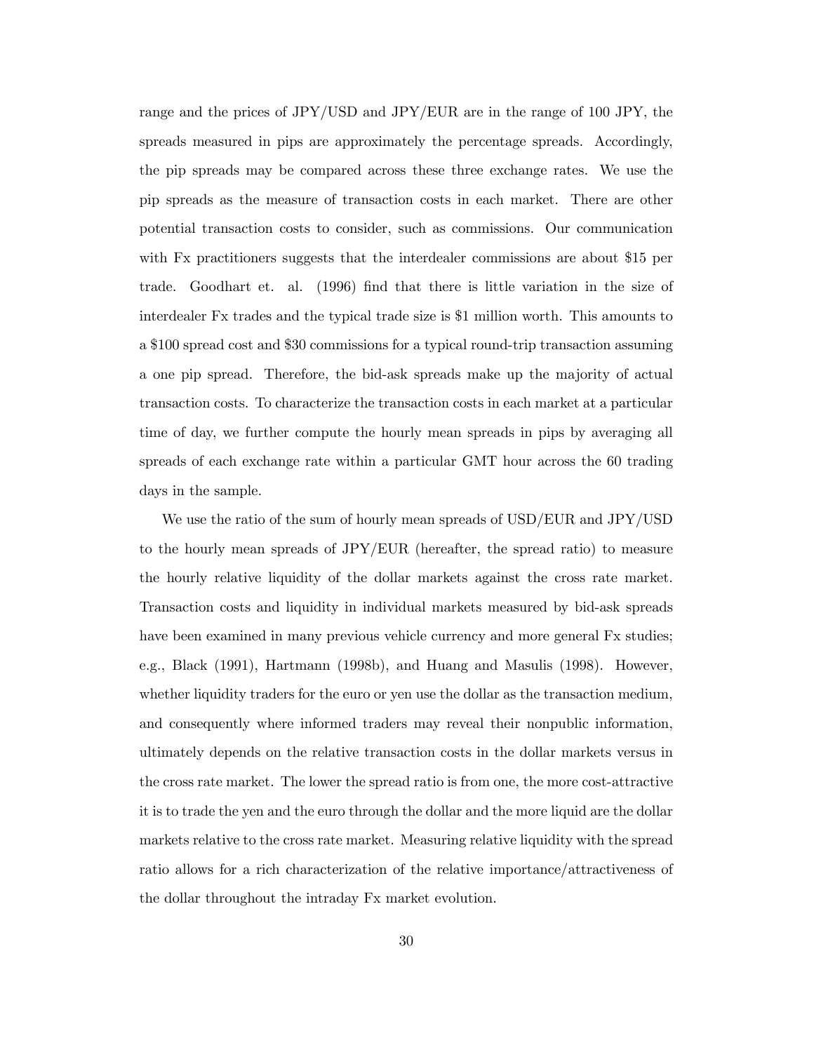range and the prices of JPY/USD and JPY/EUR are in the range of 100 JPY, the spreads measured in pips are approximately the percentage spreads. Accordingly, the pip spreads may be compared across these three exchange rates. We use the pip spreads as the measure of transaction costs in each market. There are other potential transaction costs to consider, such as commissions. Our communication with Fx practitioners suggests that the interdealer commissions are about $15 per trade. Goodhart et. al. (1996) find that there is little variation in the size of interdealer Fx trades and the typical trade size is $1 million worth. This amounts to a $100 spread cost and $30 commissions for a typical round-trip transaction assuming a one pip spread. Therefore, the bid-ask spreads make up the majority of actual transaction costs. To characterize the transaction costs in each market at a particular time of day, we further compute the hourly mean spreads in pips by averaging all spreads of each exchange rate within a particular GMT hour across the 60 trading days in the sample.

We use the ratio of the sum of hourly mean spreads of USD/EUR and JPY/USD to the hourly mean spreads of JPY/EUR (hereafter, the spread ratio) to measure the hourly relative liquidity of the dollar markets against the cross rate market. Transaction costs and liquidity in individual markets measured by bid-ask spreads have been examined in many previous vehicle currency and more general Fx studies; e.g., Black (1991), Hartmann (1998b), and Huang and Masulis (1998). However, whether liquidity traders for the euro or yen use the dollar as the transaction medium, and consequently where informed traders may reveal their nonpublic information, ultimately depends on the relative transaction costs in the dollar markets versus in the cross rate market. The lower the spread ratio is from one, the more cost-attractive it is to trade the yen and the euro through the dollar and the more liquid are the dollar markets relative to the cross rate market. Measuring relative liquidity with the spread ratio allows for a rich characterization of the relative importance/attractiveness of the dollar throughout the intraday Fx market evolution.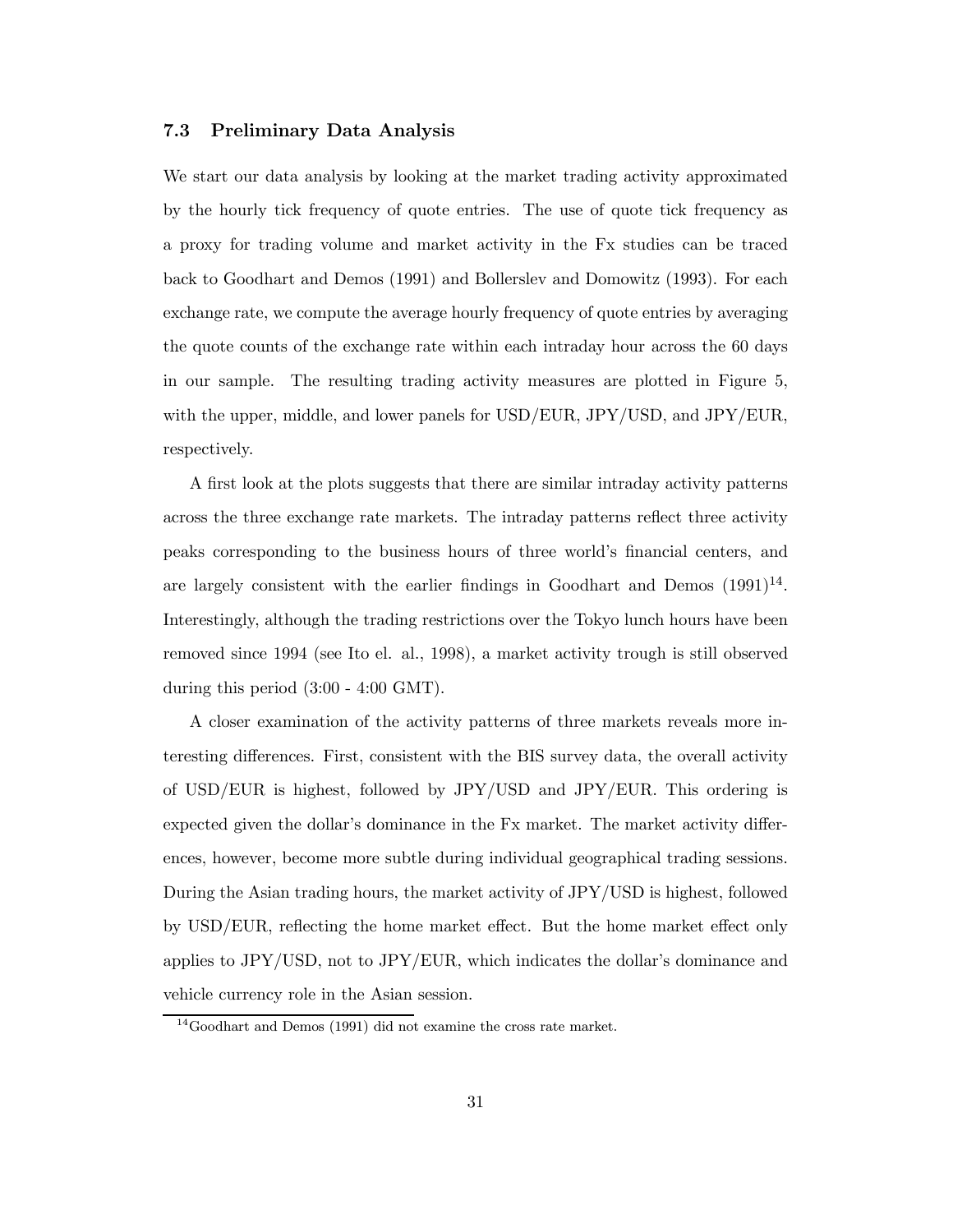### 7.3 Preliminary Data Analysis

We start our data analysis by looking at the market trading activity approximated by the hourly tick frequency of quote entries. The use of quote tick frequency as a proxy for trading volume and market activity in the Fx studies can be traced back to Goodhart and Demos (1991) and Bollerslev and Domowitz (1993). For each exchange rate, we compute the average hourly frequency of quote entries by averaging the quote counts of the exchange rate within each intraday hour across the 60 days in our sample. The resulting trading activity measures are plotted in Figure 5, with the upper, middle, and lower panels for USD/EUR, JPY/USD, and JPY/EUR, respectively.

A first look at the plots suggests that there are similar intraday activity patterns across the three exchange rate markets. The intraday patterns reflect three activity peaks corresponding to the business hours of three world's financial centers, and are largely consistent with the earlier findings in Goodhart and Demos (1991)[14]. Interestingly, although the trading restrictions over the Tokyo lunch hours have been removed since 1994 (see Ito el. al., 1998), a market activity trough is still observed during this period (3:00 - 4:00 GMT).

A closer examination of the activity patterns of three markets reveals more interesting differences. First, consistent with the BIS survey data, the overall activity of USD/EUR is highest, followed by JPY/USD and JPY/EUR. This ordering is expected given the dollar's dominance in the Fx market. The market activity differences, however, become more subtle during individual geographical trading sessions. During the Asian trading hours, the market activity of JPY/USD is highest, followed by USD/EUR, reflecting the home market effect. But the home market effect only applies to JPY/USD, not to JPY/EUR, which indicates the dollar's dominance and vehicle currency role in the Asian session.

[14] Goodhart and Demos (1991) did not examine the cross rate market.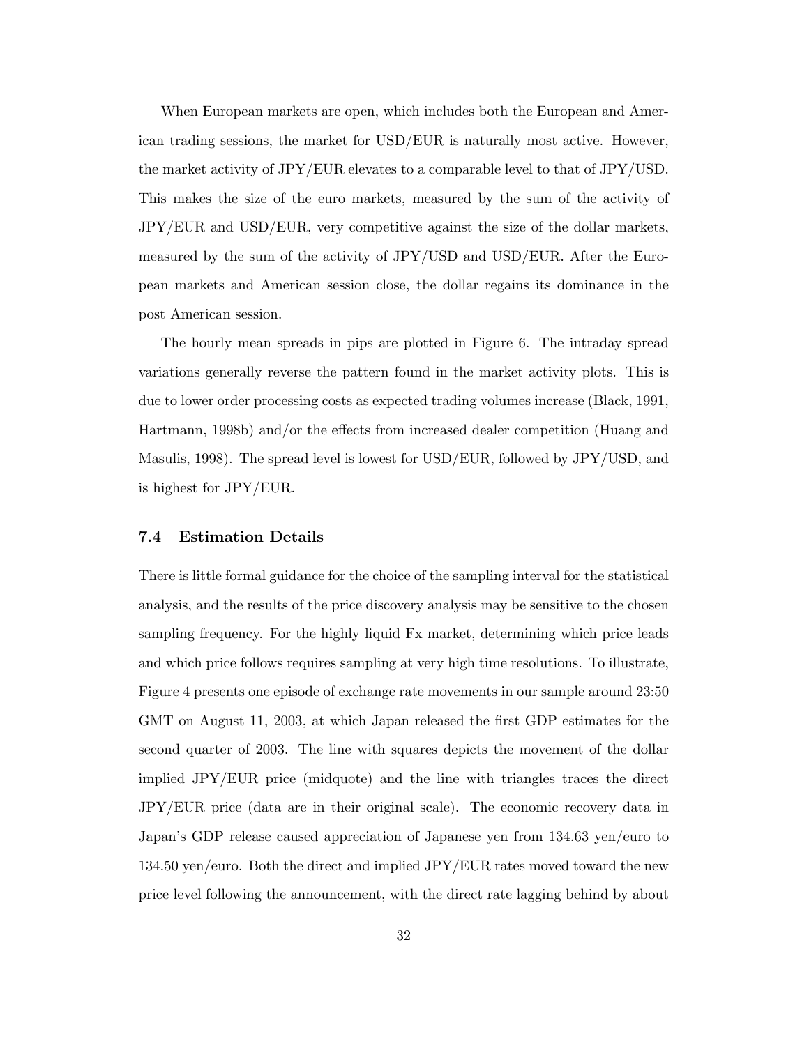When European markets are open, which includes both the European and American trading sessions, the market for USD/EUR is naturally most active. However, the market activity of JPY/EUR elevates to a comparable level to that of JPY/USD. This makes the size of the euro markets, measured by the sum of the activity of JPY/EUR and USD/EUR, very competitive against the size of the dollar markets, measured by the sum of the activity of JPY/USD and USD/EUR. After the European markets and American session close, the dollar regains its dominance in the post American session.

The hourly mean spreads in pips are plotted in Figure 6. The intraday spread variations generally reverse the pattern found in the market activity plots. This is due to lower order processing costs as expected trading volumes increase (Black, 1991, Hartmann, 1998b) and/or the effects from increased dealer competition (Huang and Masulis, 1998). The spread level is lowest for USD/EUR, followed by JPY/USD, and is highest for JPY/EUR.

### 7.4 Estimation Details

There is little formal guidance for the choice of the sampling interval for the statistical analysis, and the results of the price discovery analysis may be sensitive to the chosen sampling frequency. For the highly liquid Fx market, determining which price leads and which price follows requires sampling at very high time resolutions. To illustrate, Figure 4 presents one episode of exchange rate movements in our sample around 23:50 GMT on August 11, 2003, at which Japan released the first GDP estimates for the second quarter of 2003. The line with squares depicts the movement of the dollar implied JPY/EUR price (midquote) and the line with triangles traces the direct JPY/EUR price (data are in their original scale). The economic recovery data in Japan's GDP release caused appreciation of Japanese yen from 134.63 yen/euro to 134.50 yen/euro. Both the direct and implied JPY/EUR rates moved toward the new price level following the announcement, with the direct rate lagging behind by about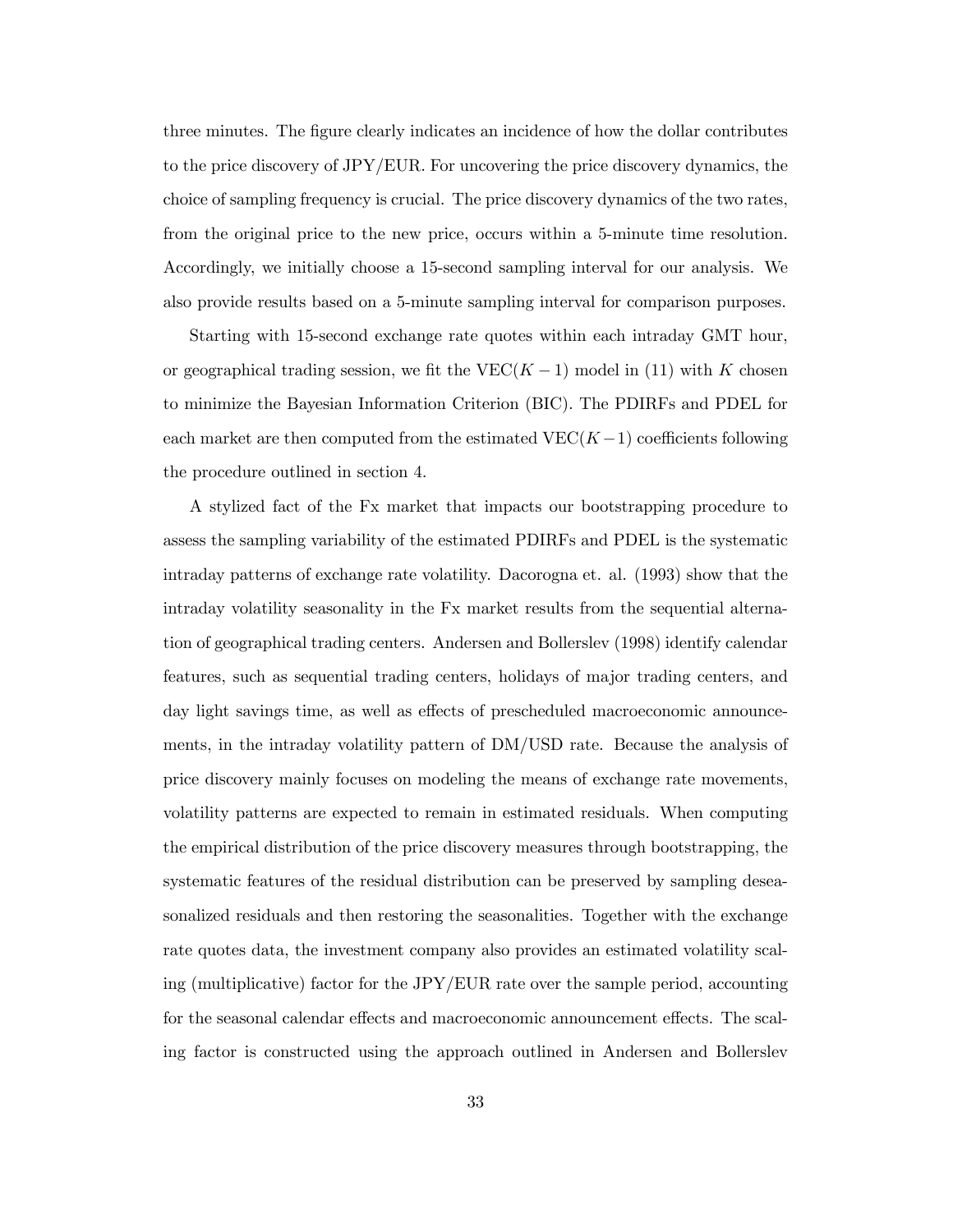three minutes. The figure clearly indicates an incidence of how the dollar contributes to the price discovery of JPY/EUR. For uncovering the price discovery dynamics, the choice of sampling frequency is crucial. The price discovery dynamics of the two rates, from the original price to the new price, occurs within a 5-minute time resolution. Accordingly, we initially choose a 15-second sampling interval for our analysis. We also provide results based on a 5-minute sampling interval for comparison purposes.

Starting with 15-second exchange rate quotes within each intraday GMT hour, or geographical trading session, we fit the VEC($K-1$) model in (11) with $K$ chosen to minimize the Bayesian Information Criterion (BIC). The PDIRFs and PDEL for each market are then computed from the estimated VEC($K-1$) coefficients following the procedure outlined in section 4.

A stylized fact of the Fx market that impacts our bootstrapping procedure to assess the sampling variability of the estimated PDIRFs and PDEL is the systematic intraday patterns of exchange rate volatility. Dacorogna et. al. (1993) show that the intraday volatility seasonality in the Fx market results from the sequential alternation of geographical trading centers. Andersen and Bollerslev (1998) identify calendar features, such as sequential trading centers, holidays of major trading centers, and day light savings time, as well as effects of prescheduled macroeconomic announcements, in the intraday volatility pattern of DM/USD rate. Because the analysis of price discovery mainly focuses on modeling the means of exchange rate movements, volatility patterns are expected to remain in estimated residuals. When computing the empirical distribution of the price discovery measures through bootstrapping, the systematic features of the residual distribution can be preserved by sampling deseasonalized residuals and then restoring the seasonalities. Together with the exchange rate quotes data, the investment company also provides an estimated volatility scaling (multiplicative) factor for the JPY/EUR rate over the sample period, accounting for the seasonal calendar effects and macroeconomic announcement effects. The scaling factor is constructed using the approach outlined in Andersen and Bollerslev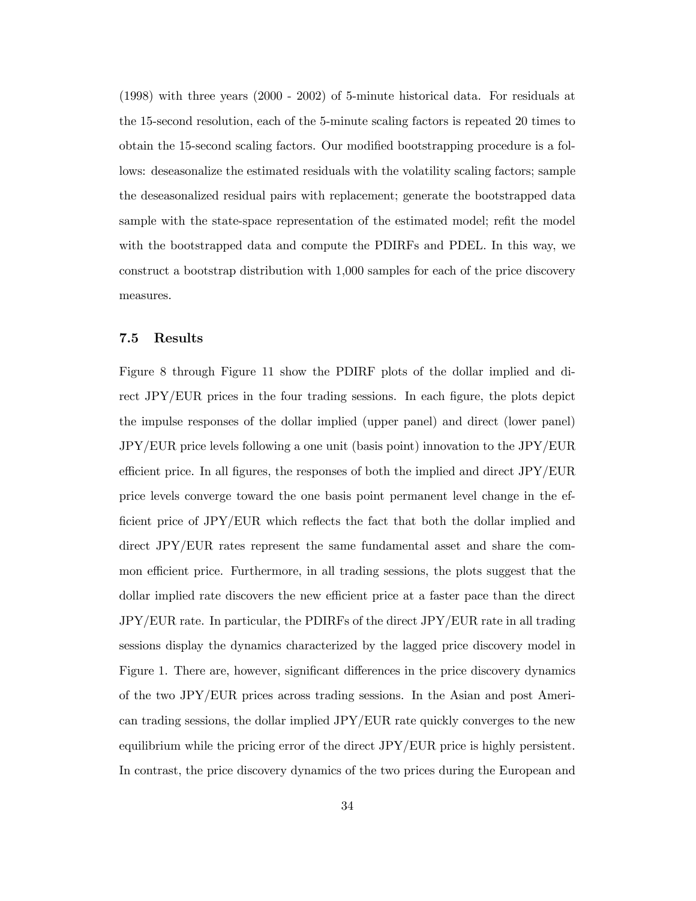(1998) with three years (2000 - 2002) of 5-minute historical data. For residuals at the 15-second resolution, each of the 5-minute scaling factors is repeated 20 times to obtain the 15-second scaling factors. Our modified bootstrapping procedure is a follows: deseasonalize the estimated residuals with the volatility scaling factors; sample the deseasonalized residual pairs with replacement; generate the bootstrapped data sample with the state-space representation of the estimated model; refit the model with the bootstrapped data and compute the PDIRFs and PDEL. In this way, we construct a bootstrap distribution with 1,000 samples for each of the price discovery measures.

### 7.5 Results

Figure 8 through Figure 11 show the PDIRF plots of the dollar implied and direct JPY/EUR prices in the four trading sessions. In each figure, the plots depict the impulse responses of the dollar implied (upper panel) and direct (lower panel) JPY/EUR price levels following a one unit (basis point) innovation to the JPY/EUR efficient price. In all figures, the responses of both the implied and direct JPY/EUR price levels converge toward the one basis point permanent level change in the efficient price of JPY/EUR which reflects the fact that both the dollar implied and direct JPY/EUR rates represent the same fundamental asset and share the common efficient price. Furthermore, in all trading sessions, the plots suggest that the dollar implied rate discovers the new efficient price at a faster pace than the direct JPY/EUR rate. In particular, the PDIRFs of the direct JPY/EUR rate in all trading sessions display the dynamics characterized by the lagged price discovery model in Figure 1. There are, however, significant differences in the price discovery dynamics of the two JPY/EUR prices across trading sessions. In the Asian and post American trading sessions, the dollar implied JPY/EUR rate quickly converges to the new equilibrium while the pricing error of the direct JPY/EUR price is highly persistent. In contrast, the price discovery dynamics of the two prices during the European and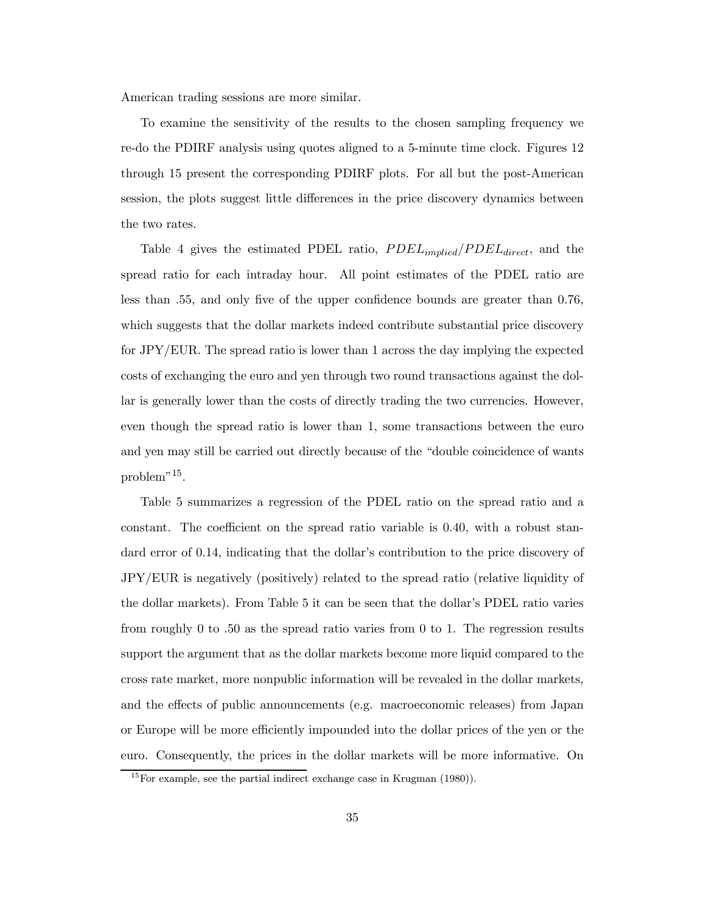American trading sessions are more similar.

To examine the sensitivity of the results to the chosen sampling frequency we re-do the PDIRF analysis using quotes aligned to a 5-minute time clock. Figures 12 through 15 present the corresponding PDIRF plots. For all but the post-American session, the plots suggest little differences in the price discovery dynamics between the two rates.

Table 4 gives the estimated PDEL ratio, $PDEL_{implied}/PDEL_{direct}$, and the spread ratio for each intraday hour. All point estimates of the PDEL ratio are less than .55, and only five of the upper confidence bounds are greater than 0.76, which suggests that the dollar markets indeed contribute substantial price discovery for JPY/EUR. The spread ratio is lower than 1 across the day implying the expected costs of exchanging the euro and yen through two round transactions against the dollar is generally lower than the costs of directly trading the two currencies. However, even though the spread ratio is lower than 1, some transactions between the euro and yen may still be carried out directly because of the "double coincidence of wants problem"[15].

Table 5 summarizes a regression of the PDEL ratio on the spread ratio and a constant. The coefficient on the spread ratio variable is 0.40, with a robust standard error of 0.14, indicating that the dollar's contribution to the price discovery of JPY/EUR is negatively (positively) related to the spread ratio (relative liquidity of the dollar markets). From Table 5 it can be seen that the dollar's PDEL ratio varies from roughly 0 to .50 as the spread ratio varies from 0 to 1. The regression results support the argument that as the dollar markets become more liquid compared to the cross rate market, more nonpublic information will be revealed in the dollar markets, and the effects of public announcements (e.g. macroeconomic releases) from Japan or Europe will be more efficiently impounded into the dollar prices of the yen or the euro. Consequently, the prices in the dollar markets will be more informative. On

[15] For example, see the partial indirect exchange case in Krugman (1980)).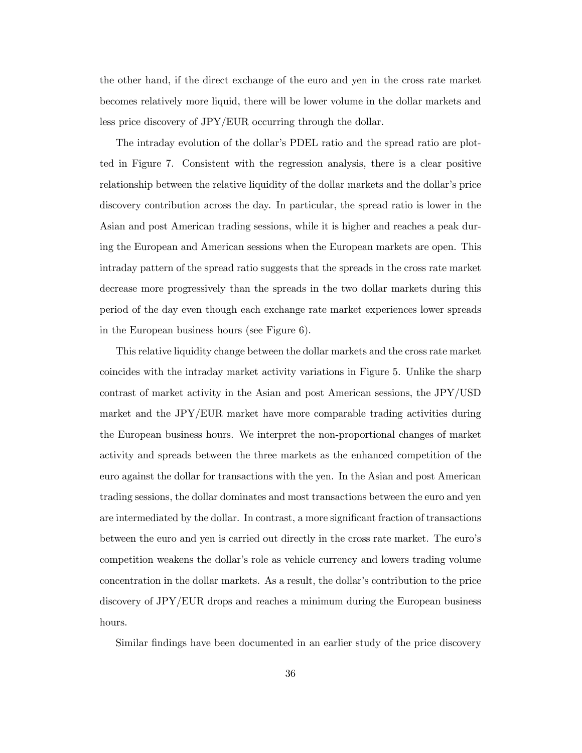the other hand, if the direct exchange of the euro and yen in the cross rate market becomes relatively more liquid, there will be lower volume in the dollar markets and less price discovery of JPY/EUR occurring through the dollar.

The intraday evolution of the dollar's PDEL ratio and the spread ratio are plotted in Figure 7. Consistent with the regression analysis, there is a clear positive relationship between the relative liquidity of the dollar markets and the dollar's price discovery contribution across the day. In particular, the spread ratio is lower in the Asian and post American trading sessions, while it is higher and reaches a peak during the European and American sessions when the European markets are open. This intraday pattern of the spread ratio suggests that the spreads in the cross rate market decrease more progressively than the spreads in the two dollar markets during this period of the day even though each exchange rate market experiences lower spreads in the European business hours (see Figure 6).

This relative liquidity change between the dollar markets and the cross rate market coincides with the intraday market activity variations in Figure 5. Unlike the sharp contrast of market activity in the Asian and post American sessions, the JPY/USD market and the JPY/EUR market have more comparable trading activities during the European business hours. We interpret the non-proportional changes of market activity and spreads between the three markets as the enhanced competition of the euro against the dollar for transactions with the yen. In the Asian and post American trading sessions, the dollar dominates and most transactions between the euro and yen are intermediated by the dollar. In contrast, a more significant fraction of transactions between the euro and yen is carried out directly in the cross rate market. The euro's competition weakens the dollar's role as vehicle currency and lowers trading volume concentration in the dollar markets. As a result, the dollar's contribution to the price discovery of JPY/EUR drops and reaches a minimum during the European business hours.

Similar findings have been documented in an earlier study of the price discovery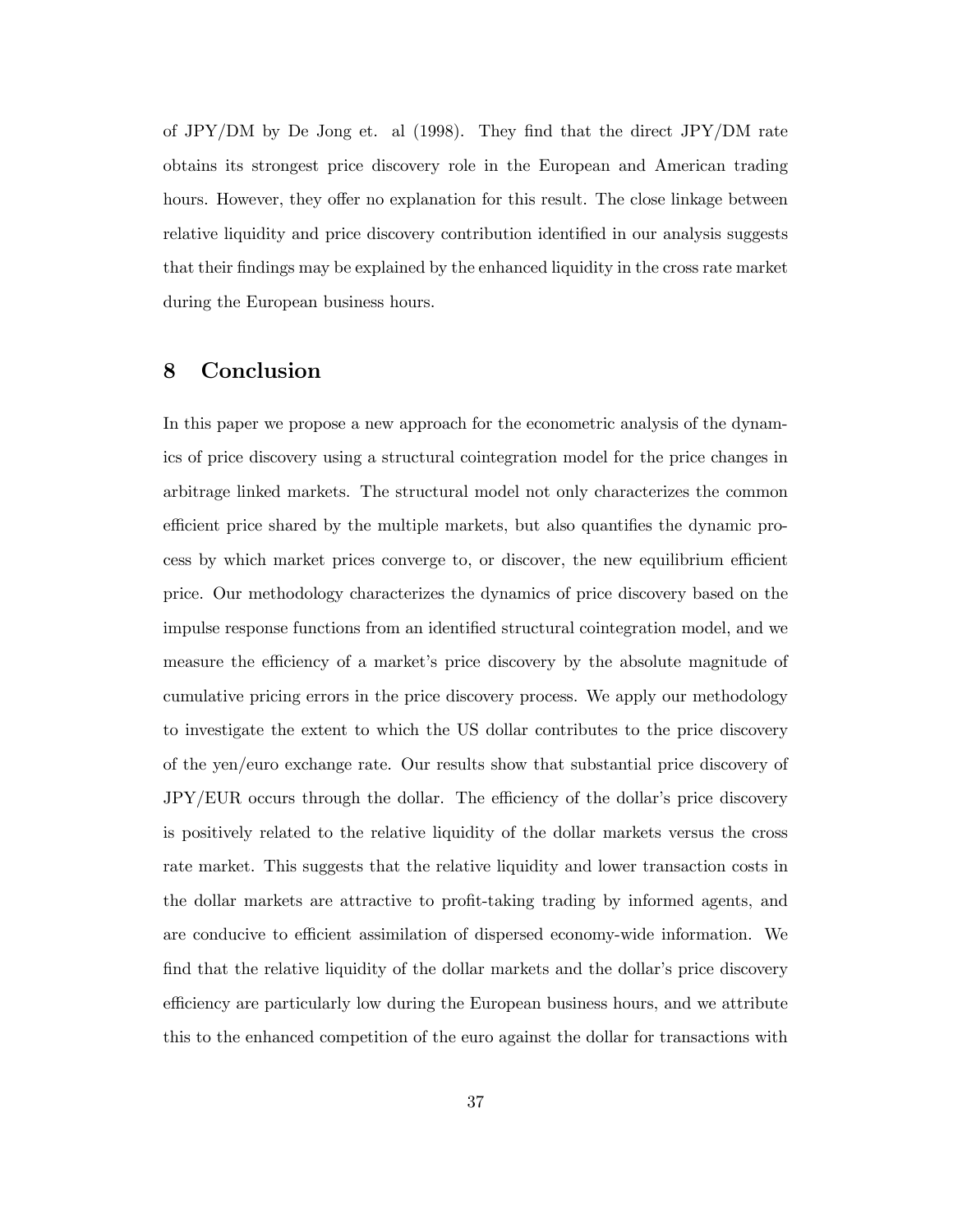of JPY/DM by De Jong et. al (1998). They find that the direct JPY/DM rate obtains its strongest price discovery role in the European and American trading hours. However, they offer no explanation for this result. The close linkage between relative liquidity and price discovery contribution identified in our analysis suggests that their findings may be explained by the enhanced liquidity in the cross rate market during the European business hours.

## 8 Conclusion

In this paper we propose a new approach for the econometric analysis of the dynamics of price discovery using a structural cointegration model for the price changes in arbitrage linked markets. The structural model not only characterizes the common efficient price shared by the multiple markets, but also quantifies the dynamic process by which market prices converge to, or discover, the new equilibrium efficient price. Our methodology characterizes the dynamics of price discovery based on the impulse response functions from an identified structural cointegration model, and we measure the efficiency of a market's price discovery by the absolute magnitude of cumulative pricing errors in the price discovery process. We apply our methodology to investigate the extent to which the US dollar contributes to the price discovery of the yen/euro exchange rate. Our results show that substantial price discovery of JPY/EUR occurs through the dollar. The efficiency of the dollar's price discovery is positively related to the relative liquidity of the dollar markets versus the cross rate market. This suggests that the relative liquidity and lower transaction costs in the dollar markets are attractive to profit-taking trading by informed agents, and are conducive to efficient assimilation of dispersed economy-wide information. We find that the relative liquidity of the dollar markets and the dollar's price discovery efficiency are particularly low during the European business hours, and we attribute this to the enhanced competition of the euro against the dollar for transactions with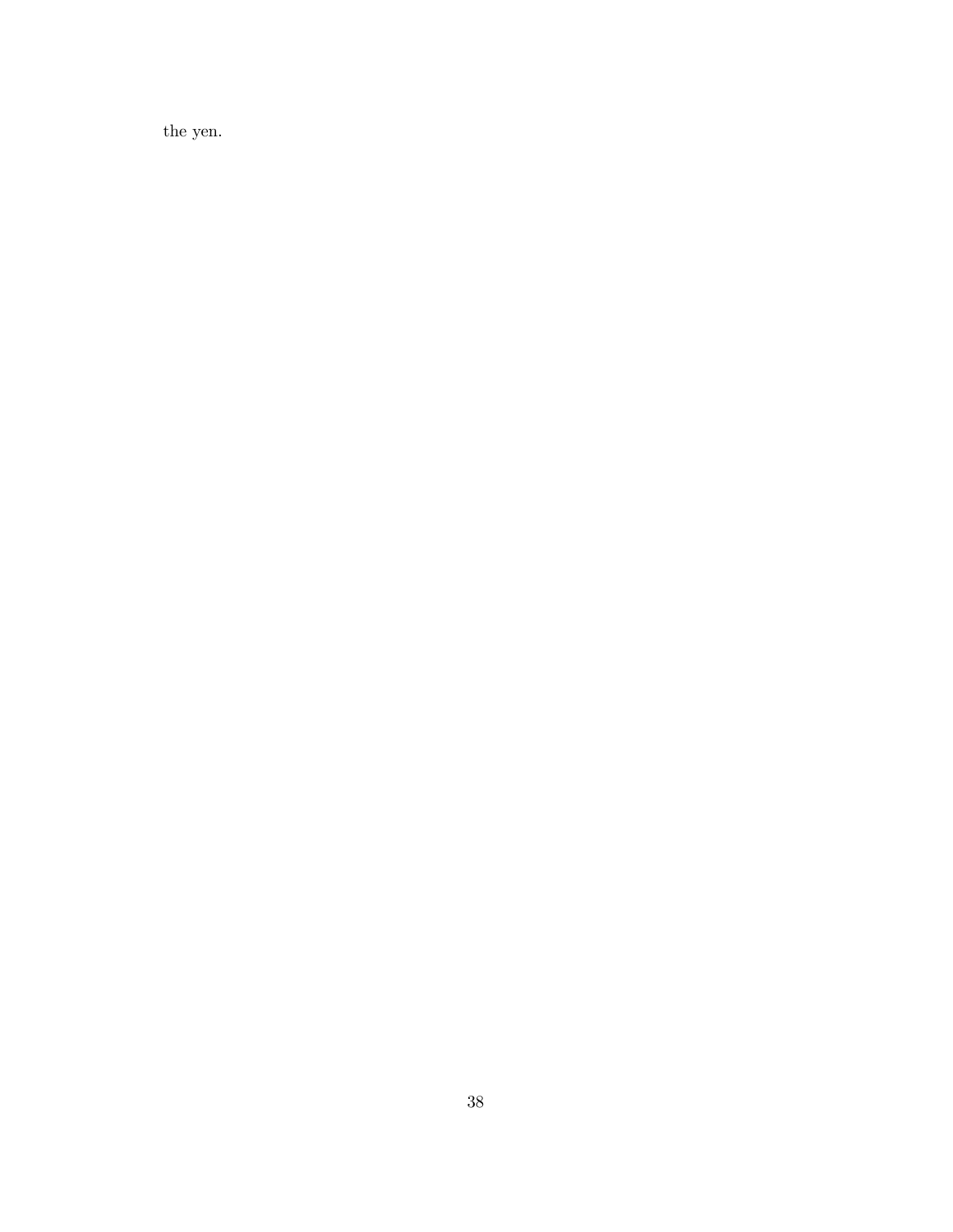the yen.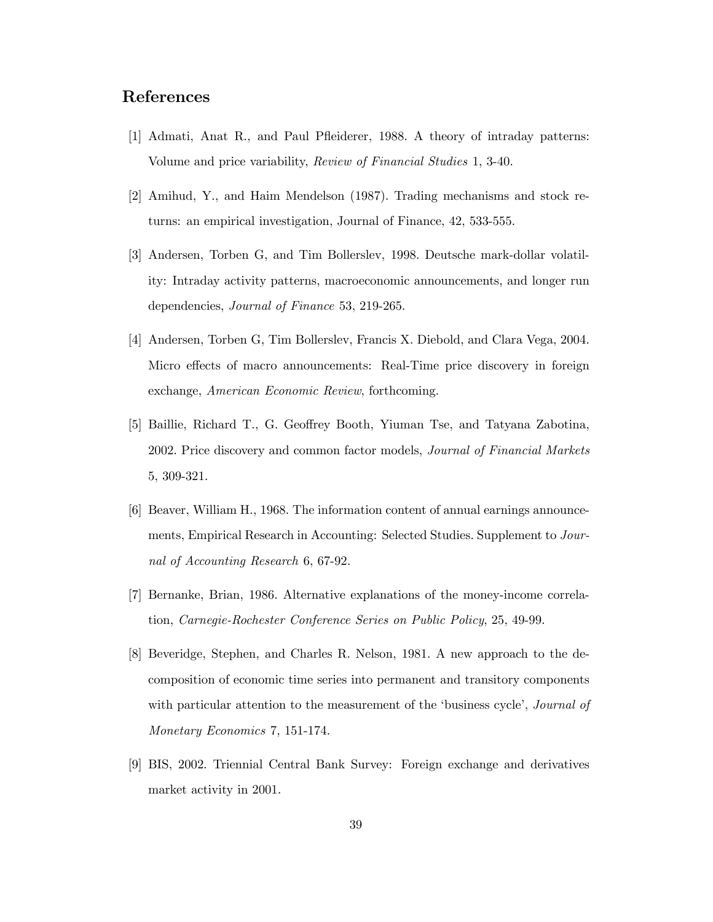## References

[1] Admati, Anat R., and Paul Pfleiderer, 1988. A theory of intraday patterns: Volume and price variability, *Review of Financial Studies* 1, 3-40.

[2] Amihud, Y., and Haim Mendelson (1987). Trading mechanisms and stock returns: an empirical investigation, Journal of Finance, 42, 533-555.

[3] Andersen, Torben G, and Tim Bollerslev, 1998. Deutsche mark-dollar volatility: Intraday activity patterns, macroeconomic announcements, and longer run dependencies, *Journal of Finance* 53, 219-265.

[4] Andersen, Torben G, Tim Bollerslev, Francis X. Diebold, and Clara Vega, 2004. Micro effects of macro announcements: Real-Time price discovery in foreign exchange, *American Economic Review*, forthcoming.

[5] Baillie, Richard T., G. Geoffrey Booth, Yiuman Tse, and Tatyana Zabotina, 2002. Price discovery and common factor models, *Journal of Financial Markets* 5, 309-321.

[6] Beaver, William H., 1968. The information content of annual earnings announcements, Empirical Research in Accounting: Selected Studies. Supplement to *Journal of Accounting Research* 6, 67-92.

[7] Bernanke, Brian, 1986. Alternative explanations of the money-income correlation, *Carnegie-Rochester Conference Series on Public Policy*, 25, 49-99.

[8] Beveridge, Stephen, and Charles R. Nelson, 1981. A new approach to the decomposition of economic time series into permanent and transitory components with particular attention to the measurement of the 'business cycle', *Journal of Monetary Economics* 7, 151-174.

[9] BIS, 2002. Triennial Central Bank Survey: Foreign exchange and derivatives market activity in 2001.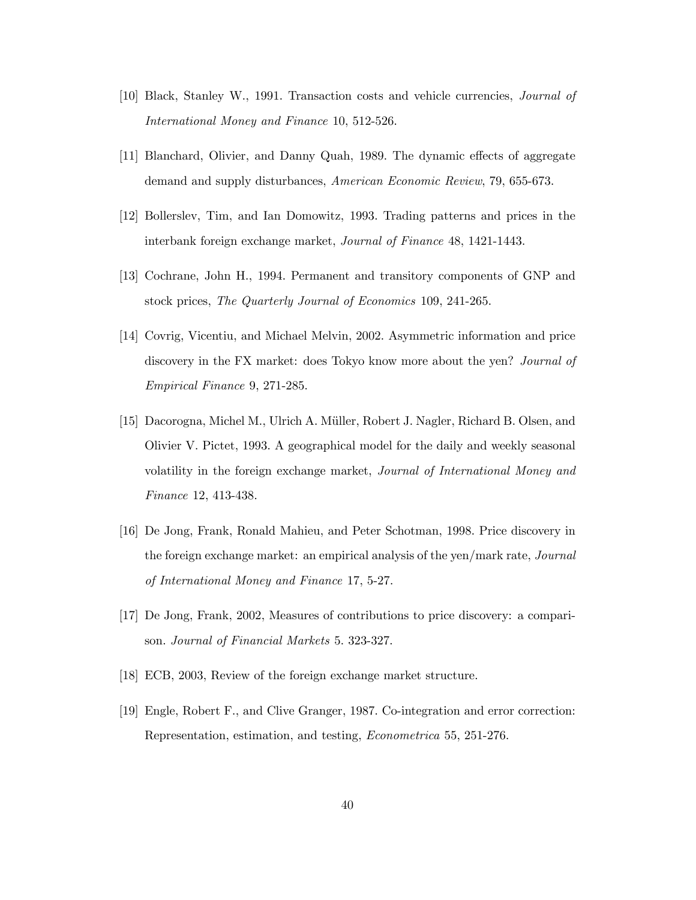[10] Black, Stanley W., 1991. Transaction costs and vehicle currencies, *Journal of International Money and Finance* 10, 512-526.

[11] Blanchard, Olivier, and Danny Quah, 1989. The dynamic effects of aggregate demand and supply disturbances, *American Economic Review*, 79, 655-673.

[12] Bollerslev, Tim, and Ian Domowitz, 1993. Trading patterns and prices in the interbank foreign exchange market, *Journal of Finance* 48, 1421-1443.

[13] Cochrane, John H., 1994. Permanent and transitory components of GNP and stock prices, *The Quarterly Journal of Economics* 109, 241-265.

[14] Covrig, Vicentiu, and Michael Melvin, 2002. Asymmetric information and price discovery in the FX market: does Tokyo know more about the yen? *Journal of Empirical Finance* 9, 271-285.

[15] Dacorogna, Michel M., Ulrich A. Müller, Robert J. Nagler, Richard B. Olsen, and Olivier V. Pictet, 1993. A geographical model for the daily and weekly seasonal volatility in the foreign exchange market, *Journal of International Money and Finance* 12, 413-438.

[16] De Jong, Frank, Ronald Mahieu, and Peter Schotman, 1998. Price discovery in the foreign exchange market: an empirical analysis of the yen/mark rate, *Journal of International Money and Finance* 17, 5-27.

[17] De Jong, Frank, 2002, Measures of contributions to price discovery: a comparison. *Journal of Financial Markets* 5. 323-327.

[18] ECB, 2003, Review of the foreign exchange market structure.

[19] Engle, Robert F., and Clive Granger, 1987. Co-integration and error correction: Representation, estimation, and testing, *Econometrica* 55, 251-276.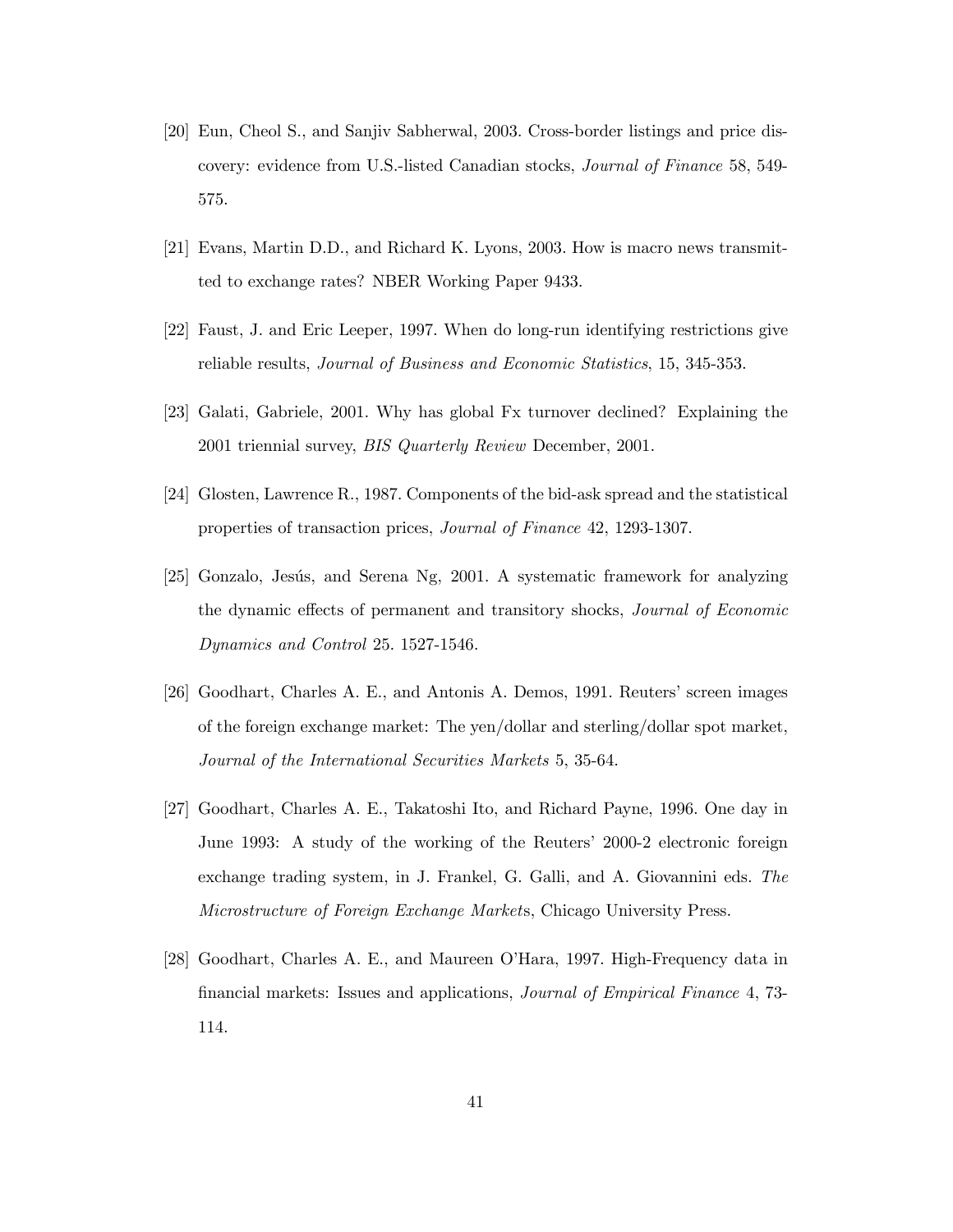[20] Eun, Cheol S., and Sanjiv Sabherwal, 2003. Cross-border listings and price discovery: evidence from U.S.-listed Canadian stocks, *Journal of Finance* 58, 549-575.

[21] Evans, Martin D.D., and Richard K. Lyons, 2003. How is macro news transmitted to exchange rates? NBER Working Paper 9433.

[22] Faust, J. and Eric Leeper, 1997. When do long-run identifying restrictions give reliable results, *Journal of Business and Economic Statistics*, 15, 345-353.

[23] Galati, Gabriele, 2001. Why has global Fx turnover declined? Explaining the 2001 triennial survey, *BIS Quarterly Review* December, 2001.

[24] Glosten, Lawrence R., 1987. Components of the bid-ask spread and the statistical properties of transaction prices, *Journal of Finance* 42, 1293-1307.

[25] Gonzalo, Jesús, and Serena Ng, 2001. A systematic framework for analyzing the dynamic effects of permanent and transitory shocks, *Journal of Economic Dynamics and Control* 25. 1527-1546.

[26] Goodhart, Charles A. E., and Antonis A. Demos, 1991. Reuters' screen images of the foreign exchange market: The yen/dollar and sterling/dollar spot market, *Journal of the International Securities Markets* 5, 35-64.

[27] Goodhart, Charles A. E., Takatoshi Ito, and Richard Payne, 1996. One day in June 1993: A study of the working of the Reuters' 2000-2 electronic foreign exchange trading system, in J. Frankel, G. Galli, and A. Giovannini eds. *The Microstructure of Foreign Exchange Markets*, Chicago University Press.

[28] Goodhart, Charles A. E., and Maureen O'Hara, 1997. High-Frequency data in financial markets: Issues and applications, *Journal of Empirical Finance* 4, 73-114.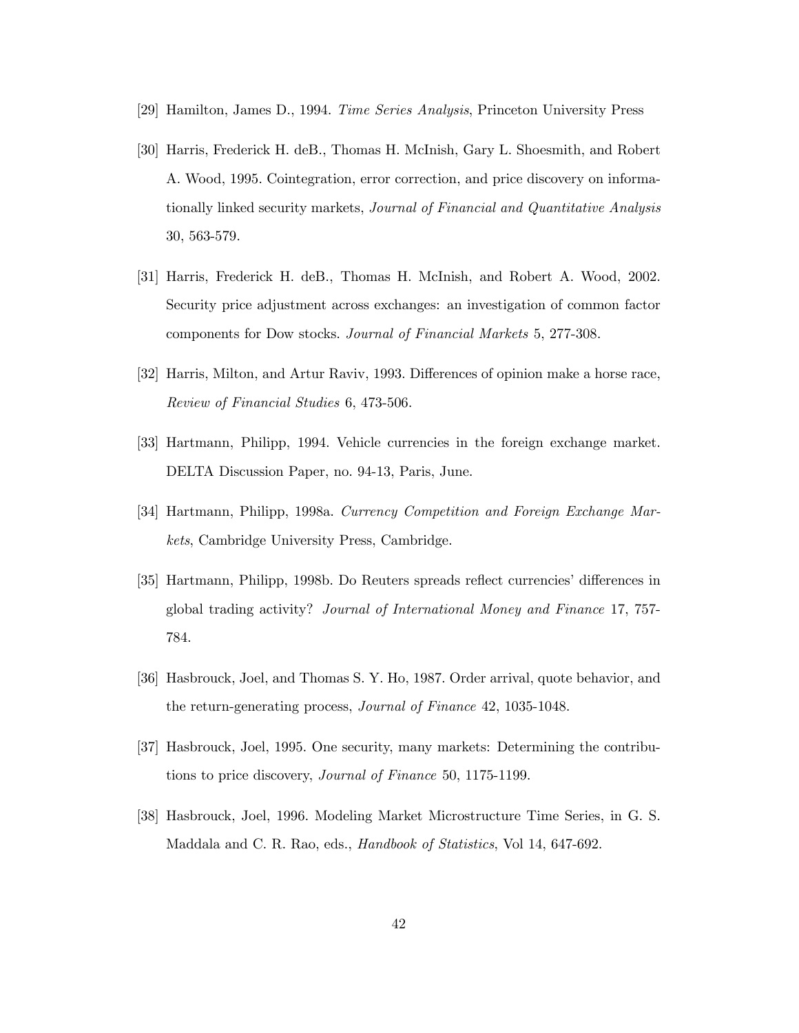[29] Hamilton, James D., 1994. *Time Series Analysis*, Princeton University Press

[30] Harris, Frederick H. deB., Thomas H. McInish, Gary L. Shoesmith, and Robert A. Wood, 1995. Cointegration, error correction, and price discovery on informationally linked security markets, *Journal of Financial and Quantitative Analysis* 30, 563-579.

[31] Harris, Frederick H. deB., Thomas H. McInish, and Robert A. Wood, 2002. Security price adjustment across exchanges: an investigation of common factor components for Dow stocks. *Journal of Financial Markets* 5, 277-308.

[32] Harris, Milton, and Artur Raviv, 1993. Differences of opinion make a horse race, *Review of Financial Studies* 6, 473-506.

[33] Hartmann, Philipp, 1994. Vehicle currencies in the foreign exchange market. DELTA Discussion Paper, no. 94-13, Paris, June.

[34] Hartmann, Philipp, 1998a. *Currency Competition and Foreign Exchange Markets*, Cambridge University Press, Cambridge.

[35] Hartmann, Philipp, 1998b. Do Reuters spreads reflect currencies' differences in global trading activity? *Journal of International Money and Finance* 17, 757-784.

[36] Hasbrouck, Joel, and Thomas S. Y. Ho, 1987. Order arrival, quote behavior, and the return-generating process, *Journal of Finance* 42, 1035-1048.

[37] Hasbrouck, Joel, 1995. One security, many markets: Determining the contributions to price discovery, *Journal of Finance* 50, 1175-1199.

[38] Hasbrouck, Joel, 1996. Modeling Market Microstructure Time Series, in G. S. Maddala and C. R. Rao, eds., *Handbook of Statistics*, Vol 14, 647-692.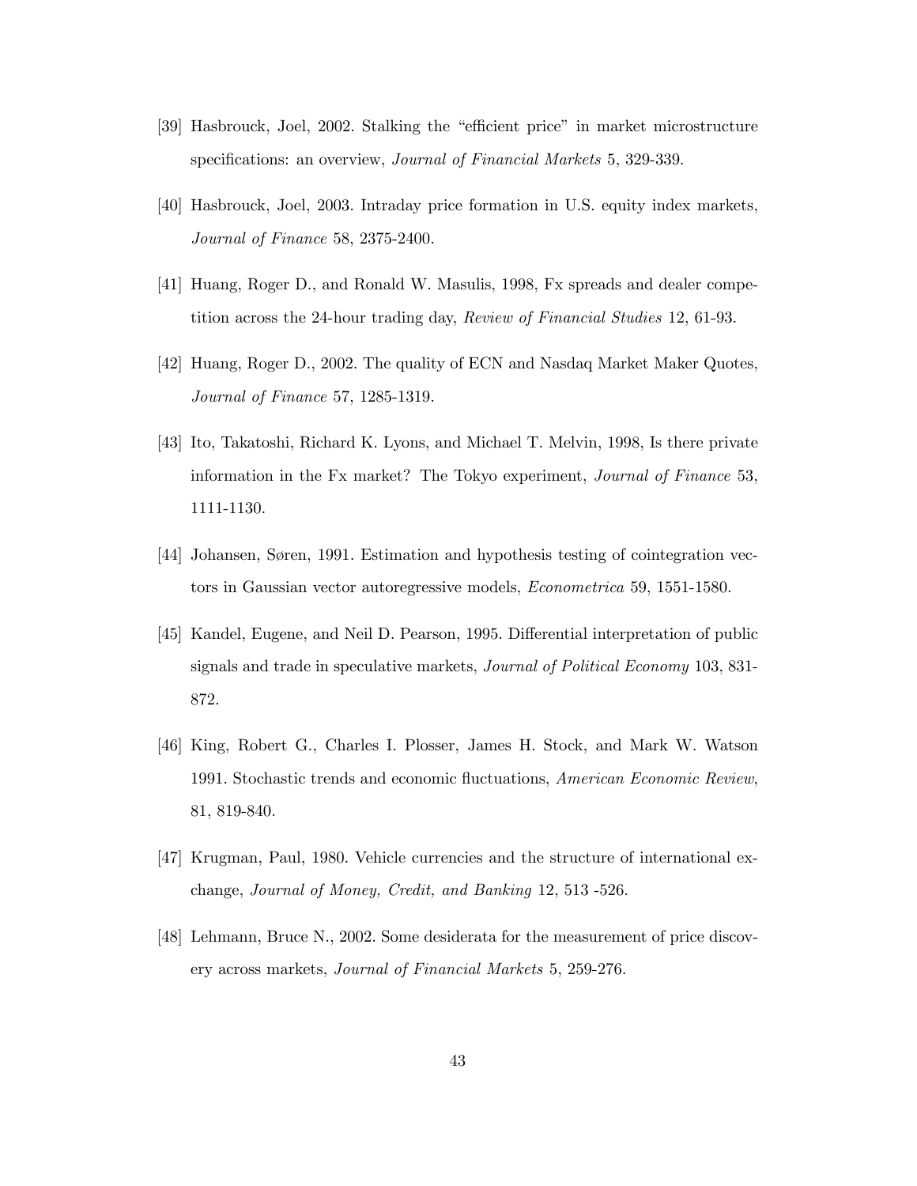[39] Hasbrouck, Joel, 2002. Stalking the "efficient price" in market microstructure specifications: an overview, *Journal of Financial Markets* 5, 329-339.

[40] Hasbrouck, Joel, 2003. Intraday price formation in U.S. equity index markets, *Journal of Finance* 58, 2375-2400.

[41] Huang, Roger D., and Ronald W. Masulis, 1998, Fx spreads and dealer competition across the 24-hour trading day, *Review of Financial Studies* 12, 61-93.

[42] Huang, Roger D., 2002. The quality of ECN and Nasdaq Market Maker Quotes, *Journal of Finance* 57, 1285-1319.

[43] Ito, Takatoshi, Richard K. Lyons, and Michael T. Melvin, 1998, Is there private information in the Fx market? The Tokyo experiment, *Journal of Finance* 53, 1111-1130.

[44] Johansen, Søren, 1991. Estimation and hypothesis testing of cointegration vectors in Gaussian vector autoregressive models, *Econometrica* 59, 1551-1580.

[45] Kandel, Eugene, and Neil D. Pearson, 1995. Differential interpretation of public signals and trade in speculative markets, *Journal of Political Economy* 103, 831-872.

[46] King, Robert G., Charles I. Plosser, James H. Stock, and Mark W. Watson 1991. Stochastic trends and economic fluctuations, *American Economic Review*, 81, 819-840.

[47] Krugman, Paul, 1980. Vehicle currencies and the structure of international exchange, *Journal of Money, Credit, and Banking* 12, 513 -526.

[48] Lehmann, Bruce N., 2002. Some desiderata for the measurement of price discovery across markets, *Journal of Financial Markets* 5, 259-276.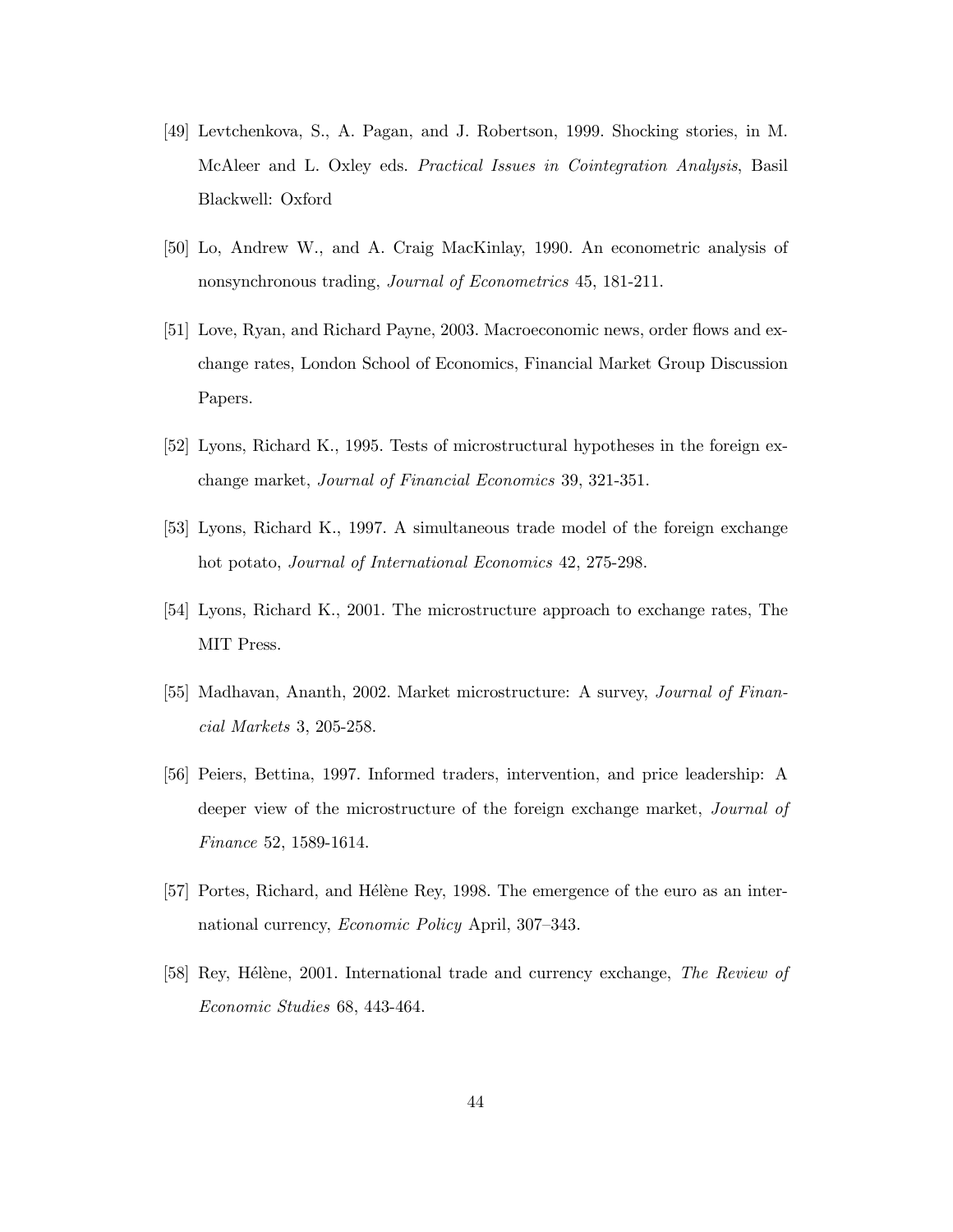[49] Levtchenkova, S., A. Pagan, and J. Robertson, 1999. Shocking stories, in M. McAleer and L. Oxley eds. *Practical Issues in Cointegration Analysis*, Basil Blackwell: Oxford

[50] Lo, Andrew W., and A. Craig MacKinlay, 1990. An econometric analysis of nonsynchronous trading, *Journal of Econometrics* 45, 181-211.

[51] Love, Ryan, and Richard Payne, 2003. Macroeconomic news, order flows and exchange rates, London School of Economics, Financial Market Group Discussion Papers.

[52] Lyons, Richard K., 1995. Tests of microstructural hypotheses in the foreign exchange market, *Journal of Financial Economics* 39, 321-351.

[53] Lyons, Richard K., 1997. A simultaneous trade model of the foreign exchange hot potato, *Journal of International Economics* 42, 275-298.

[54] Lyons, Richard K., 2001. The microstructure approach to exchange rates, The MIT Press.

[55] Madhavan, Ananth, 2002. Market microstructure: A survey, *Journal of Financial Markets* 3, 205-258.

[56] Peiers, Bettina, 1997. Informed traders, intervention, and price leadership: A deeper view of the microstructure of the foreign exchange market, *Journal of Finance* 52, 1589-1614.

[57] Portes, Richard, and Hélène Rey, 1998. The emergence of the euro as an international currency, *Economic Policy* April, 307–343.

[58] Rey, Hélène, 2001. International trade and currency exchange, *The Review of Economic Studies* 68, 443-464.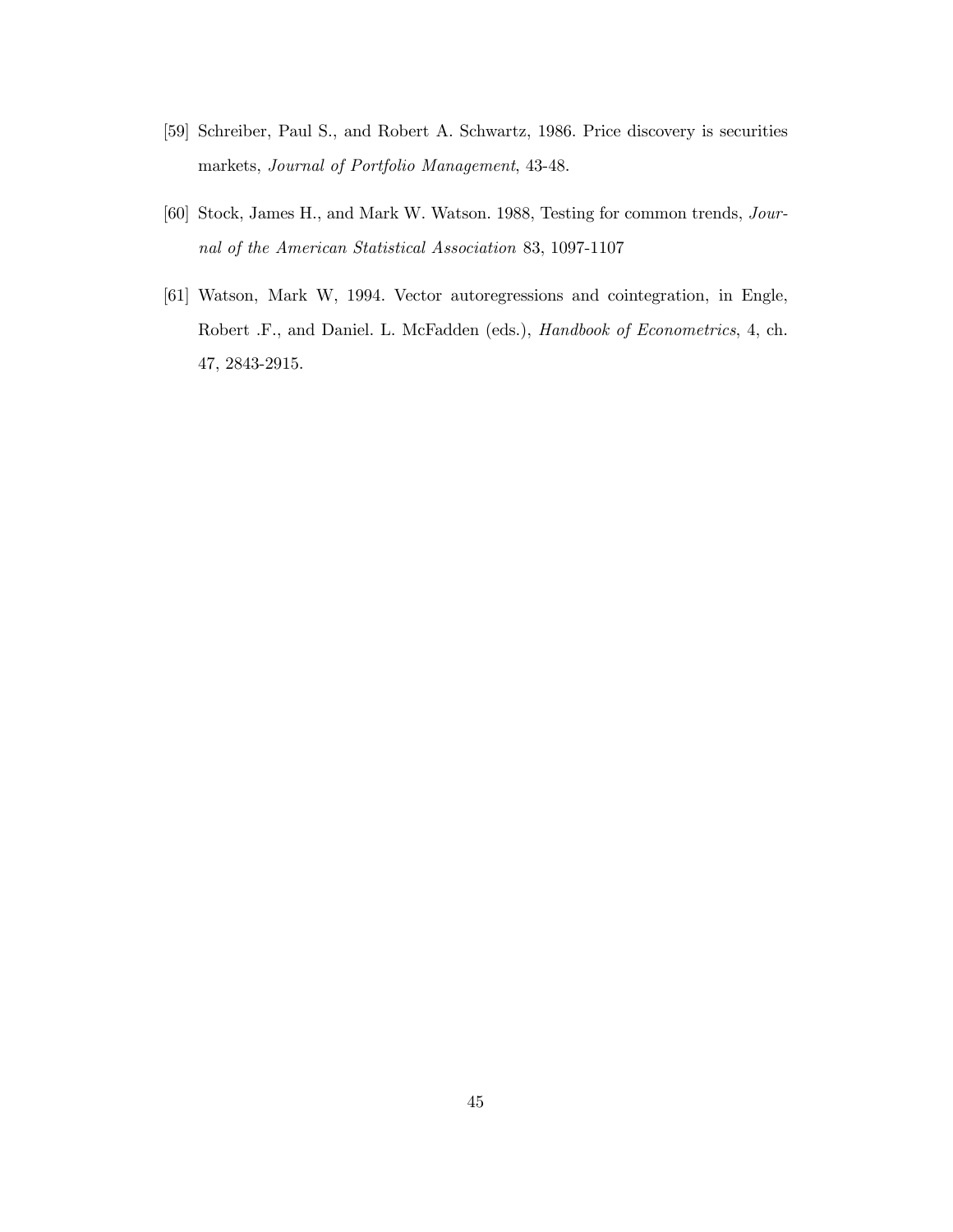[59] Schreiber, Paul S., and Robert A. Schwartz, 1986. Price discovery is securities markets, *Journal of Portfolio Management*, 43-48.

[60] Stock, James H., and Mark W. Watson. 1988, Testing for common trends, *Journal of the American Statistical Association* 83, 1097-1107

[61] Watson, Mark W, 1994. Vector autoregressions and cointegration, in Engle, Robert .F., and Daniel. L. McFadden (eds.), *Handbook of Econometrics*, 4, ch. 47, 2843-2915.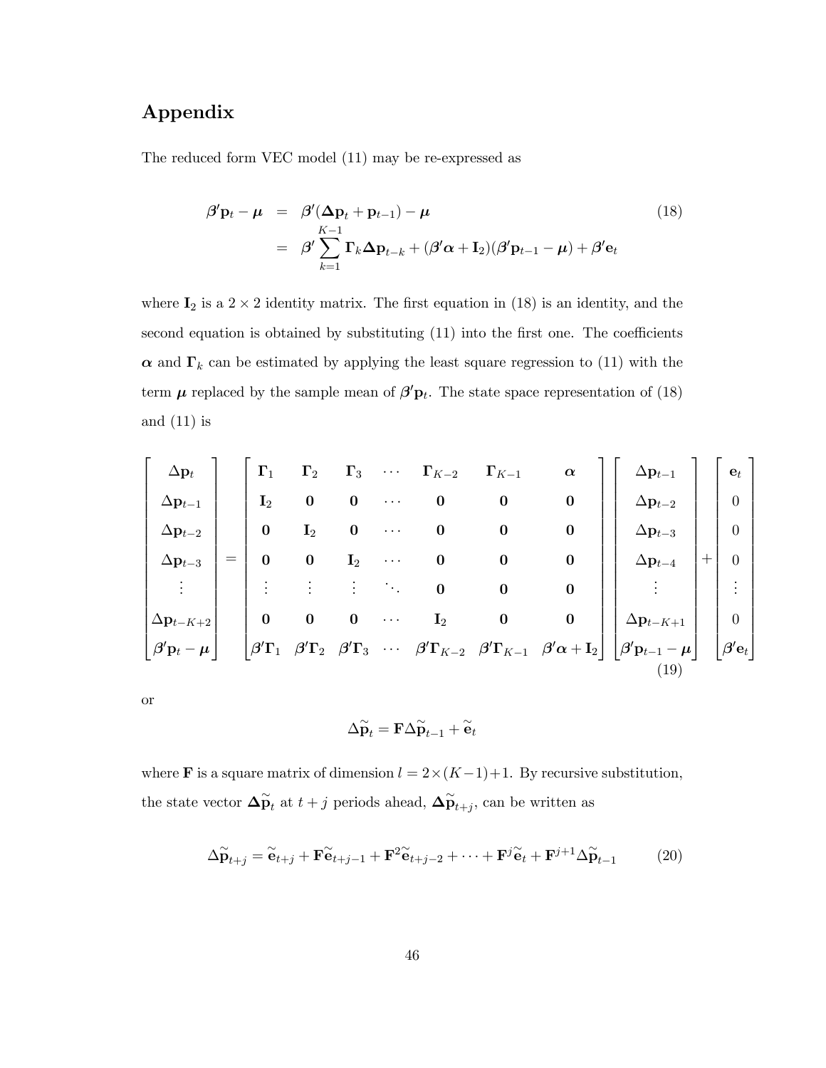# Appendix

The reduced form VEC model (11) may be re-expressed as

$$
\begin{aligned}
\boldsymbol{\beta}'\mathbf{p}_t - \boldsymbol{\mu} &= \boldsymbol{\beta}'(\boldsymbol{\Delta}\mathbf{p}_t + \mathbf{p}_{t-1}) - \boldsymbol{\mu} \\
&= \boldsymbol{\beta}' \sum_{k=1}^{K-1} \boldsymbol{\Gamma}_k \boldsymbol{\Delta}\mathbf{p}_{t-k} + (\boldsymbol{\beta}'\boldsymbol{\alpha} + \mathbf{I}_2)(\boldsymbol{\beta}'\mathbf{p}_{t-1} - \boldsymbol{\mu}) + \boldsymbol{\beta}'\mathbf{e}_t
\end{aligned}
\tag{18}
$$

where $\mathbf{I}_2$ is a $2 \times 2$ identity matrix. The first equation in (18) is an identity, and the second equation is obtained by substituting (11) into the first one. The coefficients $\boldsymbol{\alpha}$ and $\boldsymbol{\Gamma}_k$ can be estimated by applying the least square regression to (11) with the term $\boldsymbol{\mu}$ replaced by the sample mean of $\boldsymbol{\beta}'\mathbf{p}_t$. The state space representation of (18) and (11) is

$$
\begin{bmatrix}
\Delta\mathbf{p}_t \\
\Delta\mathbf{p}_{t-1} \\
\Delta\mathbf{p}_{t-2} \\
\Delta\mathbf{p}_{t-3} \\
\vdots \\
\Delta\mathbf{p}_{t-K+2} \\
\boldsymbol{\beta}'\mathbf{p}_t - \boldsymbol{\mu}
\end{bmatrix}
=
\begin{bmatrix}
\boldsymbol{\Gamma}_1 & \boldsymbol{\Gamma}_2 & \boldsymbol{\Gamma}_3 & \cdots & \boldsymbol{\Gamma}_{K-2} & \boldsymbol{\Gamma}_{K-1} & \boldsymbol{\alpha} \\
\mathbf{I}_2 & \mathbf{0} & \mathbf{0} & \cdots & \mathbf{0} & \mathbf{0} & \mathbf{0} \\
\mathbf{0} & \mathbf{I}_2 & \mathbf{0} & \cdots & \mathbf{0} & \mathbf{0} & \mathbf{0} \\
\mathbf{0} & \mathbf{0} & \mathbf{I}_2 & \cdots & \mathbf{0} & \mathbf{0} & \mathbf{0} \\
\vdots & \vdots & \vdots & \ddots & \mathbf{0} & \mathbf{0} & \mathbf{0} \\
\mathbf{0} & \mathbf{0} & \mathbf{0} & \cdots & \mathbf{I}_2 & \mathbf{0} & \mathbf{0} \\
\boldsymbol{\beta}'\boldsymbol{\Gamma}_1 & \boldsymbol{\beta}'\boldsymbol{\Gamma}_2 & \boldsymbol{\beta}'\boldsymbol{\Gamma}_3 & \cdots & \boldsymbol{\beta}'\boldsymbol{\Gamma}_{K-2} & \boldsymbol{\beta}'\boldsymbol{\Gamma}_{K-1} & \boldsymbol{\beta}'\boldsymbol{\alpha} + \mathbf{I}_2
\end{bmatrix}
\begin{bmatrix}
\Delta\mathbf{p}_{t-1} \\
\Delta\mathbf{p}_{t-2} \\
\Delta\mathbf{p}_{t-3} \\
\Delta\mathbf{p}_{t-4} \\
\vdots \\
\Delta\mathbf{p}_{t-K+1} \\
\boldsymbol{\beta}'\mathbf{p}_{t-1} - \boldsymbol{\mu}
\end{bmatrix}
+
\begin{bmatrix}
\mathbf{e}_t \\
0 \\
0 \\
0 \\
\vdots \\
0 \\
\boldsymbol{\beta}'\mathbf{e}_t
\end{bmatrix}
\tag{19}
$$

or

$$
\Delta\widetilde{\mathbf{p}}_t = \mathbf{F}\Delta\widetilde{\mathbf{p}}_{t-1} + \widetilde{\mathbf{e}}_t
$$

where $\mathbf{F}$ is a square matrix of dimension $l = 2 \times (K-1) + 1$. By recursive substitution, the state vector $\boldsymbol{\Delta}\widetilde{\mathbf{p}}_t$ at $t+j$ periods ahead, $\boldsymbol{\Delta}\widetilde{\mathbf{p}}_{t+j}$, can be written as

$$
\Delta\widetilde{\mathbf{p}}_{t+j} = \widetilde{\mathbf{e}}_{t+j} + \mathbf{F}\widetilde{\mathbf{e}}_{t+j-1} + \mathbf{F}^2\widetilde{\mathbf{e}}_{t+j-2} + \cdots + \mathbf{F}^j\widetilde{\mathbf{e}}_t + \mathbf{F}^{j+1}\Delta\widetilde{\mathbf{p}}_{t-1} \tag{20}
$$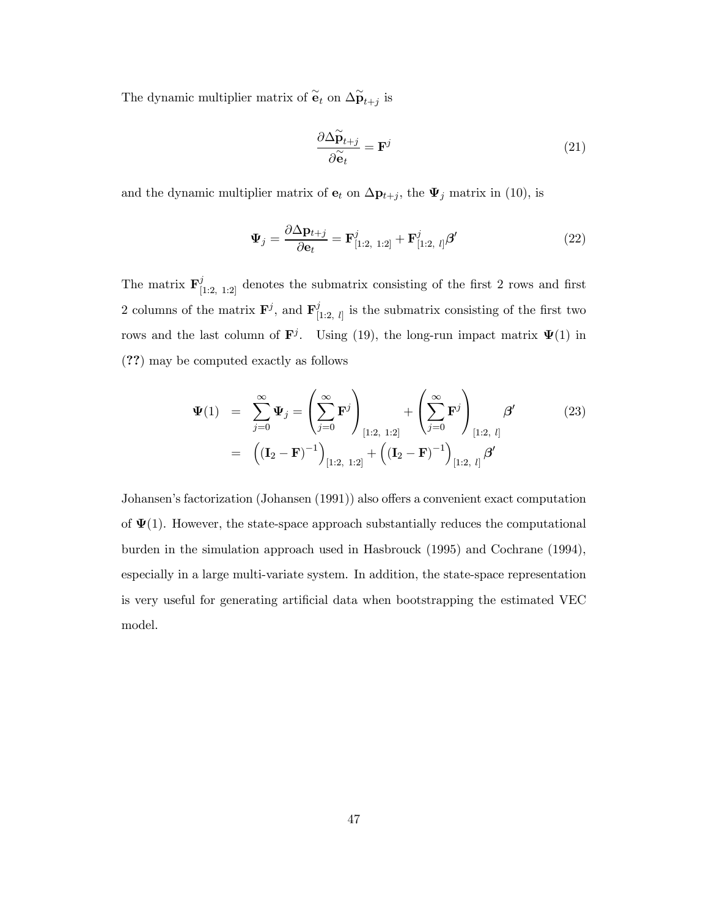The dynamic multiplier matrix of $\widetilde{\mathbf{e}}_t$ on $\Delta\widetilde{\mathbf{p}}_{t+j}$ is

$$\frac{\partial \Delta \widetilde{\mathbf{p}}_{t+j}}{\partial \widetilde{\mathbf{e}}_t} = \mathbf{F}^j \tag{21}$$

and the dynamic multiplier matrix of $\mathbf{e}_t$ on $\Delta\mathbf{p}_{t+j}$, the $\mathbf{\Psi}_j$ matrix in (10), is

$$\mathbf{\Psi}_j = \frac{\partial \Delta \mathbf{p}_{t+j}}{\partial \mathbf{e}_t} = \mathbf{F}^j_{[1:2,\ 1:2]} + \mathbf{F}^j_{[1:2,\ l]}\boldsymbol{\beta}' \tag{22}$$

The matrix $\mathbf{F}^j_{[1:2,\ 1:2]}$ denotes the submatrix consisting of the first 2 rows and first 2 columns of the matrix $\mathbf{F}^j$, and $\mathbf{F}^j_{[1:2,\ l]}$ is the submatrix consisting of the first two rows and the last column of $\mathbf{F}^j$. Using (19), the long-run impact matrix $\mathbf{\Psi}(1)$ in (**??**) may be computed exactly as follows

$$\begin{aligned}
\mathbf{\Psi}(1) &= \sum_{j=0}^{\infty} \mathbf{\Psi}_j = \left(\sum_{j=0}^{\infty} \mathbf{F}^j\right)_{[1:2,\ 1:2]} + \left(\sum_{j=0}^{\infty} \mathbf{F}^j\right)_{[1:2,\ l]} \boldsymbol{\beta}' \\
&= \left((\mathbf{I}_2 - \mathbf{F})^{-1}\right)_{[1:2,\ 1:2]} + \left((\mathbf{I}_2 - \mathbf{F})^{-1}\right)_{[1:2,\ l]} \boldsymbol{\beta}'
\end{aligned} \tag{23}$$

Johansen's factorization (Johansen (1991)) also offers a convenient exact computation of $\mathbf{\Psi}(1)$. However, the state-space approach substantially reduces the computational burden in the simulation approach used in Hasbrouck (1995) and Cochrane (1994), especially in a large multi-variate system. In addition, the state-space representation is very useful for generating artificial data when bootstrapping the estimated VEC model.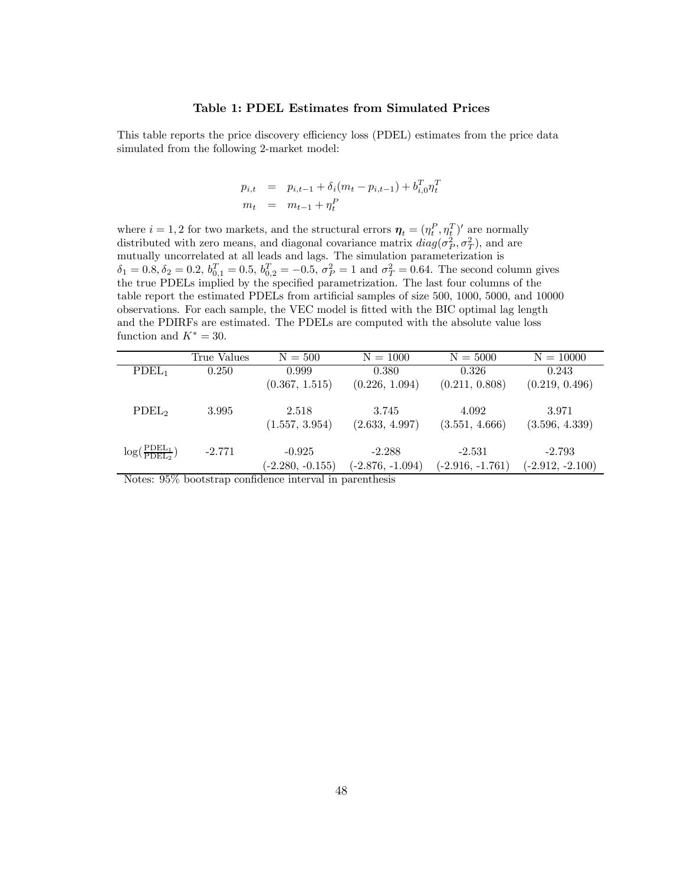### Table 1: PDEL Estimates from Simulated Prices

This table reports the price discovery efficiency loss (PDEL) estimates from the price data simulated from the following 2-market model:

$$
\begin{aligned}
p_{i,t} &= p_{i,t-1} + \delta_i(m_t - p_{i,t-1}) + b_{i,0}^T \eta_t^T \\
m_t &= m_{t-1} + \eta_t^P
\end{aligned}
$$

where $i = 1, 2$ for two markets, and the structural errors $\boldsymbol{\eta}_t = (\eta_t^P, \eta_t^T)'$ are normally distributed with zero means, and diagonal covariance matrix $diag(\sigma_P^2, \sigma_T^2)$, and are mutually uncorrelated at all leads and lags. The simulation parameterization is $\delta_1 = 0.8, \delta_2 = 0.2$, $b_{0,1}^T = 0.5$, $b_{0,2}^T = -0.5$, $\sigma_P^2 = 1$ and $\sigma_T^2 = 0.64$. The second column gives the true PDELs implied by the specified parametrization. The last four columns of the table report the estimated PDELs from artificial samples of size 500, 1000, 5000, and 10000 observations. For each sample, the VEC model is fitted with the BIC optimal lag length and the PDIRFs are estimated. The PDELs are computed with the absolute value loss function and $K^* = 30$.

| | True Values | N = 500 | N = 1000 | N = 5000 | N = 10000 |
|---|---|---|---|---|---|
| $\text{PDEL}_1$ | 0.250 | 0.999 | 0.380 | 0.326 | 0.243 |
| | | (0.367, 1.515) | (0.226, 1.094) | (0.211, 0.808) | (0.219, 0.496) |
| $\text{PDEL}_2$ | 3.995 | 2.518 | 3.745 | 4.092 | 3.971 |
| | | (1.557, 3.954) | (2.633, 4.997) | (3.551, 4.666) | (3.596, 4.339) |
| $\log(\frac{\text{PDEL}_1}{\text{PDEL}_2})$ | -2.771 | -0.925 | -2.288 | -2.531 | -2.793 |
| | | (-2.280, -0.155) | (-2.876, -1.094) | (-2.916, -1.761) | (-2.912, -2.100) |

Notes: 95% bootstrap confidence interval in parenthesis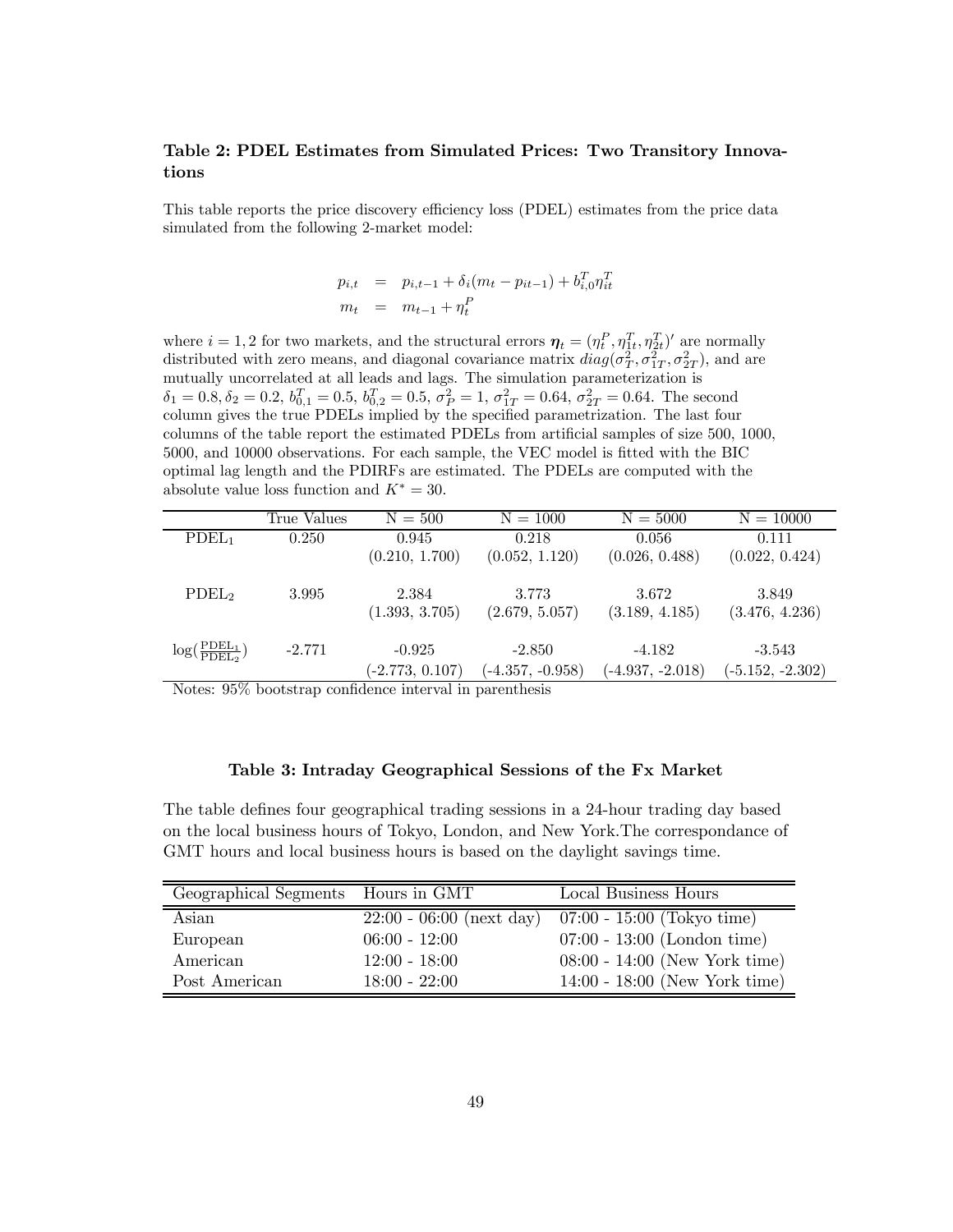### Table 2: PDEL Estimates from Simulated Prices: Two Transitory Innovations

This table reports the price discovery efficiency loss (PDEL) estimates from the price data simulated from the following 2-market model:

$$
\begin{aligned}
p_{i,t} &= p_{i,t-1} + \delta_i(m_t - p_{it-1}) + b_{i,0}^T \eta_{it}^T \\
m_t &= m_{t-1} + \eta_t^P
\end{aligned}
$$

where $i = 1, 2$ for two markets, and the structural errors $\boldsymbol{\eta}_t = (\eta_t^P, \eta_{1t}^T, \eta_{2t}^T)'$ are normally distributed with zero means, and diagonal covariance matrix $diag(\sigma_T^2, \sigma_{1T}^2, \sigma_{2T}^2)$, and are mutually uncorrelated at all leads and lags. The simulation parameterization is $\delta_1 = 0.8, \delta_2 = 0.2$, $b_{0,1}^T = 0.5$, $b_{0,2}^T = 0.5$, $\sigma_P^2 = 1$, $\sigma_{1T}^2 = 0.64$, $\sigma_{2T}^2 = 0.64$. The second column gives the true PDELs implied by the specified parametrization. The last four columns of the table report the estimated PDELs from artificial samples of size 500, 1000, 5000, and 10000 observations. For each sample, the VEC model is fitted with the BIC optimal lag length and the PDIRFs are estimated. The PDELs are computed with the absolute value loss function and $K^* = 30$.

| | True Values | N = 500 | N = 1000 | N = 5000 | N = 10000 |
|---|---|---|---|---|---|
| $\text{PDEL}_1$ | 0.250 | 0.945 | 0.218 | 0.056 | 0.111 |
| | | (0.210, 1.700) | (0.052, 1.120) | (0.026, 0.488) | (0.022, 0.424) |
| $\text{PDEL}_2$ | 3.995 | 2.384 | 3.773 | 3.672 | 3.849 |
| | | (1.393, 3.705) | (2.679, 5.057) | (3.189, 4.185) | (3.476, 4.236) |
| $\log(\frac{\text{PDEL}_1}{\text{PDEL}_2})$ | -2.771 | -0.925 | -2.850 | -4.182 | -3.543 |
| | | (-2.773, 0.107) | (-4.357, -0.958) | (-4.937, -2.018) | (-5.152, -2.302) |

Notes: 95% bootstrap confidence interval in parenthesis

### Table 3: Intraday Geographical Sessions of the Fx Market

The table defines four geographical trading sessions in a 24-hour trading day based on the local business hours of Tokyo, London, and New York.The correspondance of GMT hours and local business hours is based on the daylight savings time.

| Geographical Segments | Hours in GMT | Local Business Hours |
|---|---|---|
| Asian | 22:00 - 06:00 (next day) | 07:00 - 15:00 (Tokyo time) |
| European | 06:00 - 12:00 | 07:00 - 13:00 (London time) |
| American | 12:00 - 18:00 | 08:00 - 14:00 (New York time) |
| Post American | 18:00 - 22:00 | 14:00 - 18:00 (New York time) |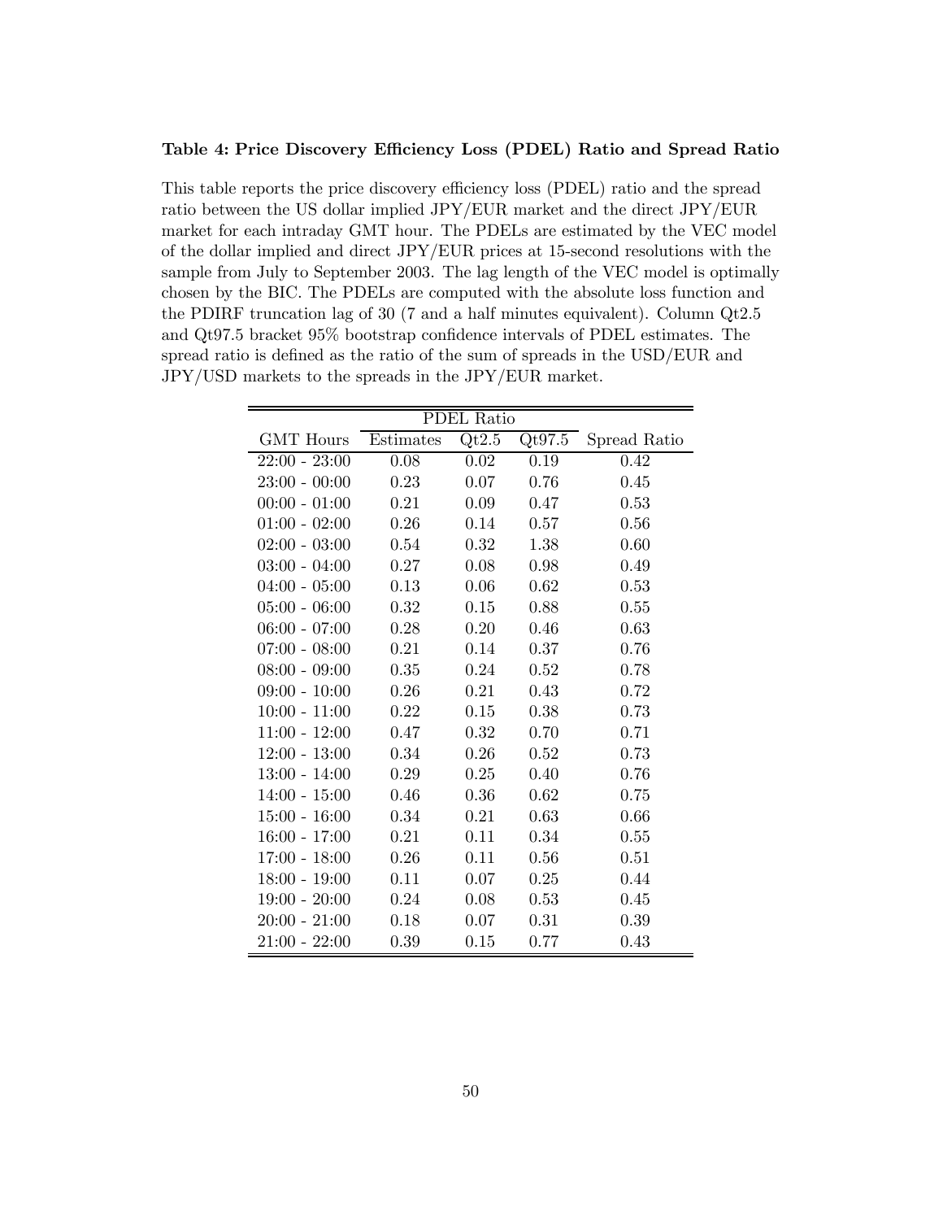**Table 4: Price Discovery Efficiency Loss (PDEL) Ratio and Spread Ratio**

This table reports the price discovery efficiency loss (PDEL) ratio and the spread ratio between the US dollar implied JPY/EUR market and the direct JPY/EUR market for each intraday GMT hour. The PDELs are estimated by the VEC model of the dollar implied and direct JPY/EUR prices at 15-second resolutions with the sample from July to September 2003. The lag length of the VEC model is optimally chosen by the BIC. The PDELs are computed with the absolute loss function and the PDIRF truncation lag of 30 (7 and a half minutes equivalent). Column Qt2.5 and Qt97.5 bracket 95% bootstrap confidence intervals of PDEL estimates. The spread ratio is defined as the ratio of the sum of spreads in the USD/EUR and JPY/USD markets to the spreads in the JPY/EUR market.

| | PDEL Ratio | | | |
|---|---|---|---|---|
| GMT Hours | Estimates | Qt2.5 | Qt97.5 | Spread Ratio |
| 22:00 - 23:00 | 0.08 | 0.02 | 0.19 | 0.42 |
| 23:00 - 00:00 | 0.23 | 0.07 | 0.76 | 0.45 |
| 00:00 - 01:00 | 0.21 | 0.09 | 0.47 | 0.53 |
| 01:00 - 02:00 | 0.26 | 0.14 | 0.57 | 0.56 |
| 02:00 - 03:00 | 0.54 | 0.32 | 1.38 | 0.60 |
| 03:00 - 04:00 | 0.27 | 0.08 | 0.98 | 0.49 |
| 04:00 - 05:00 | 0.13 | 0.06 | 0.62 | 0.53 |
| 05:00 - 06:00 | 0.32 | 0.15 | 0.88 | 0.55 |
| 06:00 - 07:00 | 0.28 | 0.20 | 0.46 | 0.63 |
| 07:00 - 08:00 | 0.21 | 0.14 | 0.37 | 0.76 |
| 08:00 - 09:00 | 0.35 | 0.24 | 0.52 | 0.78 |
| 09:00 - 10:00 | 0.26 | 0.21 | 0.43 | 0.72 |
| 10:00 - 11:00 | 0.22 | 0.15 | 0.38 | 0.73 |
| 11:00 - 12:00 | 0.47 | 0.32 | 0.70 | 0.71 |
| 12:00 - 13:00 | 0.34 | 0.26 | 0.52 | 0.73 |
| 13:00 - 14:00 | 0.29 | 0.25 | 0.40 | 0.76 |
| 14:00 - 15:00 | 0.46 | 0.36 | 0.62 | 0.75 |
| 15:00 - 16:00 | 0.34 | 0.21 | 0.63 | 0.66 |
| 16:00 - 17:00 | 0.21 | 0.11 | 0.34 | 0.55 |
| 17:00 - 18:00 | 0.26 | 0.11 | 0.56 | 0.51 |
| 18:00 - 19:00 | 0.11 | 0.07 | 0.25 | 0.44 |
| 19:00 - 20:00 | 0.24 | 0.08 | 0.53 | 0.45 |
| 20:00 - 21:00 | 0.18 | 0.07 | 0.31 | 0.39 |
| 21:00 - 22:00 | 0.39 | 0.15 | 0.77 | 0.43 |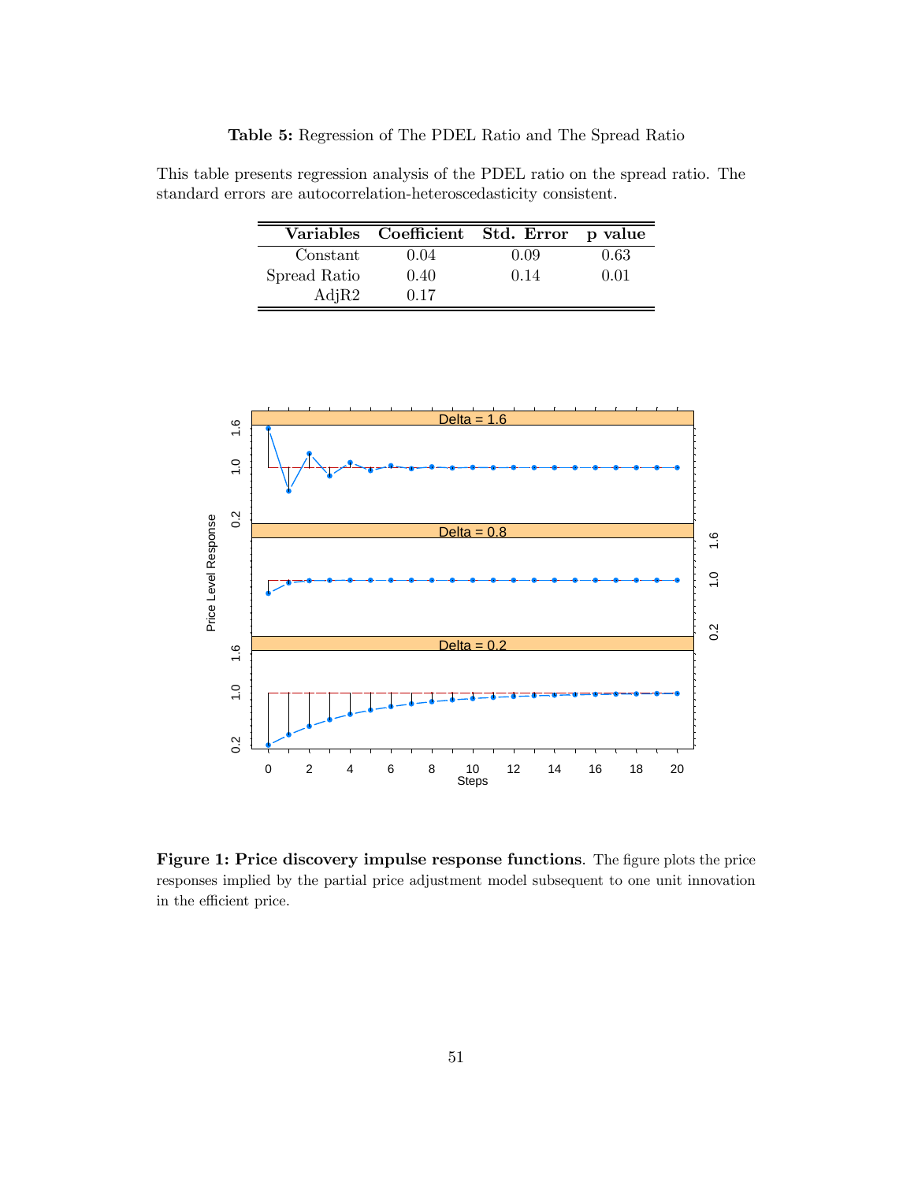**Table 5:** Regression of The PDEL Ratio and The Spread Ratio

This table presents regression analysis of the PDEL ratio on the spread ratio. The standard errors are autocorrelation-heteroscedasticity consistent.

| Variables | Coefficient | Std. Error | p value |
|---|---|---|---|
| Constant | 0.04 | 0.09 | 0.63 |
| Spread Ratio | 0.40 | 0.14 | 0.01 |
| AdjR2 | 0.17 | | |

**Figure 1: Price discovery impulse response functions**. The figure plots the price responses implied by the partial price adjustment model subsequent to one unit innovation in the efficient price.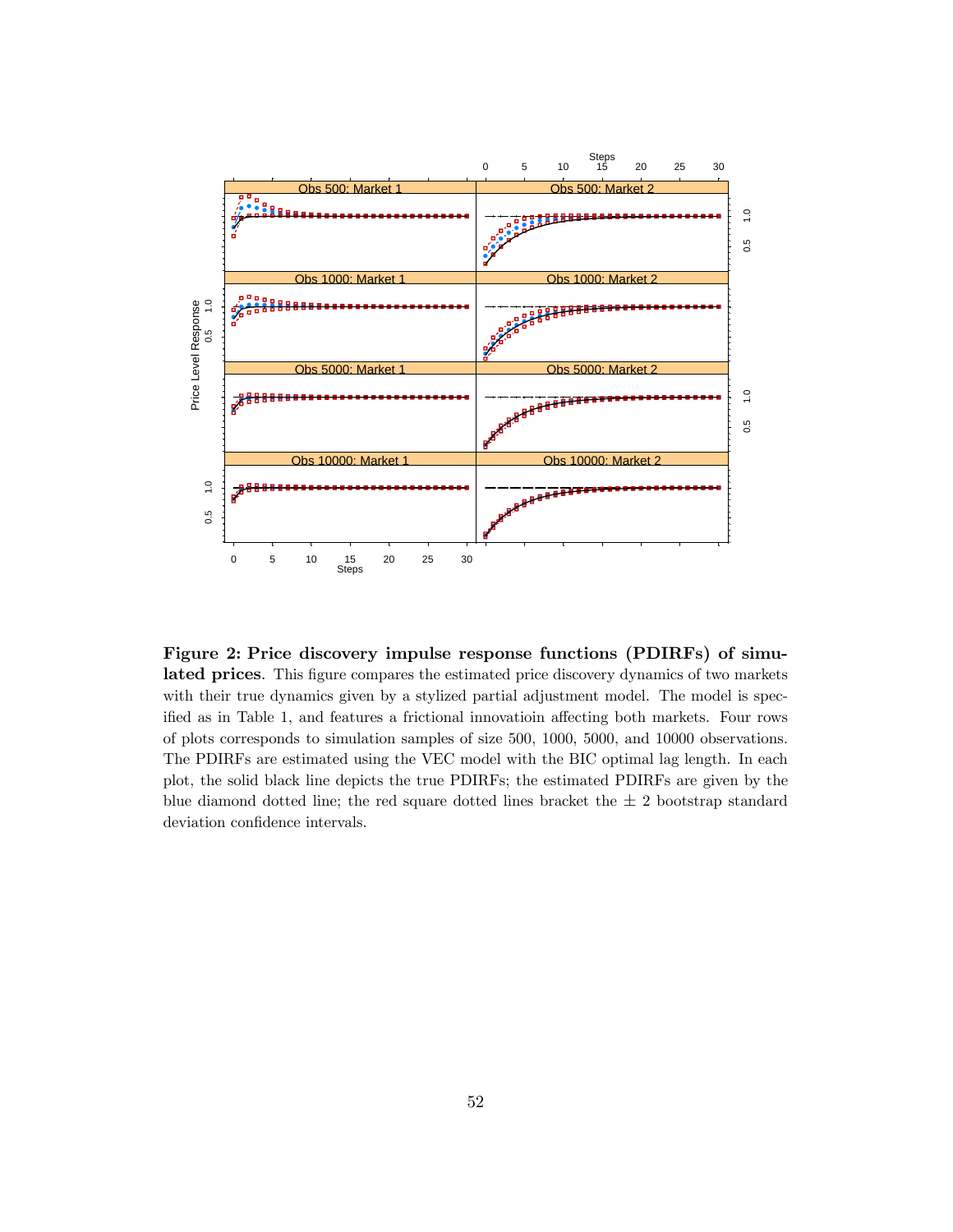**Figure 2: Price discovery impulse response functions (PDIRFs) of simulated prices**. This figure compares the estimated price discovery dynamics of two markets with their true dynamics given by a stylized partial adjustment model. The model is specified as in Table 1, and features a frictional innovatioin affecting both markets. Four rows of plots corresponds to simulation samples of size 500, 1000, 5000, and 10000 observations. The PDIRFs are estimated using the VEC model with the BIC optimal lag length. In each plot, the solid black line depicts the true PDIRFs; the estimated PDIRFs are given by the blue diamond dotted line; the red square dotted lines bracket the ± 2 bootstrap standard deviation confidence intervals.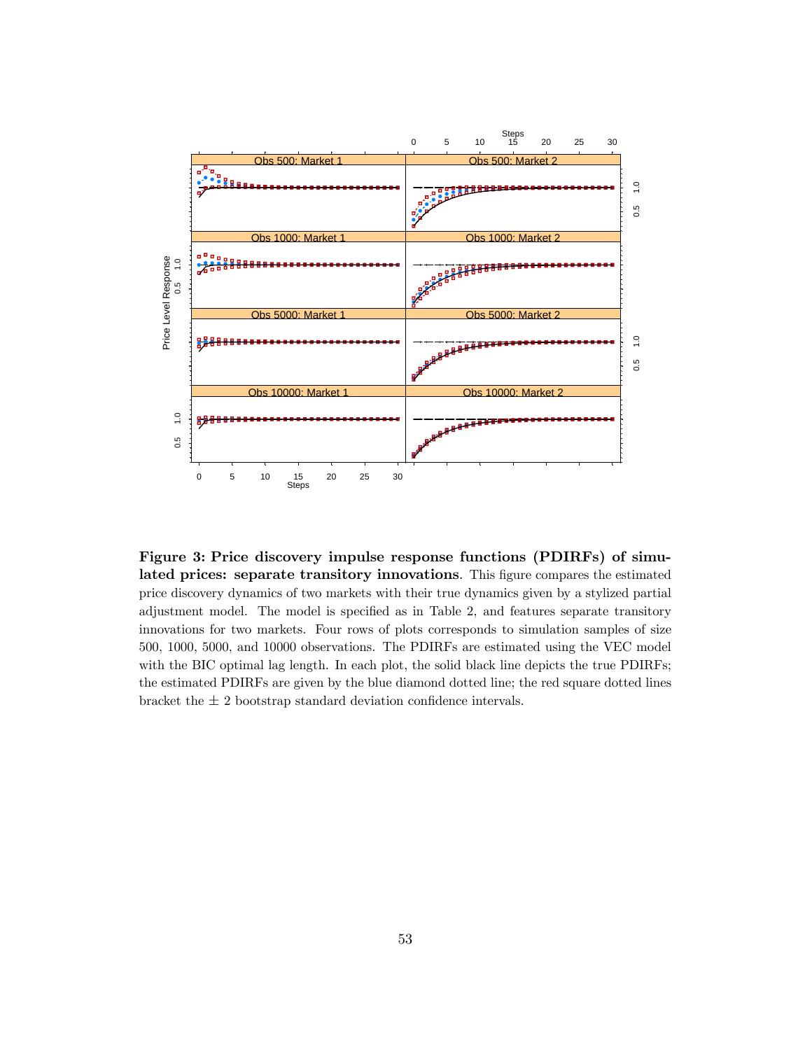**Figure 3: Price discovery impulse response functions (PDIRFs) of simulated prices: separate transitory innovations**. This figure compares the estimated price discovery dynamics of two markets with their true dynamics given by a stylized partial adjustment model. The model is specified as in Table 2, and features separate transitory innovations for two markets. Four rows of plots corresponds to simulation samples of size 500, 1000, 5000, and 10000 observations. The PDIRFs are estimated using the VEC model with the BIC optimal lag length. In each plot, the solid black line depicts the true PDIRFs; the estimated PDIRFs are given by the blue diamond dotted line; the red square dotted lines bracket the ± 2 bootstrap standard deviation confidence intervals.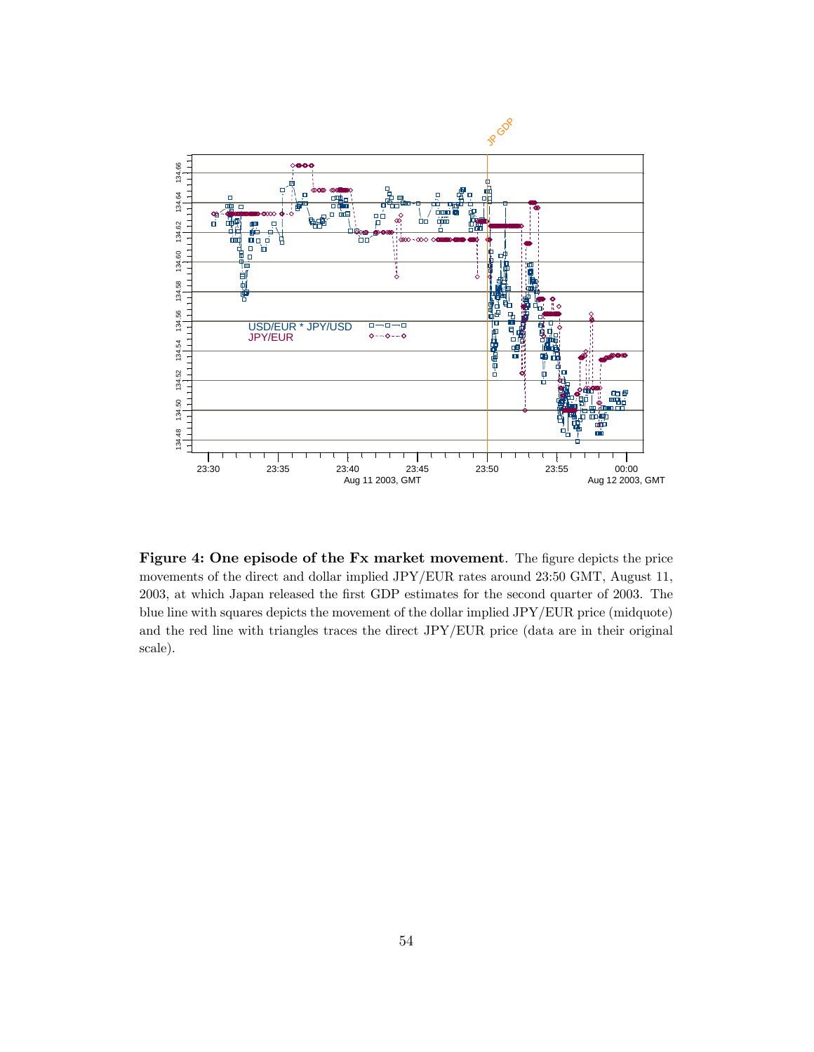**Figure 4: One episode of the Fx market movement**. The figure depicts the price movements of the direct and dollar implied JPY/EUR rates around 23:50 GMT, August 11, 2003, at which Japan released the first GDP estimates for the second quarter of 2003. The blue line with squares depicts the movement of the dollar implied JPY/EUR price (midquote) and the red line with triangles traces the direct JPY/EUR price (data are in their original scale).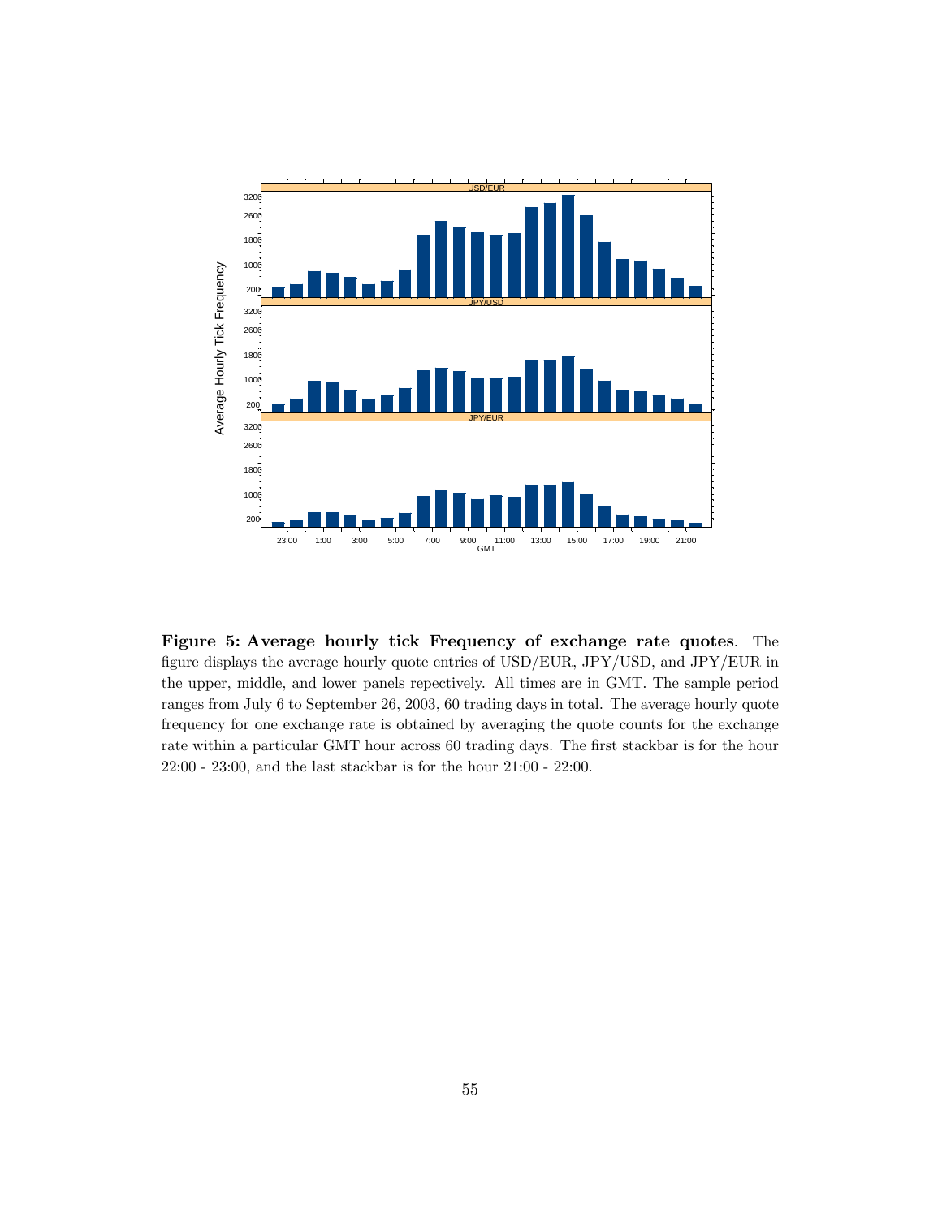**Figure 5: Average hourly tick Frequency of exchange rate quotes**. The figure displays the average hourly quote entries of USD/EUR, JPY/USD, and JPY/EUR in the upper, middle, and lower panels repectively. All times are in GMT. The sample period ranges from July 6 to September 26, 2003, 60 trading days in total. The average hourly quote frequency for one exchange rate is obtained by averaging the quote counts for the exchange rate within a particular GMT hour across 60 trading days. The first stackbar is for the hour 22:00 - 23:00, and the last stackbar is for the hour 21:00 - 22:00.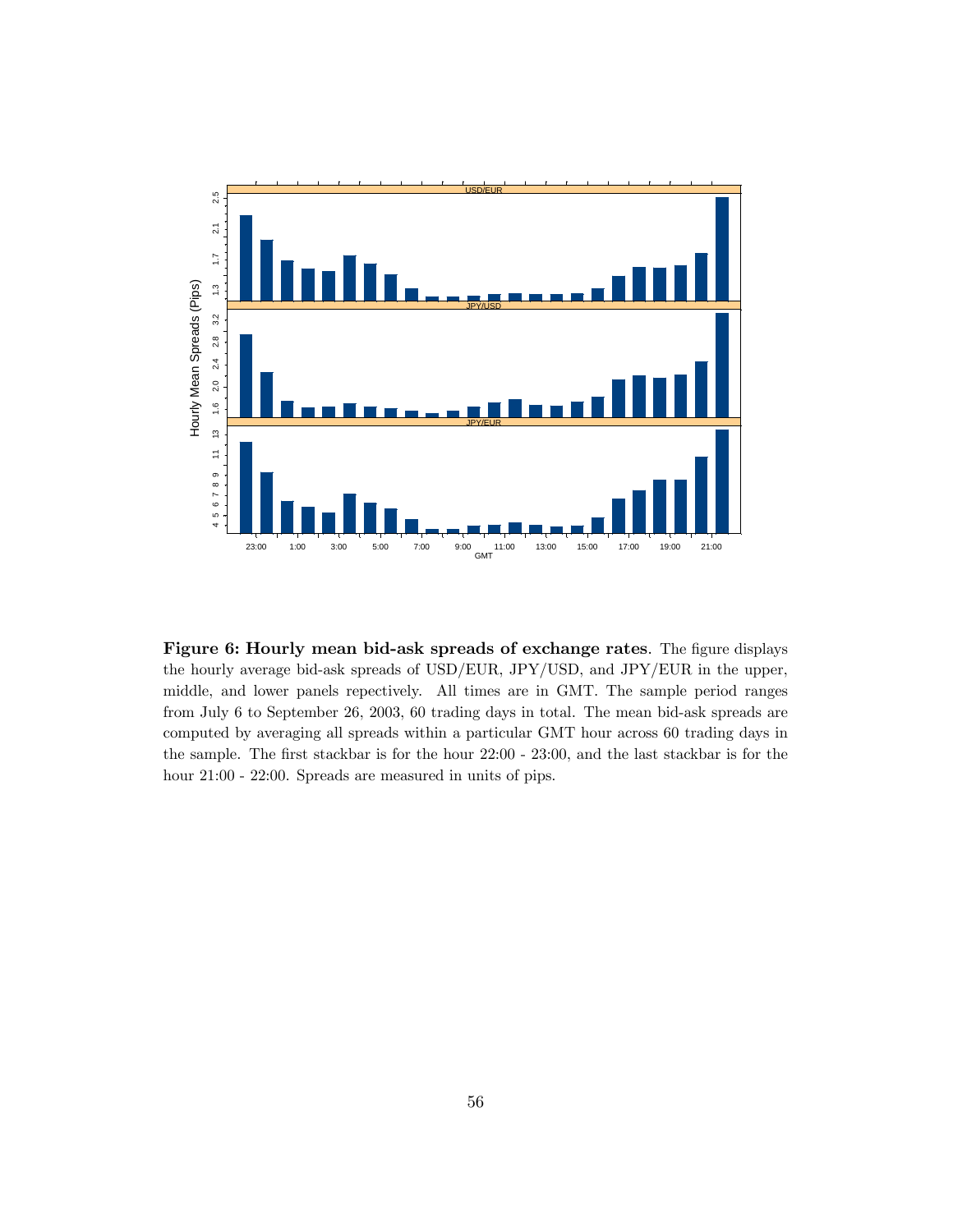**Figure 6: Hourly mean bid-ask spreads of exchange rates**. The figure displays the hourly average bid-ask spreads of USD/EUR, JPY/USD, and JPY/EUR in the upper, middle, and lower panels repectively. All times are in GMT. The sample period ranges from July 6 to September 26, 2003, 60 trading days in total. The mean bid-ask spreads are computed by averaging all spreads within a particular GMT hour across 60 trading days in the sample. The first stackbar is for the hour 22:00 - 23:00, and the last stackbar is for the hour 21:00 - 22:00. Spreads are measured in units of pips.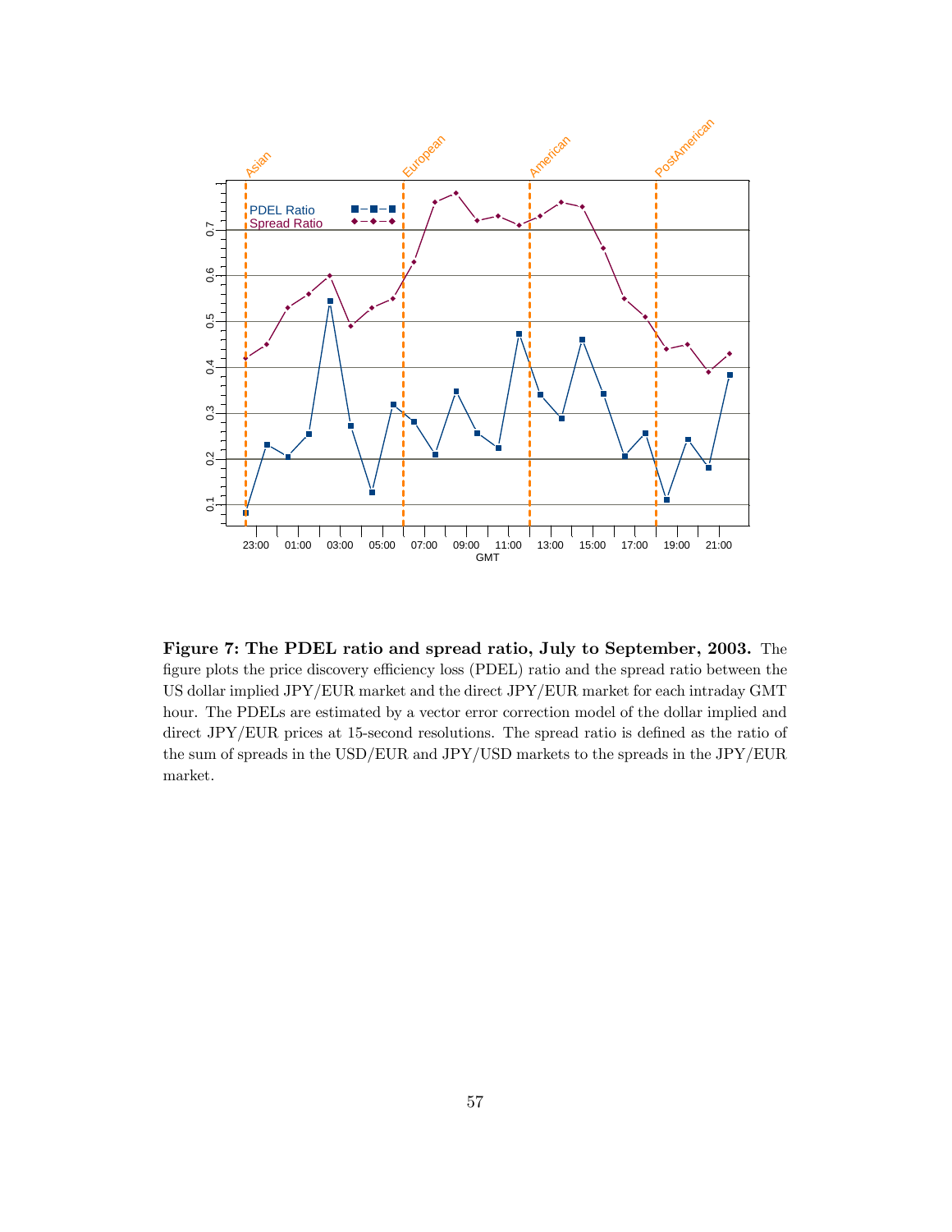**Figure 7: The PDEL ratio and spread ratio, July to September, 2003.** The figure plots the price discovery efficiency loss (PDEL) ratio and the spread ratio between the US dollar implied JPY/EUR market and the direct JPY/EUR market for each intraday GMT hour. The PDELs are estimated by a vector error correction model of the dollar implied and direct JPY/EUR prices at 15-second resolutions. The spread ratio is defined as the ratio of the sum of spreads in the USD/EUR and JPY/USD markets to the spreads in the JPY/EUR market.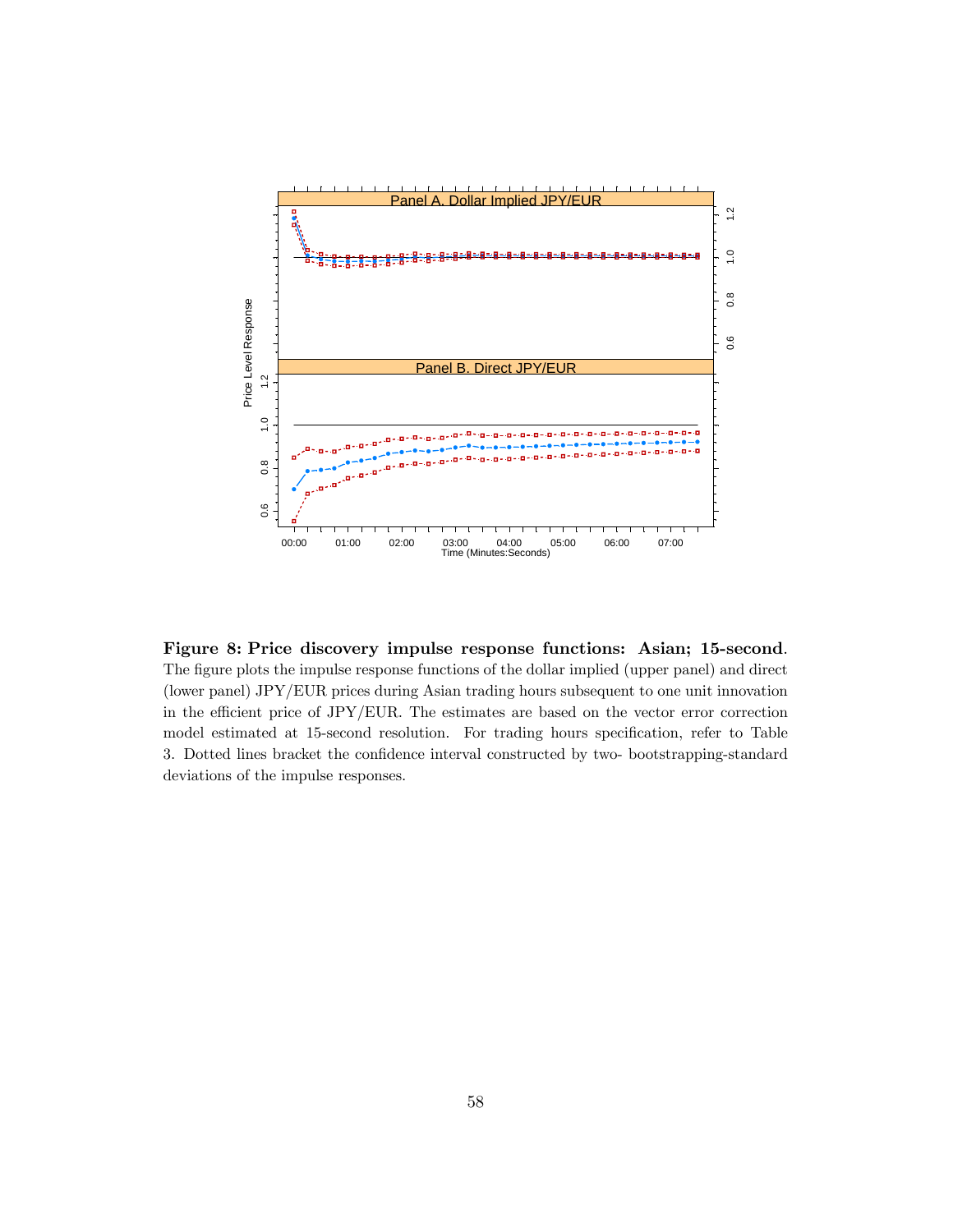**Figure 8: Price discovery impulse response functions: Asian; 15-second**. The figure plots the impulse response functions of the dollar implied (upper panel) and direct (lower panel) JPY/EUR prices during Asian trading hours subsequent to one unit innovation in the efficient price of JPY/EUR. The estimates are based on the vector error correction model estimated at 15-second resolution. For trading hours specification, refer to Table 3. Dotted lines bracket the confidence interval constructed by two- bootstrapping-standard deviations of the impulse responses.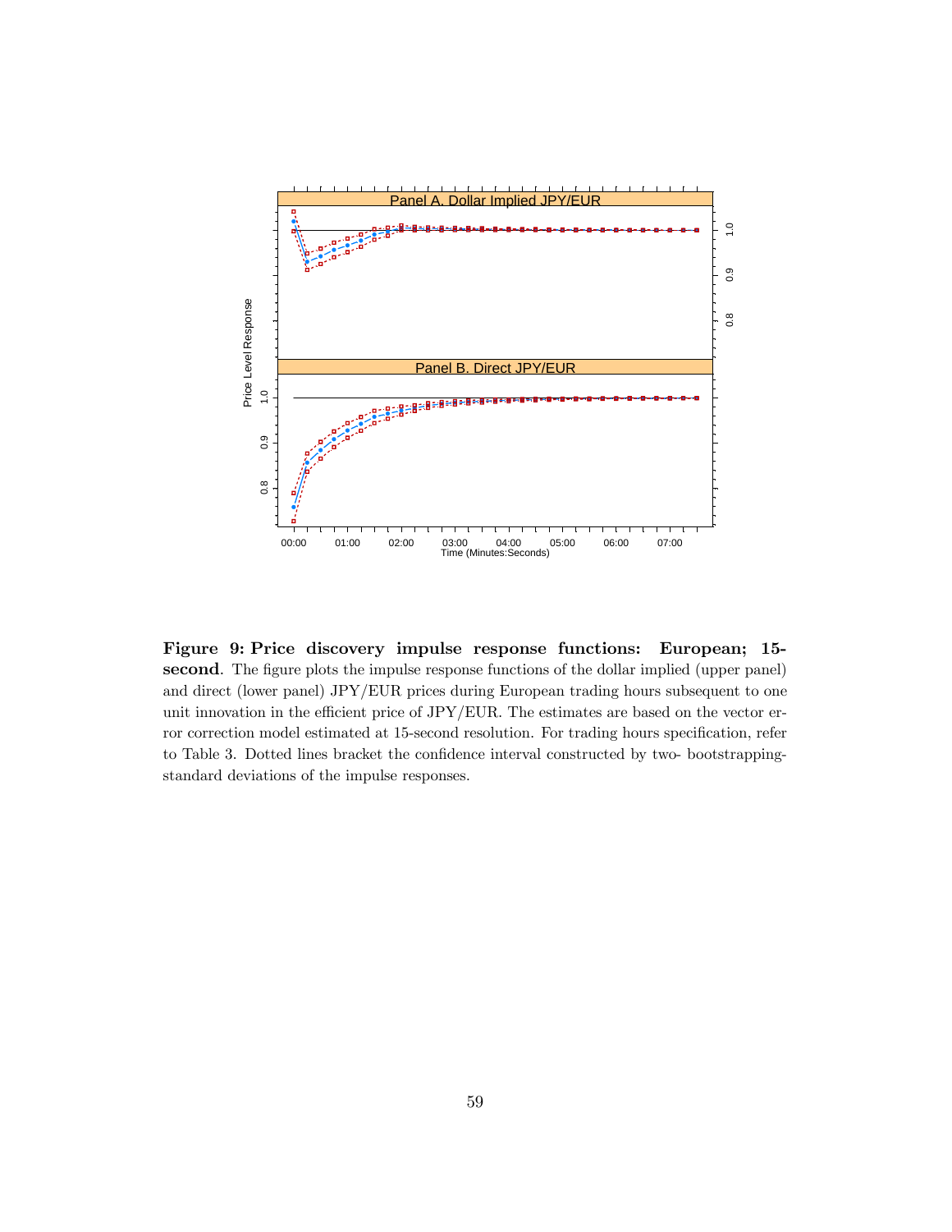**Figure 9: Price discovery impulse response functions: European; 15-second**. The figure plots the impulse response functions of the dollar implied (upper panel) and direct (lower panel) JPY/EUR prices during European trading hours subsequent to one unit innovation in the efficient price of JPY/EUR. The estimates are based on the vector error correction model estimated at 15-second resolution. For trading hours specification, refer to Table 3. Dotted lines bracket the confidence interval constructed by two- bootstrapping-standard deviations of the impulse responses.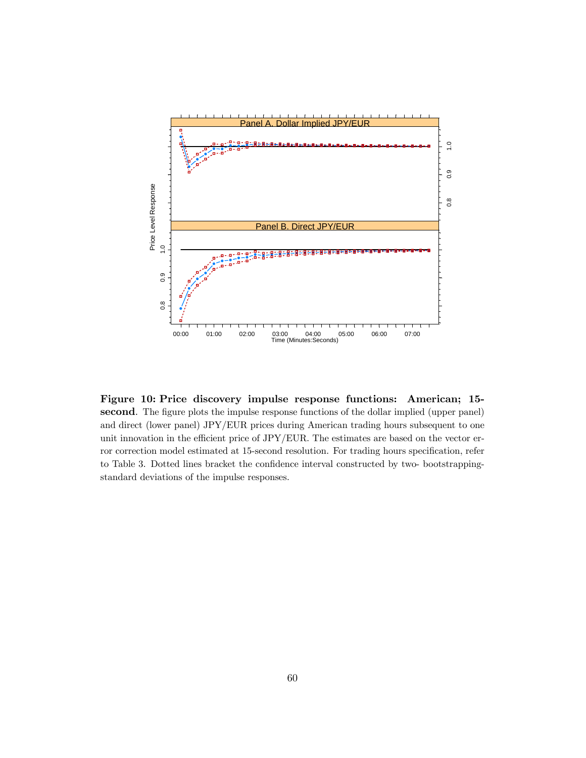**Figure 10: Price discovery impulse response functions: American; 15-second**. The figure plots the impulse response functions of the dollar implied (upper panel) and direct (lower panel) JPY/EUR prices during American trading hours subsequent to one unit innovation in the efficient price of JPY/EUR. The estimates are based on the vector error correction model estimated at 15-second resolution. For trading hours specification, refer to Table 3. Dotted lines bracket the confidence interval constructed by two- bootstrapping-standard deviations of the impulse responses.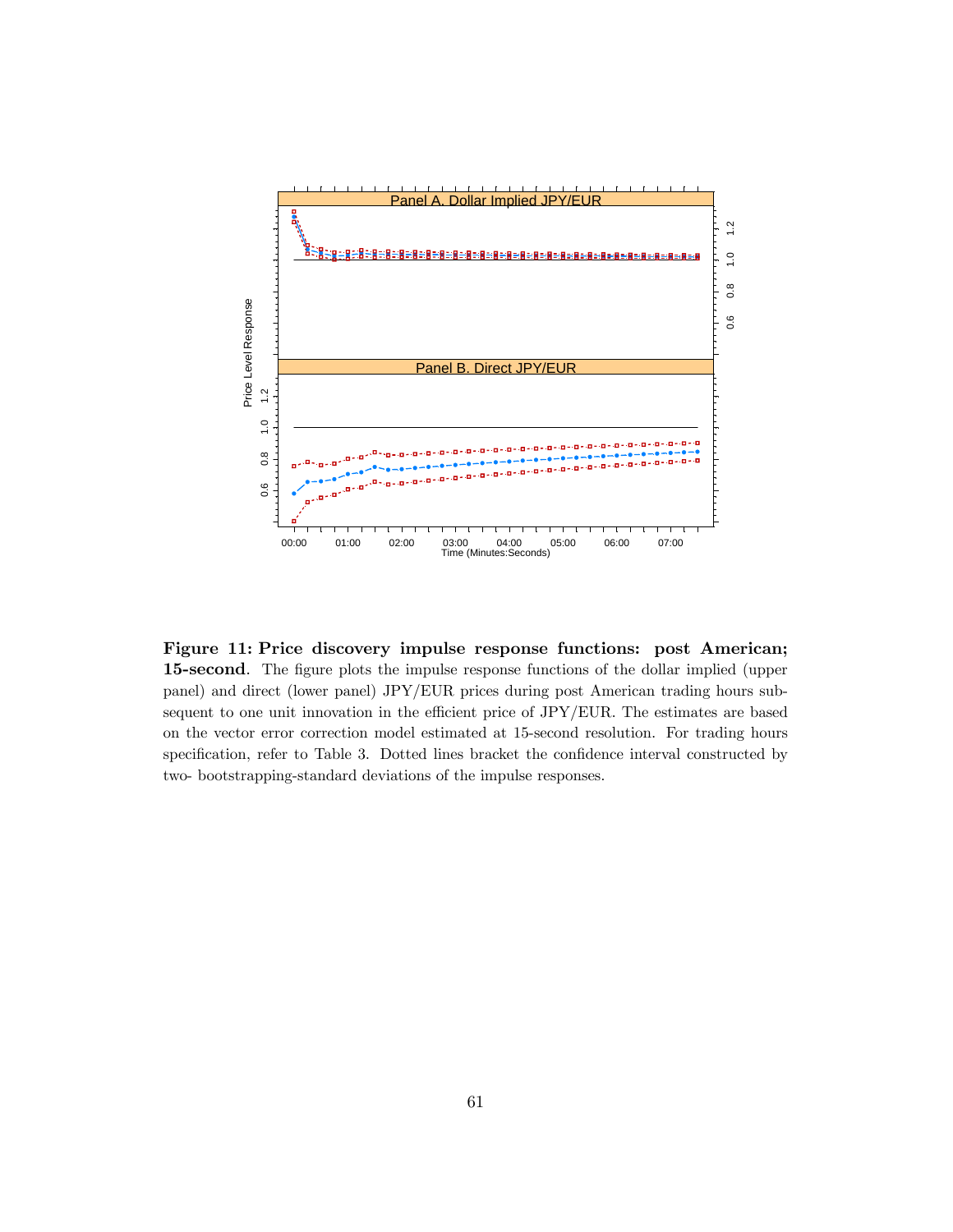**Figure 11: Price discovery impulse response functions: post American; 15-second**. The figure plots the impulse response functions of the dollar implied (upper panel) and direct (lower panel) JPY/EUR prices during post American trading hours subsequent to one unit innovation in the efficient price of JPY/EUR. The estimates are based on the vector error correction model estimated at 15-second resolution. For trading hours specification, refer to Table 3. Dotted lines bracket the confidence interval constructed by two- bootstrapping-standard deviations of the impulse responses.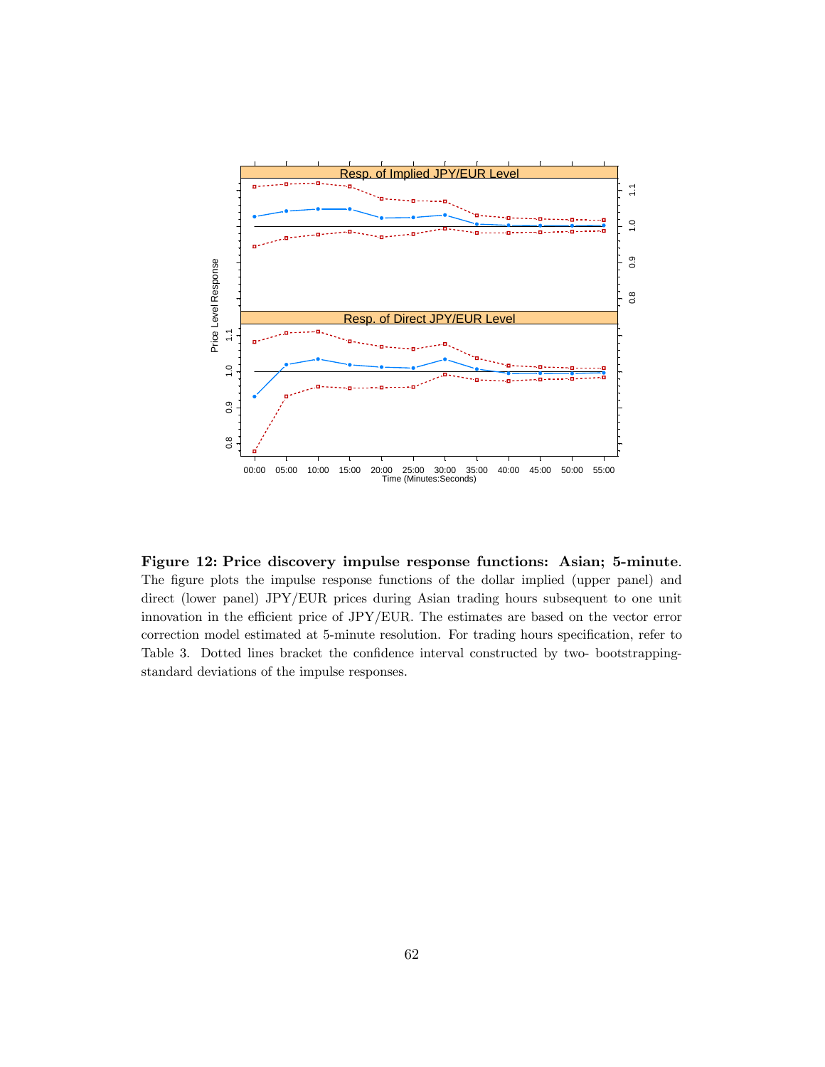**Figure 12: Price discovery impulse response functions: Asian; 5-minute**. The figure plots the impulse response functions of the dollar implied (upper panel) and direct (lower panel) JPY/EUR prices during Asian trading hours subsequent to one unit innovation in the efficient price of JPY/EUR. The estimates are based on the vector error correction model estimated at 5-minute resolution. For trading hours specification, refer to Table 3. Dotted lines bracket the confidence interval constructed by two- bootstrapping-standard deviations of the impulse responses.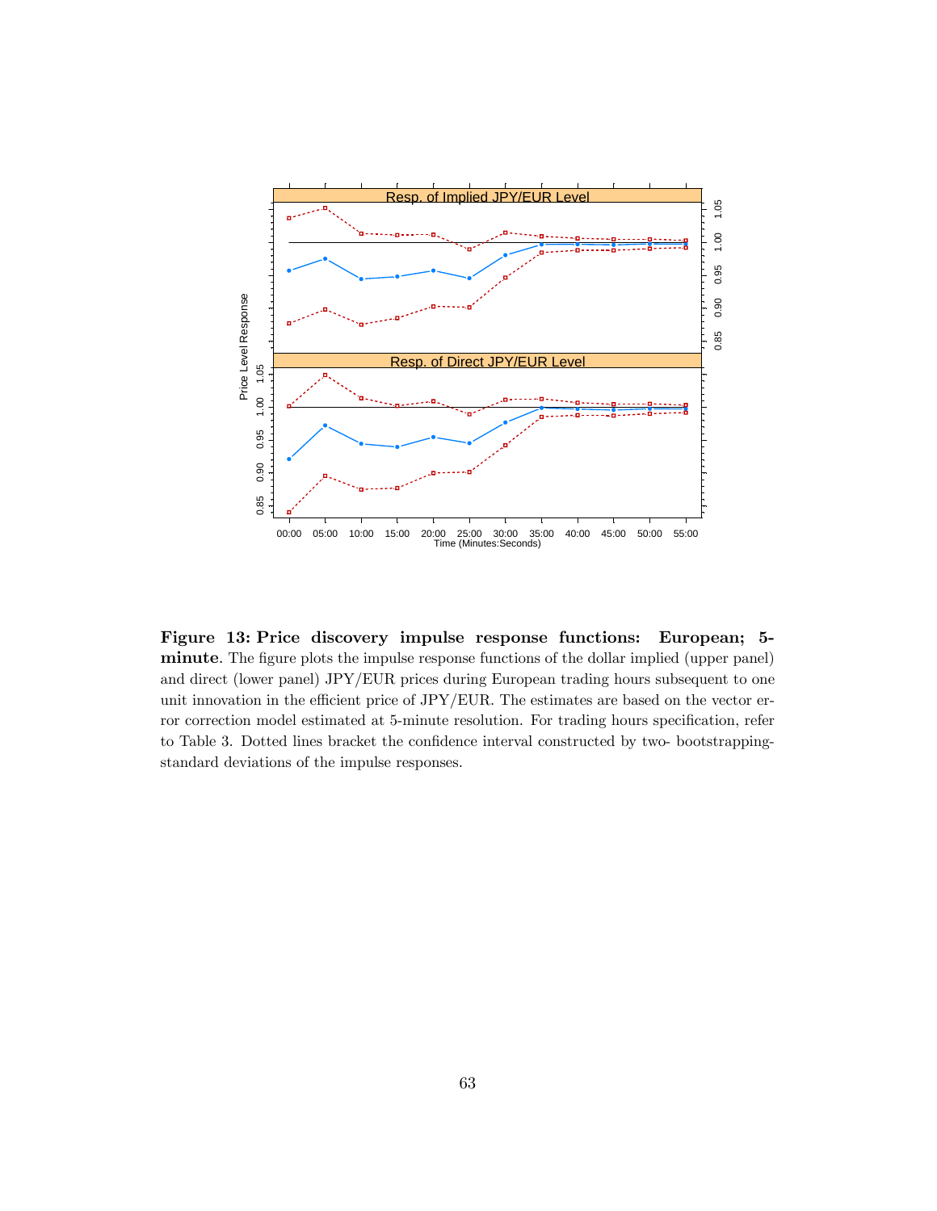**Figure 13: Price discovery impulse response functions: European; 5-minute**. The figure plots the impulse response functions of the dollar implied (upper panel) and direct (lower panel) JPY/EUR prices during European trading hours subsequent to one unit innovation in the efficient price of JPY/EUR. The estimates are based on the vector error correction model estimated at 5-minute resolution. For trading hours specification, refer to Table 3. Dotted lines bracket the confidence interval constructed by two- bootstrapping-standard deviations of the impulse responses.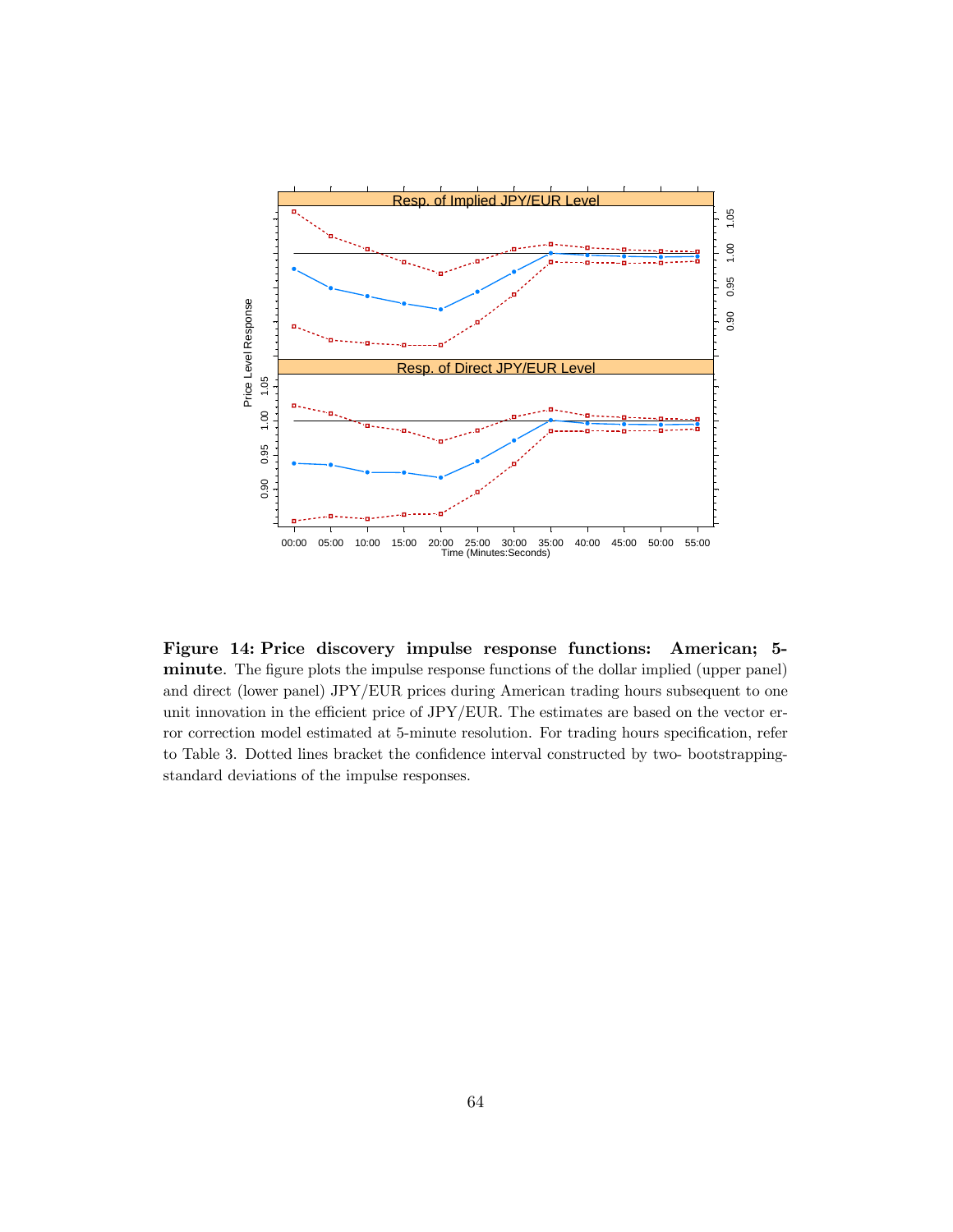**Figure 14: Price discovery impulse response functions: American; 5-minute**. The figure plots the impulse response functions of the dollar implied (upper panel) and direct (lower panel) JPY/EUR prices during American trading hours subsequent to one unit innovation in the efficient price of JPY/EUR. The estimates are based on the vector error correction model estimated at 5-minute resolution. For trading hours specification, refer to Table 3. Dotted lines bracket the confidence interval constructed by two- bootstrapping-standard deviations of the impulse responses.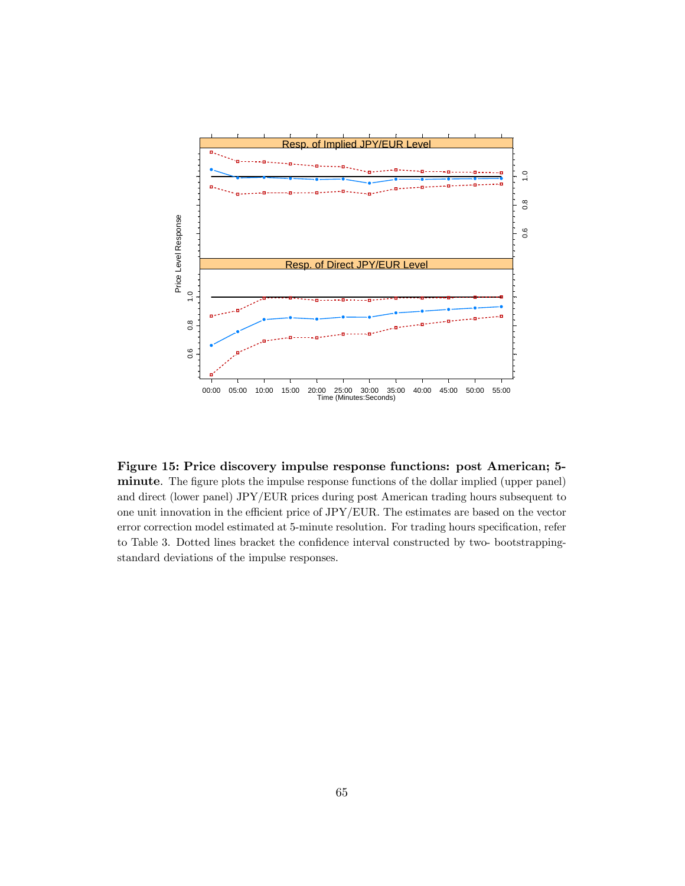Resp. of Implied JPY/EUR Level

Resp. of Direct JPY/EUR Level

Price Level Response

1.0
0.8
0.6

00:00 05:00 10:00 15:00 20:00 25:00 30:00 35:00 40:00 45:00 50:00 55:00

Time (Minutes:Seconds)

**Figure 15: Price discovery impulse response functions: post American; 5-minute**. The figure plots the impulse response functions of the dollar implied (upper panel) and direct (lower panel) JPY/EUR prices during post American trading hours subsequent to one unit innovation in the efficient price of JPY/EUR. The estimates are based on the vector error correction model estimated at 5-minute resolution. For trading hours specification, refer to Table 3. Dotted lines bracket the confidence interval constructed by two- bootstrapping-standard deviations of the impulse responses.